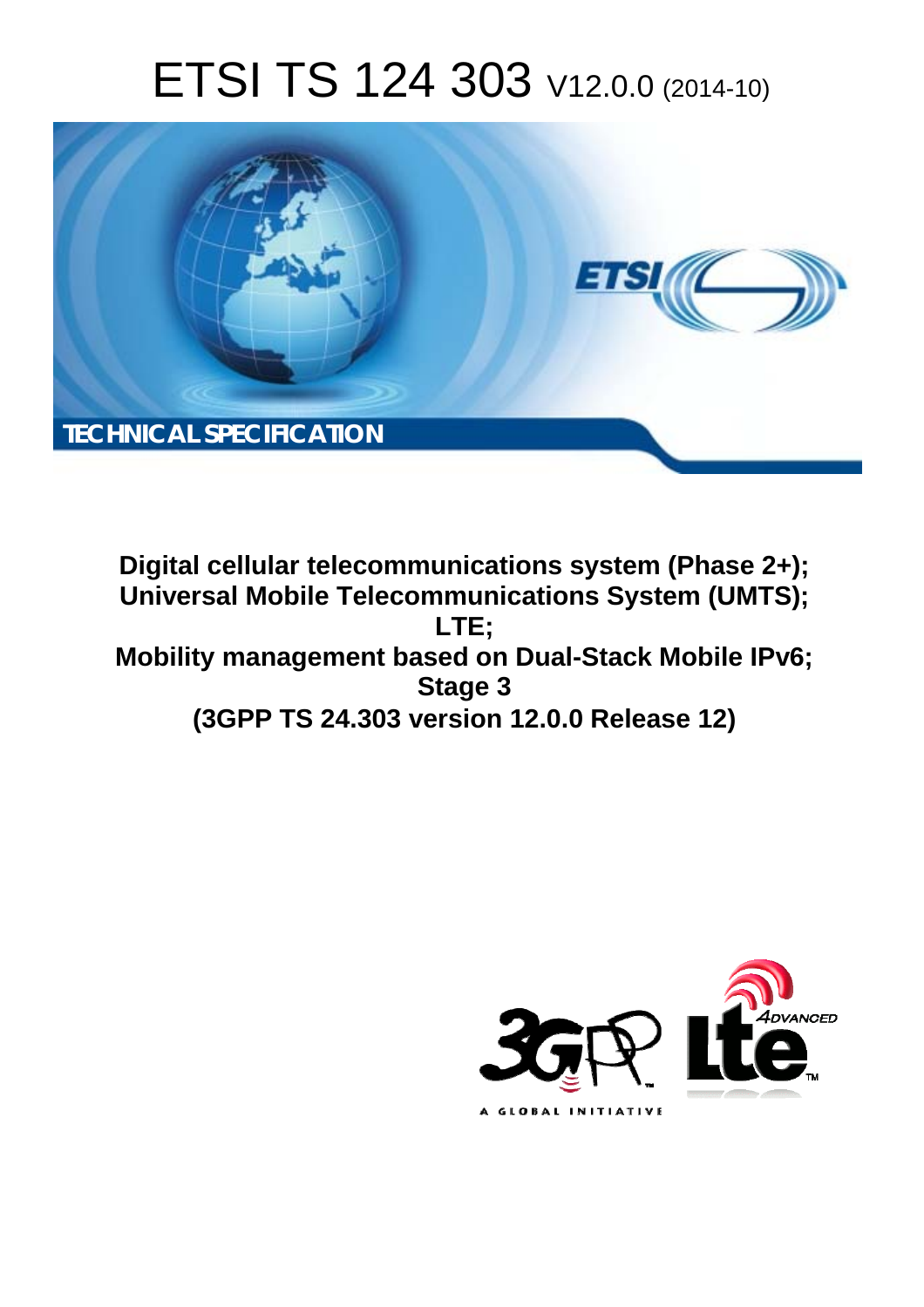# ETSI TS 124 303 V12.0.0 (2014-10)

TECHNICAL SPECIFICATION

**Digital cellular telecommunications system (Phase 2+);**
**Universal Mobile Telecommunications System (UMTS);**
**LTE;**
**Mobility management based on Dual-Stack Mobile IPv6;**
**Stage 3**
**(3GPP TS 24.303 version 12.0.0 Release 12)**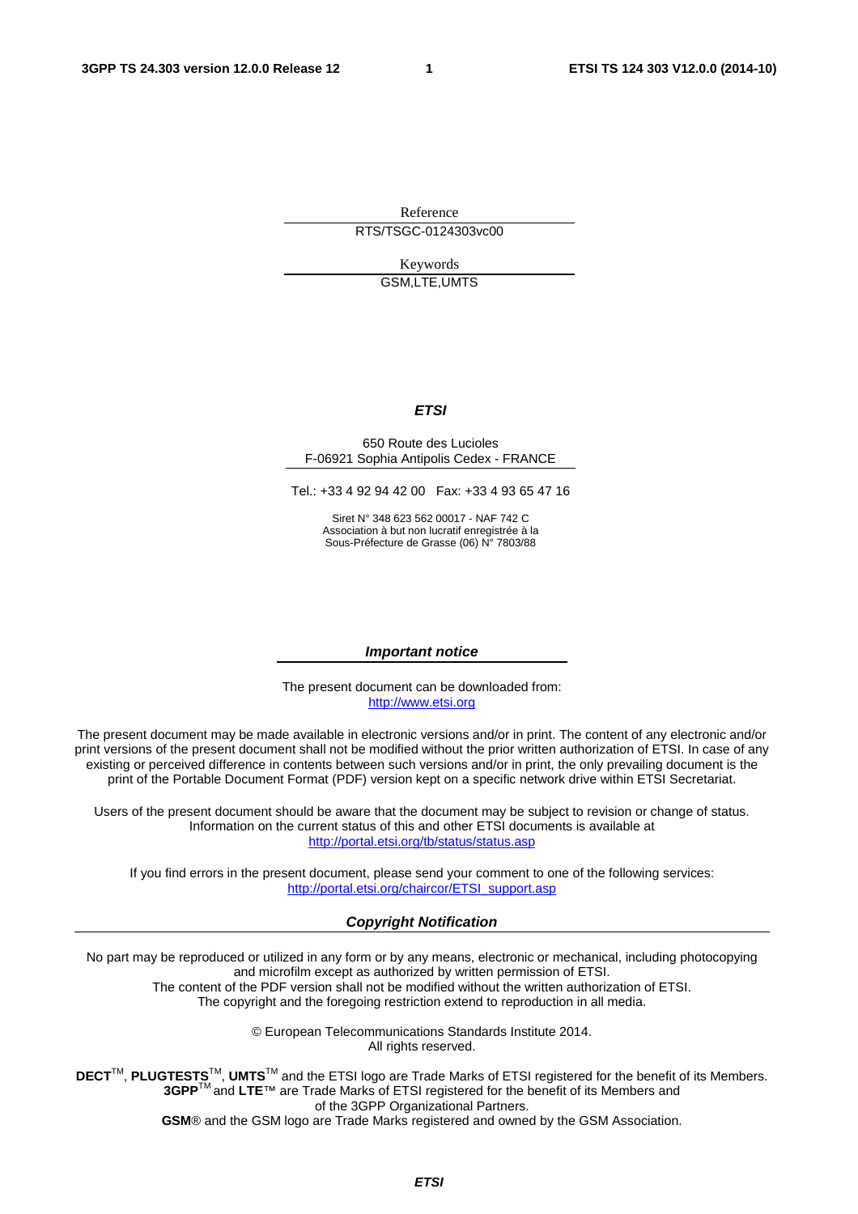Reference

RTS/TSGC-0124303vc00

Keywords

GSM,LTE,UMTS

***ETSI***

650 Route des Lucioles
F-06921 Sophia Antipolis Cedex - FRANCE

Tel.: +33 4 92 94 42 00 Fax: +33 4 93 65 47 16

Siret N° 348 623 562 00017 - NAF 742 C
Association à but non lucratif enregistrée à la
Sous-Préfecture de Grasse (06) N° 7803/88

***Important notice***

The present document can be downloaded from:
http://www.etsi.org

The present document may be made available in electronic versions and/or in print. The content of any electronic and/or print versions of the present document shall not be modified without the prior written authorization of ETSI. In case of any existing or perceived difference in contents between such versions and/or in print, the only prevailing document is the print of the Portable Document Format (PDF) version kept on a specific network drive within ETSI Secretariat.

Users of the present document should be aware that the document may be subject to revision or change of status. Information on the current status of this and other ETSI documents is available at
http://portal.etsi.org/tb/status/status.asp

If you find errors in the present document, please send your comment to one of the following services:
http://portal.etsi.org/chaircor/ETSI_support.asp

***Copyright Notification***

No part may be reproduced or utilized in any form or by any means, electronic or mechanical, including photocopying and microfilm except as authorized by written permission of ETSI.
The content of the PDF version shall not be modified without the written authorization of ETSI.
The copyright and the foregoing restriction extend to reproduction in all media.

© European Telecommunications Standards Institute 2014.
All rights reserved.

**DECT**™, **PLUGTESTS**™, **UMTS**™ and the ETSI logo are Trade Marks of ETSI registered for the benefit of its Members.
**3GPP**™ and **LTE**™ are Trade Marks of ETSI registered for the benefit of its Members and of the 3GPP Organizational Partners.
**GSM**® and the GSM logo are Trade Marks registered and owned by the GSM Association.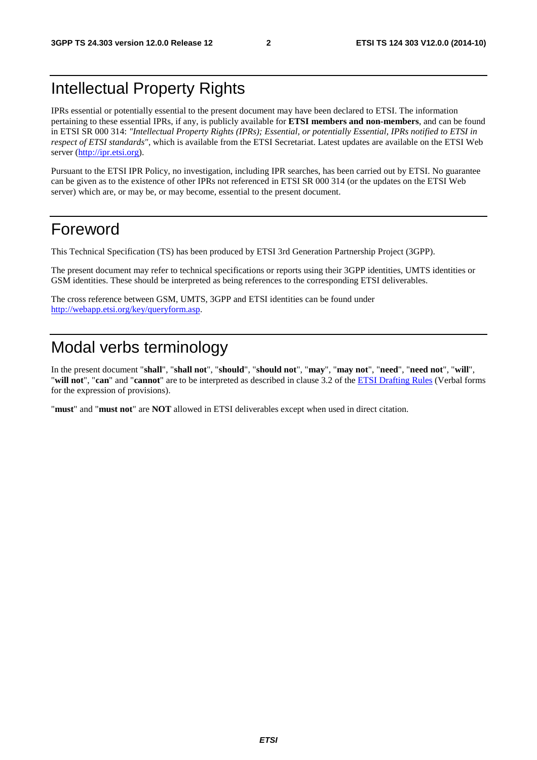# Intellectual Property Rights

IPRs essential or potentially essential to the present document may have been declared to ETSI. The information pertaining to these essential IPRs, if any, is publicly available for **ETSI members and non-members**, and can be found in ETSI SR 000 314: *"Intellectual Property Rights (IPRs); Essential, or potentially Essential, IPRs notified to ETSI in respect of ETSI standards"*, which is available from the ETSI Secretariat. Latest updates are available on the ETSI Web server (http://ipr.etsi.org).

Pursuant to the ETSI IPR Policy, no investigation, including IPR searches, has been carried out by ETSI. No guarantee can be given as to the existence of other IPRs not referenced in ETSI SR 000 314 (or the updates on the ETSI Web server) which are, or may be, or may become, essential to the present document.

# Foreword

This Technical Specification (TS) has been produced by ETSI 3rd Generation Partnership Project (3GPP).

The present document may refer to technical specifications or reports using their 3GPP identities, UMTS identities or GSM identities. These should be interpreted as being references to the corresponding ETSI deliverables.

The cross reference between GSM, UMTS, 3GPP and ETSI identities can be found under http://webapp.etsi.org/key/queryform.asp.

# Modal verbs terminology

In the present document "**shall**", "**shall not**", "**should**", "**should not**", "**may**", "**may not**", "**need**", "**need not**", "**will**", "**will not**", "**can**" and "**cannot**" are to be interpreted as described in clause 3.2 of the ETSI Drafting Rules (Verbal forms for the expression of provisions).

"**must**" and "**must not**" are **NOT** allowed in ETSI deliverables except when used in direct citation.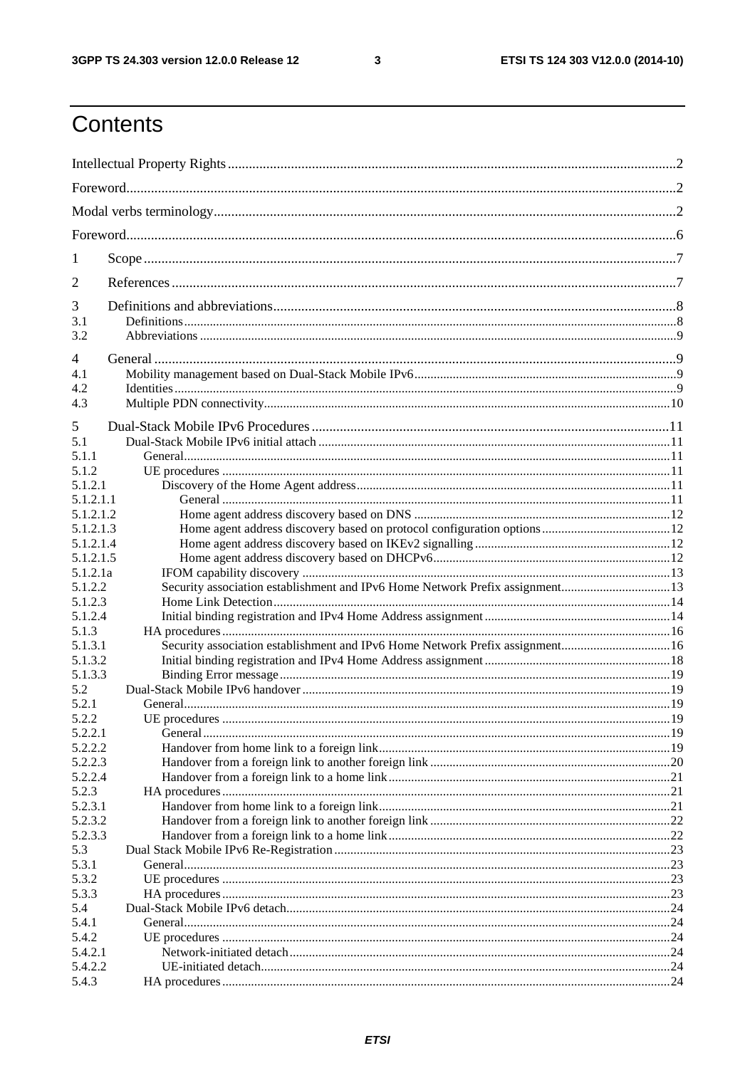# Contents

Intellectual Property Rights ........................................................ 2

Foreword ........................................................ 2

Modal verbs terminology ........................................................ 2

Foreword ........................................................ 6

1 Scope ........................................................ 7

2 References ........................................................ 7

3 Definitions and abbreviations ........................................................ 8

3.1 Definitions ........................................................ 8

3.2 Abbreviations ........................................................ 9

4 General ........................................................ 9

4.1 Mobility management based on Dual-Stack Mobile IPv6 ........................................................ 9

4.2 Identities ........................................................ 9

4.3 Multiple PDN connectivity ........................................................ 10

5 Dual-Stack Mobile IPv6 Procedures ........................................................ 11

5.1 Dual-Stack Mobile IPv6 initial attach ........................................................ 11

5.1.1 General ........................................................ 11

5.1.2 UE procedures ........................................................ 11

5.1.2.1 Discovery of the Home Agent address ........................................................ 11

5.1.2.1.1 General ........................................................ 11

5.1.2.1.2 Home agent address discovery based on DNS ........................................................ 12

5.1.2.1.3 Home agent address discovery based on protocol configuration options ........................................................ 12

5.1.2.1.4 Home agent address discovery based on IKEv2 signalling ........................................................ 12

5.1.2.1.5 Home agent address discovery based on DHCPv6 ........................................................ 12

5.1.2.1a IFOM capability discovery ........................................................ 13

5.1.2.2 Security association establishment and IPv6 Home Network Prefix assignment ........................................................ 13

5.1.2.3 Home Link Detection ........................................................ 14

5.1.2.4 Initial binding registration and IPv4 Home Address assignment ........................................................ 14

5.1.3 HA procedures ........................................................ 16

5.1.3.1 Security association establishment and IPv6 Home Network Prefix assignment ........................................................ 16

5.1.3.2 Initial binding registration and IPv4 Home Address assignment ........................................................ 18

5.1.3.3 Binding Error message ........................................................ 19

5.2 Dual-Stack Mobile IPv6 handover ........................................................ 19

5.2.1 General ........................................................ 19

5.2.2 UE procedures ........................................................ 19

5.2.2.1 General ........................................................ 19

5.2.2.2 Handover from home link to a foreign link ........................................................ 19

5.2.2.3 Handover from a foreign link to another foreign link ........................................................ 20

5.2.2.4 Handover from a foreign link to a home link ........................................................ 21

5.2.3 HA procedures ........................................................ 21

5.2.3.1 Handover from home link to a foreign link ........................................................ 21

5.2.3.2 Handover from a foreign link to another foreign link ........................................................ 22

5.2.3.3 Handover from a foreign link to a home link ........................................................ 22

5.3 Dual Stack Mobile IPv6 Re-Registration ........................................................ 23

5.3.1 General ........................................................ 23

5.3.2 UE procedures ........................................................ 23

5.3.3 HA procedures ........................................................ 23

5.4 Dual-Stack Mobile IPv6 detach ........................................................ 24

5.4.1 General ........................................................ 24

5.4.2 UE procedures ........................................................ 24

5.4.2.1 Network-initiated detach ........................................................ 24

5.4.2.2 UE-initiated detach ........................................................ 24

5.4.3 HA procedures ........................................................ 24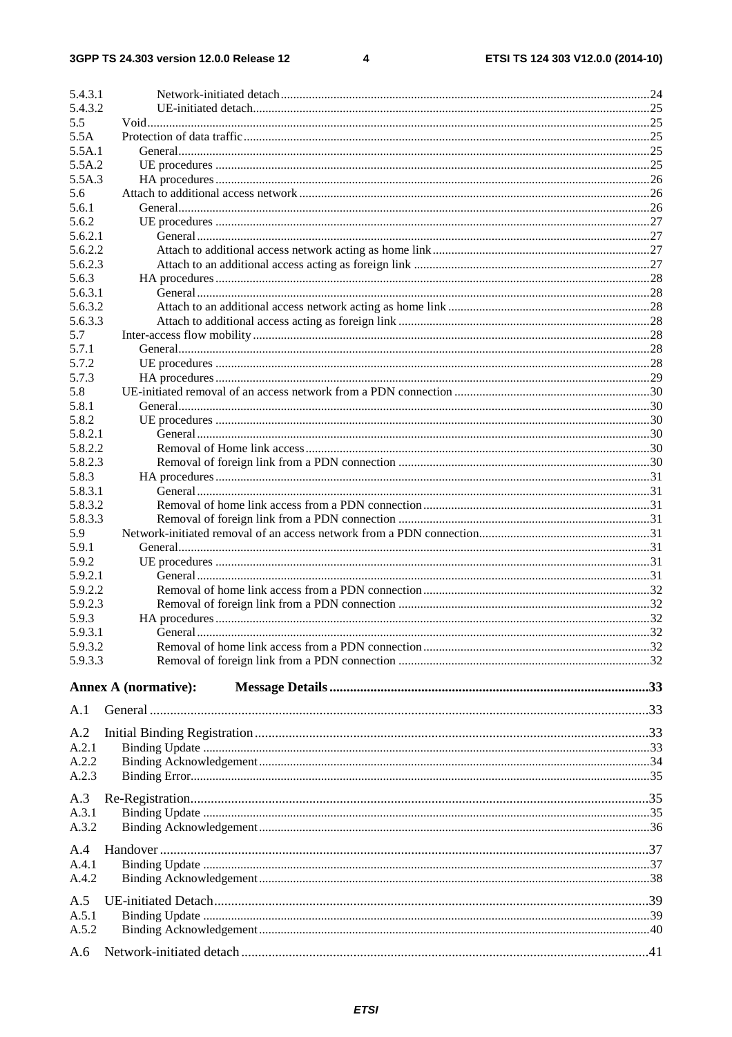5.4.3.1 Network-initiated detach ..... 24
5.4.3.2 UE-initiated detach ..... 25
5.5 Void ..... 25
5.5A Protection of data traffic ..... 25
5.5A.1 General ..... 25
5.5A.2 UE procedures ..... 25
5.5A.3 HA procedures ..... 26
5.6 Attach to additional access network ..... 26
5.6.1 General ..... 26
5.6.2 UE procedures ..... 27
5.6.2.1 General ..... 27
5.6.2.2 Attach to additional access network acting as home link ..... 27
5.6.2.3 Attach to an additional access acting as foreign link ..... 27
5.6.3 HA procedures ..... 28
5.6.3.1 General ..... 28
5.6.3.2 Attach to an additional access network acting as home link ..... 28
5.6.3.3 Attach to additional access acting as foreign link ..... 28
5.7 Inter-access flow mobility ..... 28
5.7.1 General ..... 28
5.7.2 UE procedures ..... 28
5.7.3 HA procedures ..... 29
5.8 UE-initiated removal of an access network from a PDN connection ..... 30
5.8.1 General ..... 30
5.8.2 UE procedures ..... 30
5.8.2.1 General ..... 30
5.8.2.2 Removal of Home link access ..... 30
5.8.2.3 Removal of foreign link from a PDN connection ..... 30
5.8.3 HA procedures ..... 31
5.8.3.1 General ..... 31
5.8.3.2 Removal of home link access from a PDN connection ..... 31
5.8.3.3 Removal of foreign link from a PDN connection ..... 31
5.9 Network-initiated removal of an access network from a PDN connection ..... 31
5.9.1 General ..... 31
5.9.2 UE procedures ..... 31
5.9.2.1 General ..... 31
5.9.2.2 Removal of home link access from a PDN connection ..... 32
5.9.2.3 Removal of foreign link from a PDN connection ..... 32
5.9.3 HA procedures ..... 32
5.9.3.1 General ..... 32
5.9.3.2 Removal of home link access from a PDN connection ..... 32
5.9.3.3 Removal of foreign link from a PDN connection ..... 32

**Annex A (normative): Message Details ..... 33**

A.1 General ..... 33

A.2 Initial Binding Registration ..... 33
A.2.1 Binding Update ..... 33
A.2.2 Binding Acknowledgement ..... 34
A.2.3 Binding Error ..... 35

A.3 Re-Registration ..... 35
A.3.1 Binding Update ..... 35
A.3.2 Binding Acknowledgement ..... 36

A.4 Handover ..... 37
A.4.1 Binding Update ..... 37
A.4.2 Binding Acknowledgement ..... 38

A.5 UE-initiated Detach ..... 39
A.5.1 Binding Update ..... 39
A.5.2 Binding Acknowledgement ..... 40

A.6 Network-initiated detach ..... 41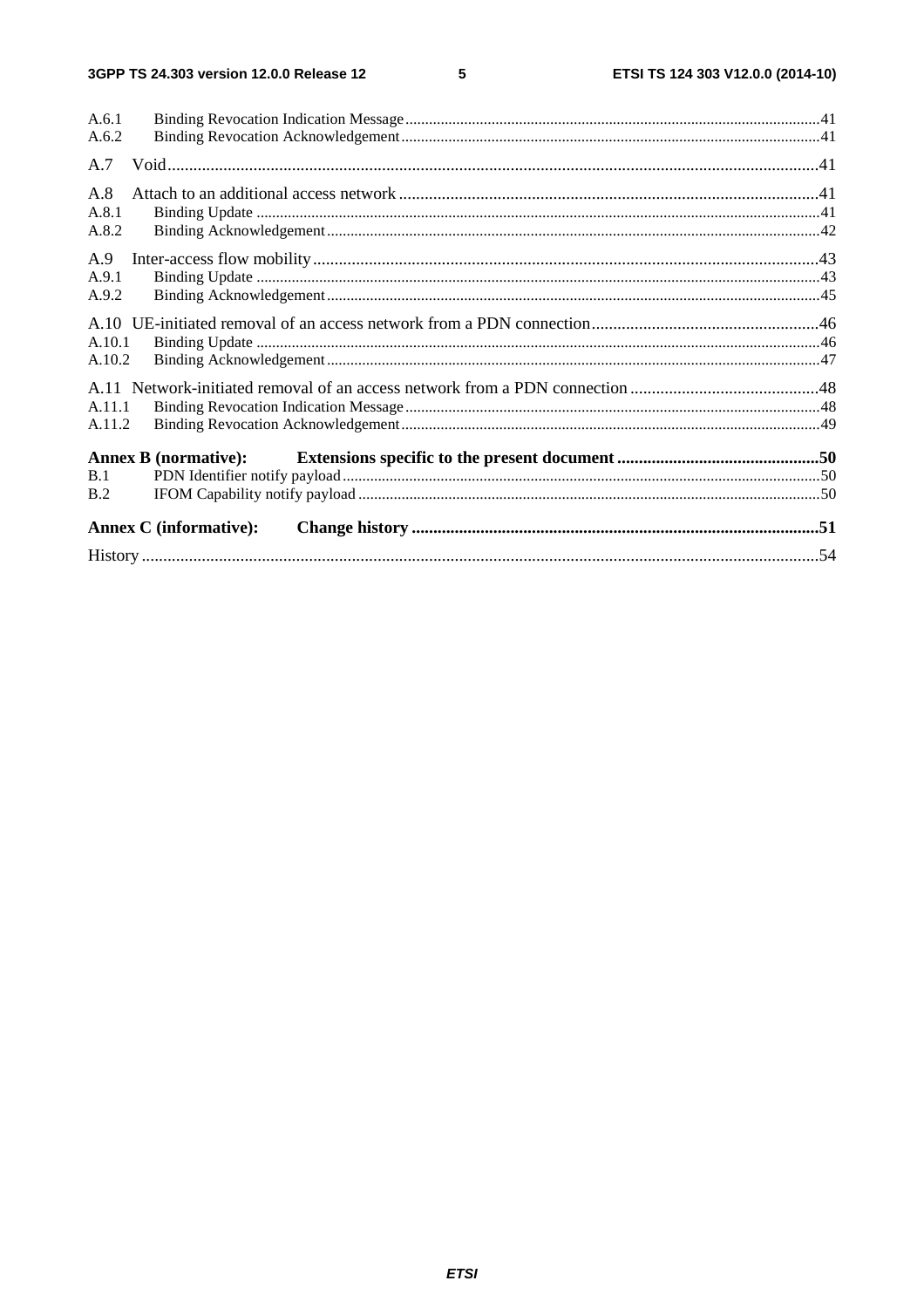A.6.1 Binding Revocation Indication Message ........................................................................................................41
A.6.2 Binding Revocation Acknowledgement .........................................................................................................41

A.7 Void ....................................................................................................................................................................41

A.8 Attach to an additional access network ..............................................................................................41
A.8.1 Binding Update ...........................................................................................................................................41
A.8.2 Binding Acknowledgement ..........................................................................................................................42

A.9 Inter-access flow mobility ...................................................................................................................43
A.9.1 Binding Update ...........................................................................................................................................43
A.9.2 Binding Acknowledgement ..........................................................................................................................45

A.10 UE-initiated removal of an access network from a PDN connection .....................................................46
A.10.1 Binding Update ...........................................................................................................................................46
A.10.2 Binding Acknowledgement ..........................................................................................................................47

A.11 Network-initiated removal of an access network from a PDN connection ............................................48
A.11.1 Binding Revocation Indication Message ........................................................................................................48
A.11.2 Binding Revocation Acknowledgement .........................................................................................................49

**Annex B (normative): Extensions specific to the present document ...............................................50**
B.1 PDN Identifier notify payload .........................................................................................................................50
B.2 IFOM Capability notify payload .....................................................................................................................50

**Annex C (informative): Change history ...........................................................................................51**

History ...............................................................................................................................................................54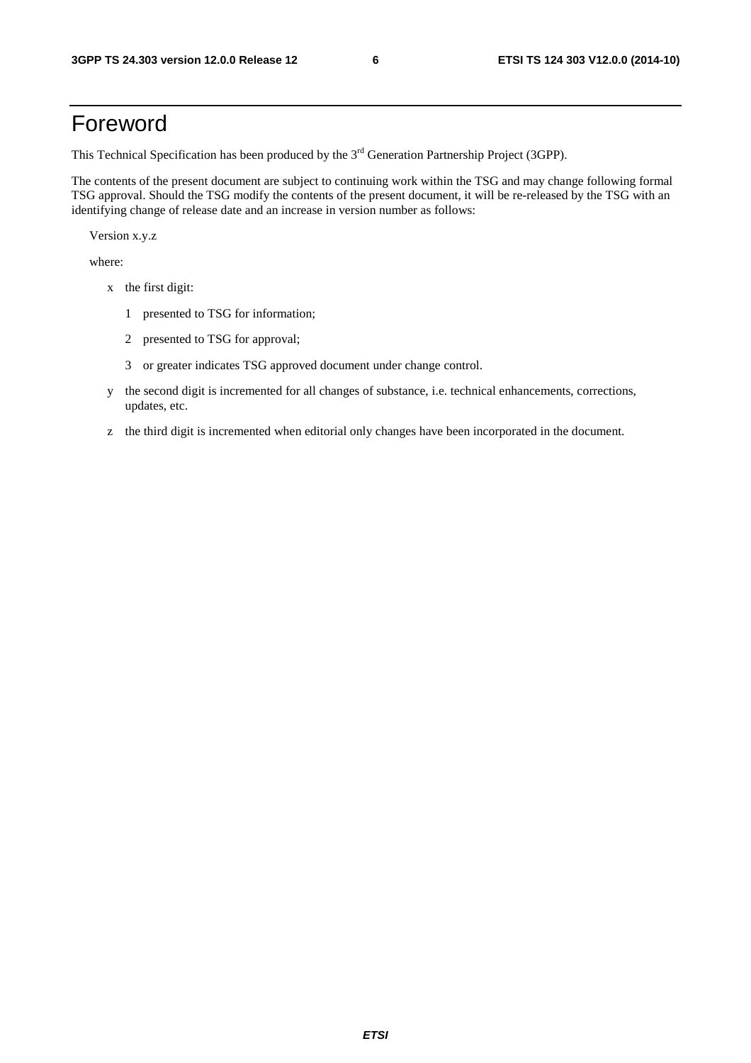# Foreword

This Technical Specification has been produced by the 3rd Generation Partnership Project (3GPP).

The contents of the present document are subject to continuing work within the TSG and may change following formal TSG approval. Should the TSG modify the contents of the present document, it will be re-released by the TSG with an identifying change of release date and an increase in version number as follows:

Version x.y.z

where:

- x the first digit:
  - 1 presented to TSG for information;
  - 2 presented to TSG for approval;
  - 3 or greater indicates TSG approved document under change control.
- y the second digit is incremented for all changes of substance, i.e. technical enhancements, corrections, updates, etc.
- z the third digit is incremented when editorial only changes have been incorporated in the document.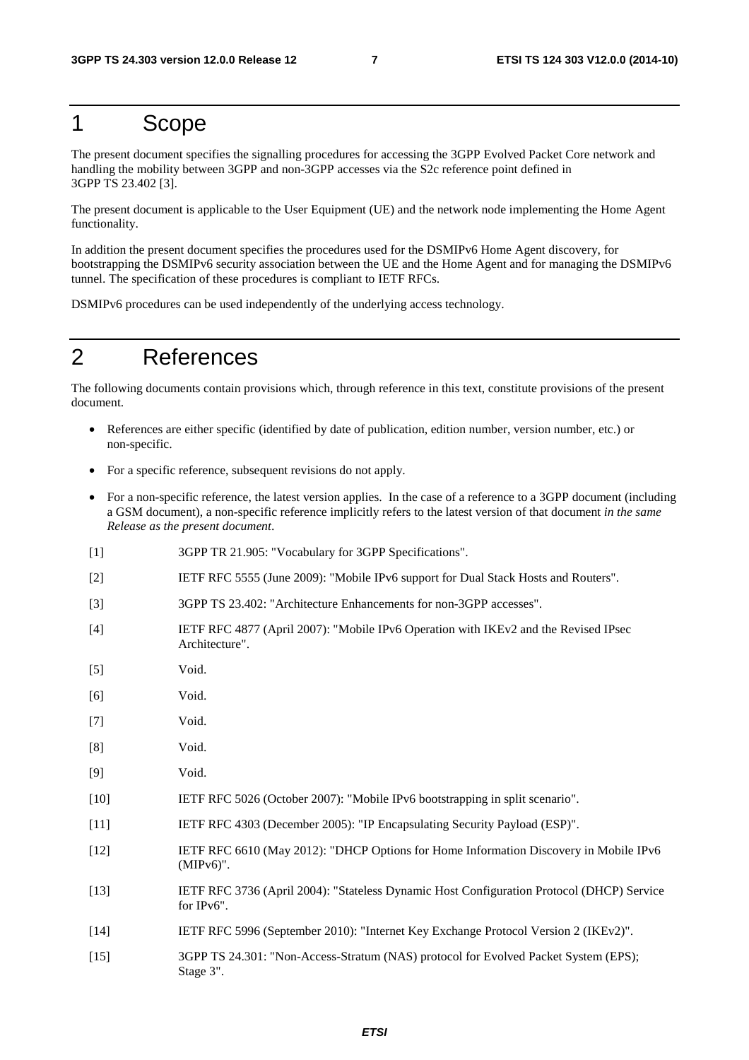# 1 Scope

The present document specifies the signalling procedures for accessing the 3GPP Evolved Packet Core network and handling the mobility between 3GPP and non-3GPP accesses via the S2c reference point defined in 3GPP TS 23.402 [3].

The present document is applicable to the User Equipment (UE) and the network node implementing the Home Agent functionality.

In addition the present document specifies the procedures used for the DSMIPv6 Home Agent discovery, for bootstrapping the DSMIPv6 security association between the UE and the Home Agent and for managing the DSMIPv6 tunnel. The specification of these procedures is compliant to IETF RFCs.

DSMIPv6 procedures can be used independently of the underlying access technology.

# 2 References

The following documents contain provisions which, through reference in this text, constitute provisions of the present document.

- References are either specific (identified by date of publication, edition number, version number, etc.) or non-specific.
- For a specific reference, subsequent revisions do not apply.
- For a non-specific reference, the latest version applies. In the case of a reference to a 3GPP document (including a GSM document), a non-specific reference implicitly refers to the latest version of that document *in the same Release as the present document*.

[1] 3GPP TR 21.905: "Vocabulary for 3GPP Specifications".

[2] IETF RFC 5555 (June 2009): "Mobile IPv6 support for Dual Stack Hosts and Routers".

[3] 3GPP TS 23.402: "Architecture Enhancements for non-3GPP accesses".

[4] IETF RFC 4877 (April 2007): "Mobile IPv6 Operation with IKEv2 and the Revised IPsec Architecture".

[5] Void.

[6] Void.

[7] Void.

[8] Void.

[9] Void.

[10] IETF RFC 5026 (October 2007): "Mobile IPv6 bootstrapping in split scenario".

[11] IETF RFC 4303 (December 2005): "IP Encapsulating Security Payload (ESP)".

[12] IETF RFC 6610 (May 2012): "DHCP Options for Home Information Discovery in Mobile IPv6 (MIPv6)".

[13] IETF RFC 3736 (April 2004): "Stateless Dynamic Host Configuration Protocol (DHCP) Service for IPv6".

[14] IETF RFC 5996 (September 2010): "Internet Key Exchange Protocol Version 2 (IKEv2)".

[15] 3GPP TS 24.301: "Non-Access-Stratum (NAS) protocol for Evolved Packet System (EPS); Stage 3".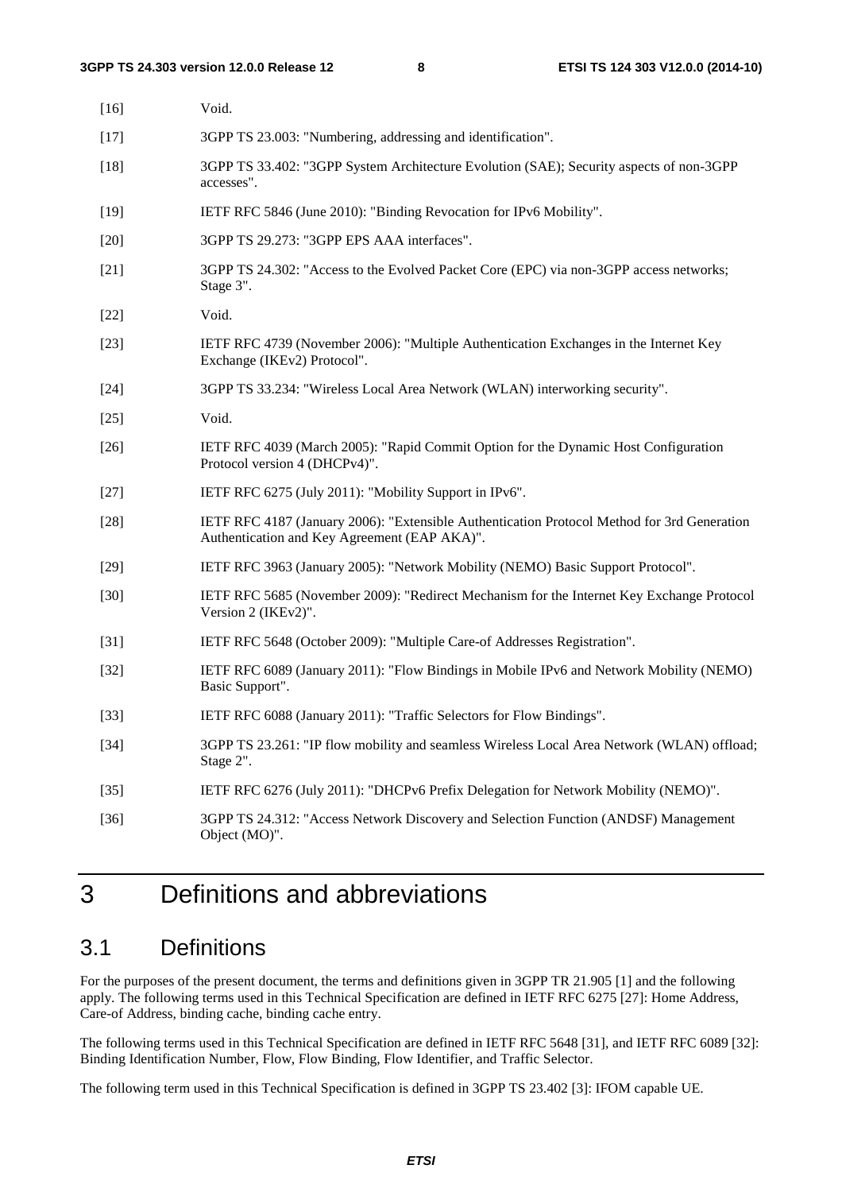[16] Void.

[17] 3GPP TS 23.003: "Numbering, addressing and identification".

[18] 3GPP TS 33.402: "3GPP System Architecture Evolution (SAE); Security aspects of non-3GPP accesses".

[19] IETF RFC 5846 (June 2010): "Binding Revocation for IPv6 Mobility".

[20] 3GPP TS 29.273: "3GPP EPS AAA interfaces".

[21] 3GPP TS 24.302: "Access to the Evolved Packet Core (EPC) via non-3GPP access networks; Stage 3".

[22] Void.

[23] IETF RFC 4739 (November 2006): "Multiple Authentication Exchanges in the Internet Key Exchange (IKEv2) Protocol".

[24] 3GPP TS 33.234: "Wireless Local Area Network (WLAN) interworking security".

[25] Void.

[26] IETF RFC 4039 (March 2005): "Rapid Commit Option for the Dynamic Host Configuration Protocol version 4 (DHCPv4)".

[27] IETF RFC 6275 (July 2011): "Mobility Support in IPv6".

[28] IETF RFC 4187 (January 2006): "Extensible Authentication Protocol Method for 3rd Generation Authentication and Key Agreement (EAP AKA)".

[29] IETF RFC 3963 (January 2005): "Network Mobility (NEMO) Basic Support Protocol".

[30] IETF RFC 5685 (November 2009): "Redirect Mechanism for the Internet Key Exchange Protocol Version 2 (IKEv2)".

[31] IETF RFC 5648 (October 2009): "Multiple Care-of Addresses Registration".

[32] IETF RFC 6089 (January 2011): "Flow Bindings in Mobile IPv6 and Network Mobility (NEMO) Basic Support".

[33] IETF RFC 6088 (January 2011): "Traffic Selectors for Flow Bindings".

[34] 3GPP TS 23.261: "IP flow mobility and seamless Wireless Local Area Network (WLAN) offload; Stage 2".

[35] IETF RFC 6276 (July 2011): "DHCPv6 Prefix Delegation for Network Mobility (NEMO)".

[36] 3GPP TS 24.312: "Access Network Discovery and Selection Function (ANDSF) Management Object (MO)".

# 3 Definitions and abbreviations

## 3.1 Definitions

For the purposes of the present document, the terms and definitions given in 3GPP TR 21.905 [1] and the following apply. The following terms used in this Technical Specification are defined in IETF RFC 6275 [27]: Home Address, Care-of Address, binding cache, binding cache entry.

The following terms used in this Technical Specification are defined in IETF RFC 5648 [31], and IETF RFC 6089 [32]: Binding Identification Number, Flow, Flow Binding, Flow Identifier, and Traffic Selector.

The following term used in this Technical Specification is defined in 3GPP TS 23.402 [3]: IFOM capable UE.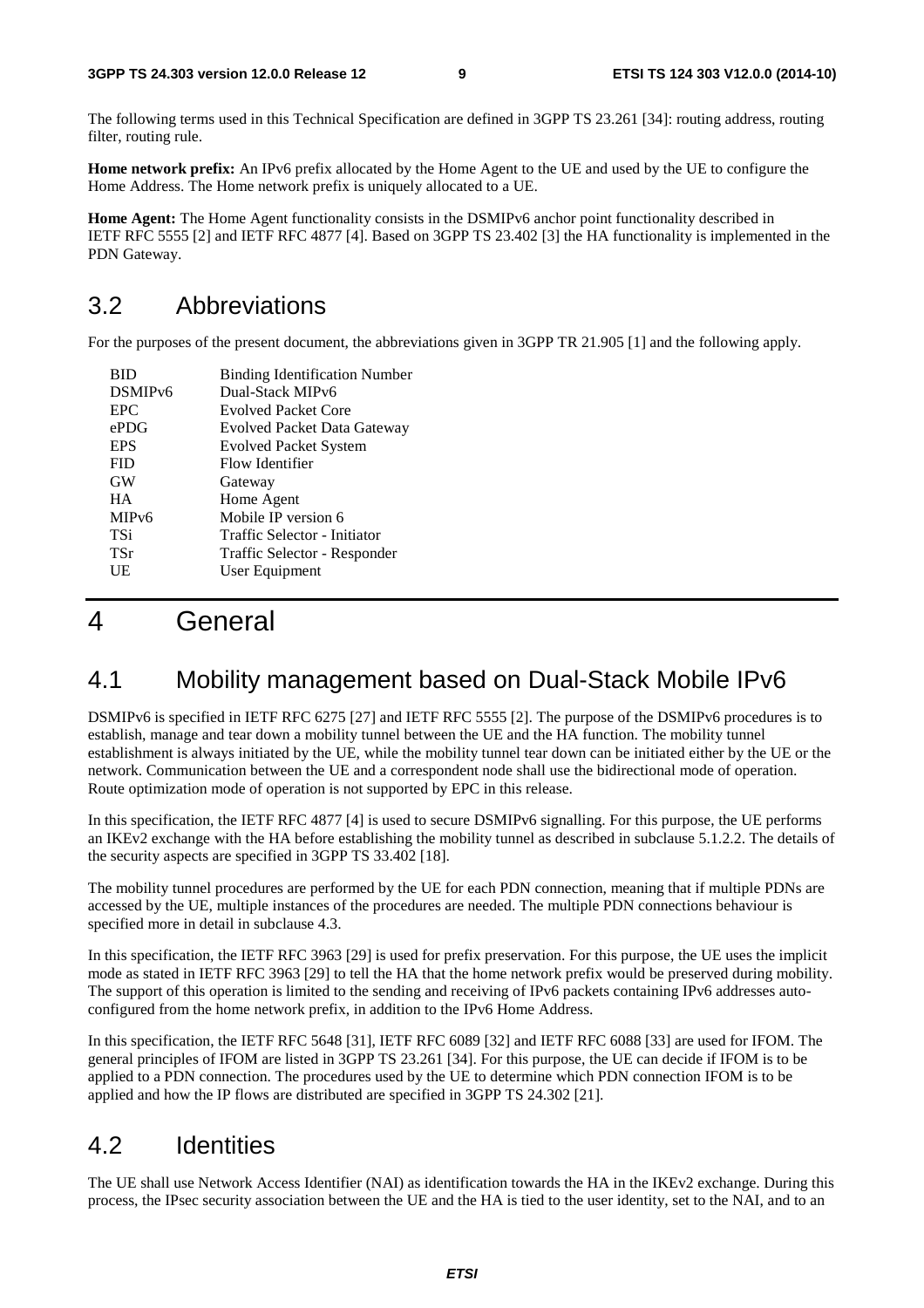The following terms used in this Technical Specification are defined in 3GPP TS 23.261 [34]: routing address, routing filter, routing rule.

**Home network prefix:** An IPv6 prefix allocated by the Home Agent to the UE and used by the UE to configure the Home Address. The Home network prefix is uniquely allocated to a UE.

**Home Agent:** The Home Agent functionality consists in the DSMIPv6 anchor point functionality described in IETF RFC 5555 [2] and IETF RFC 4877 [4]. Based on 3GPP TS 23.402 [3] the HA functionality is implemented in the PDN Gateway.

## 3.2 Abbreviations

For the purposes of the present document, the abbreviations given in 3GPP TR 21.905 [1] and the following apply.

| | |
|---|---|
| BID | Binding Identification Number |
| DSMIPv6 | Dual-Stack MIPv6 |
| EPC | Evolved Packet Core |
| ePDG | Evolved Packet Data Gateway |
| EPS | Evolved Packet System |
| FID | Flow Identifier |
| GW | Gateway |
| HA | Home Agent |
| MIPv6 | Mobile IP version 6 |
| TSi | Traffic Selector - Initiator |
| TSr | Traffic Selector - Responder |
| UE | User Equipment |

# 4 General

## 4.1 Mobility management based on Dual-Stack Mobile IPv6

DSMIPv6 is specified in IETF RFC 6275 [27] and IETF RFC 5555 [2]. The purpose of the DSMIPv6 procedures is to establish, manage and tear down a mobility tunnel between the UE and the HA function. The mobility tunnel establishment is always initiated by the UE, while the mobility tunnel tear down can be initiated either by the UE or the network. Communication between the UE and a correspondent node shall use the bidirectional mode of operation. Route optimization mode of operation is not supported by EPC in this release.

In this specification, the IETF RFC 4877 [4] is used to secure DSMIPv6 signalling. For this purpose, the UE performs an IKEv2 exchange with the HA before establishing the mobility tunnel as described in subclause 5.1.2.2. The details of the security aspects are specified in 3GPP TS 33.402 [18].

The mobility tunnel procedures are performed by the UE for each PDN connection, meaning that if multiple PDNs are accessed by the UE, multiple instances of the procedures are needed. The multiple PDN connections behaviour is specified more in detail in subclause 4.3.

In this specification, the IETF RFC 3963 [29] is used for prefix preservation. For this purpose, the UE uses the implicit mode as stated in IETF RFC 3963 [29] to tell the HA that the home network prefix would be preserved during mobility. The support of this operation is limited to the sending and receiving of IPv6 packets containing IPv6 addresses auto-configured from the home network prefix, in addition to the IPv6 Home Address.

In this specification, the IETF RFC 5648 [31], IETF RFC 6089 [32] and IETF RFC 6088 [33] are used for IFOM. The general principles of IFOM are listed in 3GPP TS 23.261 [34]. For this purpose, the UE can decide if IFOM is to be applied to a PDN connection. The procedures used by the UE to determine which PDN connection IFOM is to be applied and how the IP flows are distributed are specified in 3GPP TS 24.302 [21].

## 4.2 Identities

The UE shall use Network Access Identifier (NAI) as identification towards the HA in the IKEv2 exchange. During this process, the IPsec security association between the UE and the HA is tied to the user identity, set to the NAI, and to an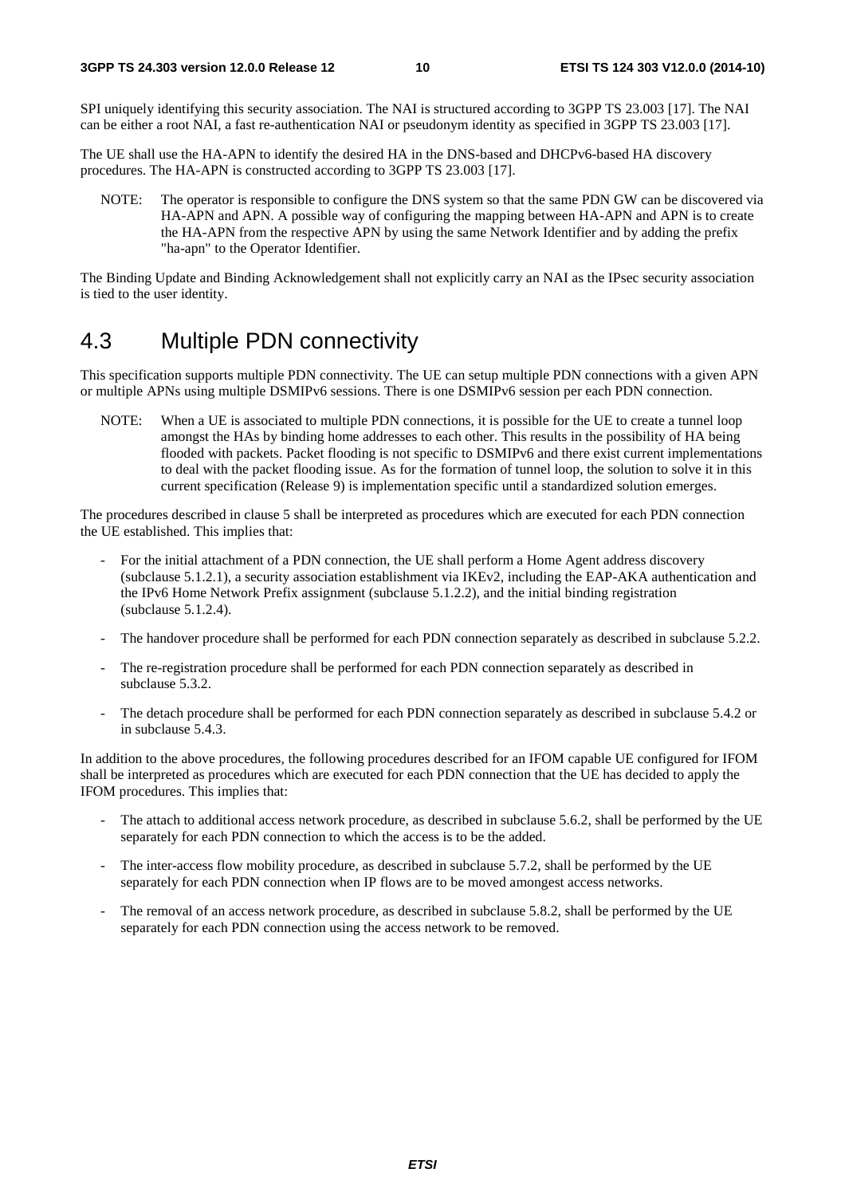SPI uniquely identifying this security association. The NAI is structured according to 3GPP TS 23.003 [17]. The NAI can be either a root NAI, a fast re-authentication NAI or pseudonym identity as specified in 3GPP TS 23.003 [17].

The UE shall use the HA-APN to identify the desired HA in the DNS-based and DHCPv6-based HA discovery procedures. The HA-APN is constructed according to 3GPP TS 23.003 [17].

NOTE: The operator is responsible to configure the DNS system so that the same PDN GW can be discovered via HA-APN and APN. A possible way of configuring the mapping between HA-APN and APN is to create the HA-APN from the respective APN by using the same Network Identifier and by adding the prefix "ha-apn" to the Operator Identifier.

The Binding Update and Binding Acknowledgement shall not explicitly carry an NAI as the IPsec security association is tied to the user identity.

## 4.3 Multiple PDN connectivity

This specification supports multiple PDN connectivity. The UE can setup multiple PDN connections with a given APN or multiple APNs using multiple DSMIPv6 sessions. There is one DSMIPv6 session per each PDN connection.

NOTE: When a UE is associated to multiple PDN connections, it is possible for the UE to create a tunnel loop amongst the HAs by binding home addresses to each other. This results in the possibility of HA being flooded with packets. Packet flooding is not specific to DSMIPv6 and there exist current implementations to deal with the packet flooding issue. As for the formation of tunnel loop, the solution to solve it in this current specification (Release 9) is implementation specific until a standardized solution emerges.

The procedures described in clause 5 shall be interpreted as procedures which are executed for each PDN connection the UE established. This implies that:

- For the initial attachment of a PDN connection, the UE shall perform a Home Agent address discovery (subclause 5.1.2.1), a security association establishment via IKEv2, including the EAP-AKA authentication and the IPv6 Home Network Prefix assignment (subclause 5.1.2.2), and the initial binding registration (subclause 5.1.2.4).
- The handover procedure shall be performed for each PDN connection separately as described in subclause 5.2.2.
- The re-registration procedure shall be performed for each PDN connection separately as described in subclause 5.3.2.
- The detach procedure shall be performed for each PDN connection separately as described in subclause 5.4.2 or in subclause 5.4.3.

In addition to the above procedures, the following procedures described for an IFOM capable UE configured for IFOM shall be interpreted as procedures which are executed for each PDN connection that the UE has decided to apply the IFOM procedures. This implies that:

- The attach to additional access network procedure, as described in subclause 5.6.2, shall be performed by the UE separately for each PDN connection to which the access is to be the added.
- The inter-access flow mobility procedure, as described in subclause 5.7.2, shall be performed by the UE separately for each PDN connection when IP flows are to be moved amongest access networks.
- The removal of an access network procedure, as described in subclause 5.8.2, shall be performed by the UE separately for each PDN connection using the access network to be removed.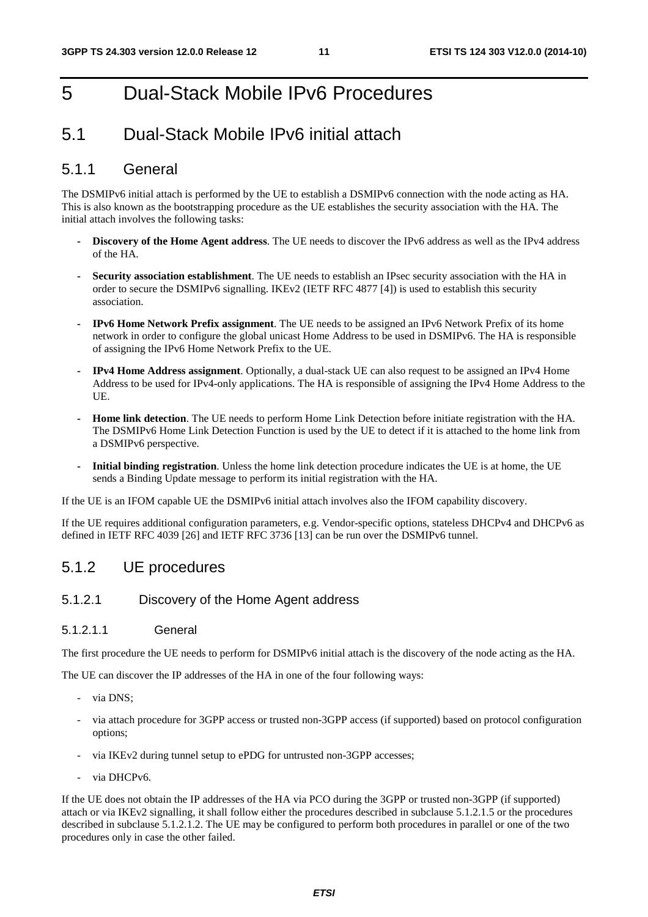# 5 Dual-Stack Mobile IPv6 Procedures

## 5.1 Dual-Stack Mobile IPv6 initial attach

### 5.1.1 General

The DSMIPv6 initial attach is performed by the UE to establish a DSMIPv6 connection with the node acting as HA. This is also known as the bootstrapping procedure as the UE establishes the security association with the HA. The initial attach involves the following tasks:

- **Discovery of the Home Agent address**. The UE needs to discover the IPv6 address as well as the IPv4 address of the HA.
- **Security association establishment**. The UE needs to establish an IPsec security association with the HA in order to secure the DSMIPv6 signalling. IKEv2 (IETF RFC 4877 [4]) is used to establish this security association.
- **IPv6 Home Network Prefix assignment**. The UE needs to be assigned an IPv6 Network Prefix of its home network in order to configure the global unicast Home Address to be used in DSMIPv6. The HA is responsible of assigning the IPv6 Home Network Prefix to the UE.
- **IPv4 Home Address assignment**. Optionally, a dual-stack UE can also request to be assigned an IPv4 Home Address to be used for IPv4-only applications. The HA is responsible of assigning the IPv4 Home Address to the UE.
- **Home link detection**. The UE needs to perform Home Link Detection before initiate registration with the HA. The DSMIPv6 Home Link Detection Function is used by the UE to detect if it is attached to the home link from a DSMIPv6 perspective.
- **Initial binding registration**. Unless the home link detection procedure indicates the UE is at home, the UE sends a Binding Update message to perform its initial registration with the HA.

If the UE is an IFOM capable UE the DSMIPv6 initial attach involves also the IFOM capability discovery.

If the UE requires additional configuration parameters, e.g. Vendor-specific options, stateless DHCPv4 and DHCPv6 as defined in IETF RFC 4039 [26] and IETF RFC 3736 [13] can be run over the DSMIPv6 tunnel.

### 5.1.2 UE procedures

#### 5.1.2.1 Discovery of the Home Agent address

##### 5.1.2.1.1 General

The first procedure the UE needs to perform for DSMIPv6 initial attach is the discovery of the node acting as the HA.

The UE can discover the IP addresses of the HA in one of the four following ways:

- via DNS;
- via attach procedure for 3GPP access or trusted non-3GPP access (if supported) based on protocol configuration options;
- via IKEv2 during tunnel setup to ePDG for untrusted non-3GPP accesses;
- via DHCPv6.

If the UE does not obtain the IP addresses of the HA via PCO during the 3GPP or trusted non-3GPP (if supported) attach or via IKEv2 signalling, it shall follow either the procedures described in subclause 5.1.2.1.5 or the procedures described in subclause 5.1.2.1.2. The UE may be configured to perform both procedures in parallel or one of the two procedures only in case the other failed.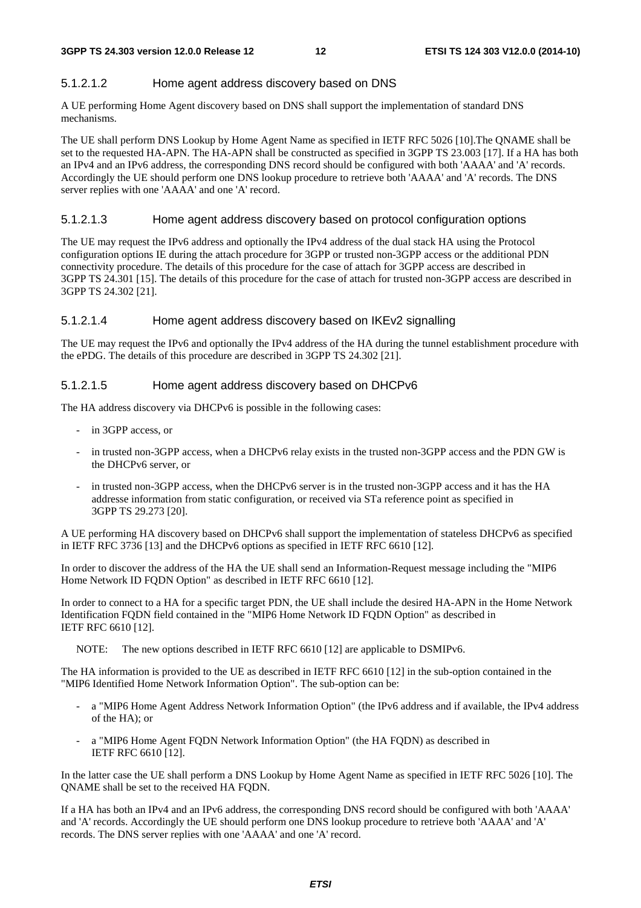#### 5.1.2.1.2 Home agent address discovery based on DNS

A UE performing Home Agent discovery based on DNS shall support the implementation of standard DNS mechanisms.

The UE shall perform DNS Lookup by Home Agent Name as specified in IETF RFC 5026 [10].The QNAME shall be set to the requested HA-APN. The HA-APN shall be constructed as specified in 3GPP TS 23.003 [17]. If a HA has both an IPv4 and an IPv6 address, the corresponding DNS record should be configured with both 'AAAA' and 'A' records. Accordingly the UE should perform one DNS lookup procedure to retrieve both 'AAAA' and 'A' records. The DNS server replies with one 'AAAA' and one 'A' record.

#### 5.1.2.1.3 Home agent address discovery based on protocol configuration options

The UE may request the IPv6 address and optionally the IPv4 address of the dual stack HA using the Protocol configuration options IE during the attach procedure for 3GPP or trusted non-3GPP access or the additional PDN connectivity procedure. The details of this procedure for the case of attach for 3GPP access are described in 3GPP TS 24.301 [15]. The details of this procedure for the case of attach for trusted non-3GPP access are described in 3GPP TS 24.302 [21].

#### 5.1.2.1.4 Home agent address discovery based on IKEv2 signalling

The UE may request the IPv6 and optionally the IPv4 address of the HA during the tunnel establishment procedure with the ePDG. The details of this procedure are described in 3GPP TS 24.302 [21].

#### 5.1.2.1.5 Home agent address discovery based on DHCPv6

The HA address discovery via DHCPv6 is possible in the following cases:

- in 3GPP access, or
- in trusted non-3GPP access, when a DHCPv6 relay exists in the trusted non-3GPP access and the PDN GW is the DHCPv6 server, or
- in trusted non-3GPP access, when the DHCPv6 server is in the trusted non-3GPP access and it has the HA addresse information from static configuration, or received via STa reference point as specified in 3GPP TS 29.273 [20].

A UE performing HA discovery based on DHCPv6 shall support the implementation of stateless DHCPv6 as specified in IETF RFC 3736 [13] and the DHCPv6 options as specified in IETF RFC 6610 [12].

In order to discover the address of the HA the UE shall send an Information-Request message including the "MIP6 Home Network ID FQDN Option" as described in IETF RFC 6610 [12].

In order to connect to a HA for a specific target PDN, the UE shall include the desired HA-APN in the Home Network Identification FQDN field contained in the "MIP6 Home Network ID FQDN Option" as described in IETF RFC 6610 [12].

NOTE: The new options described in IETF RFC 6610 [12] are applicable to DSMIPv6.

The HA information is provided to the UE as described in IETF RFC 6610 [12] in the sub-option contained in the "MIP6 Identified Home Network Information Option". The sub-option can be:

- a "MIP6 Home Agent Address Network Information Option" (the IPv6 address and if available, the IPv4 address of the HA); or
- a "MIP6 Home Agent FQDN Network Information Option" (the HA FQDN) as described in IETF RFC 6610 [12].

In the latter case the UE shall perform a DNS Lookup by Home Agent Name as specified in IETF RFC 5026 [10]. The QNAME shall be set to the received HA FQDN.

If a HA has both an IPv4 and an IPv6 address, the corresponding DNS record should be configured with both 'AAAA' and 'A' records. Accordingly the UE should perform one DNS lookup procedure to retrieve both 'AAAA' and 'A' records. The DNS server replies with one 'AAAA' and one 'A' record.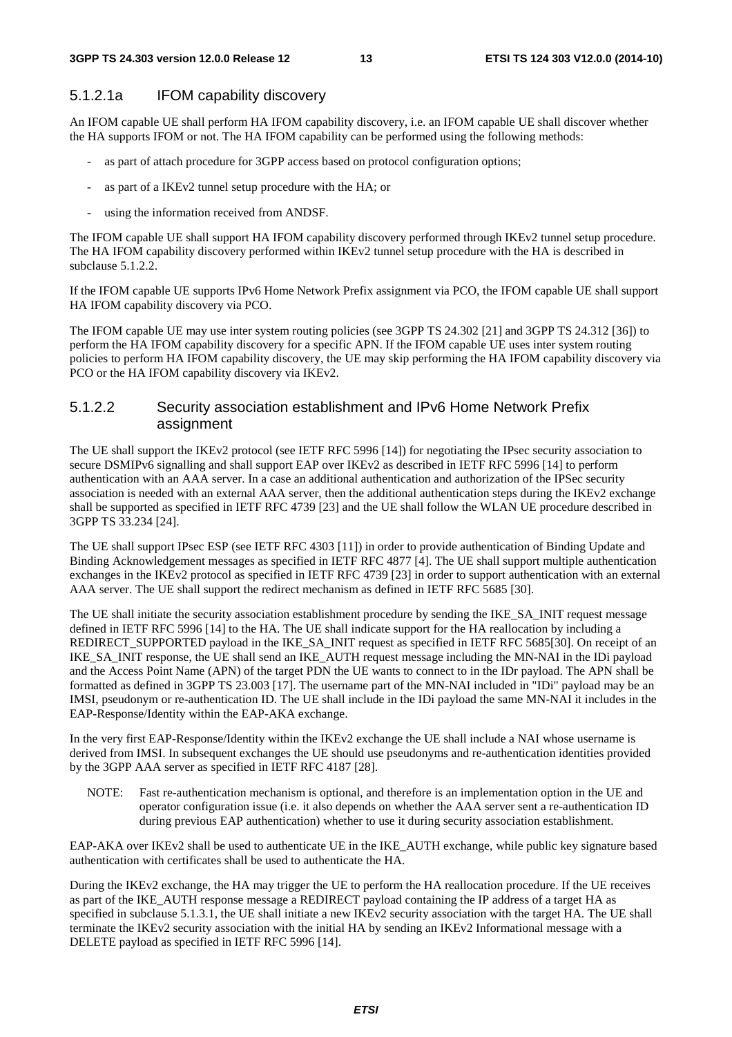#### 5.1.2.1a IFOM capability discovery

An IFOM capable UE shall perform HA IFOM capability discovery, i.e. an IFOM capable UE shall discover whether the HA supports IFOM or not. The HA IFOM capability can be performed using the following methods:

- as part of attach procedure for 3GPP access based on protocol configuration options;
- as part of a IKEv2 tunnel setup procedure with the HA; or
- using the information received from ANDSF.

The IFOM capable UE shall support HA IFOM capability discovery performed through IKEv2 tunnel setup procedure. The HA IFOM capability discovery performed within IKEv2 tunnel setup procedure with the HA is described in subclause 5.1.2.2.

If the IFOM capable UE supports IPv6 Home Network Prefix assignment via PCO, the IFOM capable UE shall support HA IFOM capability discovery via PCO.

The IFOM capable UE may use inter system routing policies (see 3GPP TS 24.302 [21] and 3GPP TS 24.312 [36]) to perform the HA IFOM capability discovery for a specific APN. If the IFOM capable UE uses inter system routing policies to perform HA IFOM capability discovery, the UE may skip performing the HA IFOM capability discovery via PCO or the HA IFOM capability discovery via IKEv2.

#### 5.1.2.2 Security association establishment and IPv6 Home Network Prefix assignment

The UE shall support the IKEv2 protocol (see IETF RFC 5996 [14]) for negotiating the IPsec security association to secure DSMIPv6 signalling and shall support EAP over IKEv2 as described in IETF RFC 5996 [14] to perform authentication with an AAA server. In a case an additional authentication and authorization of the IPSec security association is needed with an external AAA server, then the additional authentication steps during the IKEv2 exchange shall be supported as specified in IETF RFC 4739 [23] and the UE shall follow the WLAN UE procedure described in 3GPP TS 33.234 [24].

The UE shall support IPsec ESP (see IETF RFC 4303 [11]) in order to provide authentication of Binding Update and Binding Acknowledgement messages as specified in IETF RFC 4877 [4]. The UE shall support multiple authentication exchanges in the IKEv2 protocol as specified in IETF RFC 4739 [23] in order to support authentication with an external AAA server. The UE shall support the redirect mechanism as defined in IETF RFC 5685 [30].

The UE shall initiate the security association establishment procedure by sending the IKE_SA_INIT request message defined in IETF RFC 5996 [14] to the HA. The UE shall indicate support for the HA reallocation by including a REDIRECT_SUPPORTED payload in the IKE_SA_INIT request as specified in IETF RFC 5685[30]. On receipt of an IKE_SA_INIT response, the UE shall send an IKE_AUTH request message including the MN-NAI in the IDi payload and the Access Point Name (APN) of the target PDN the UE wants to connect to in the IDr payload. The APN shall be formatted as defined in 3GPP TS 23.003 [17]. The username part of the MN-NAI included in "IDi" payload may be an IMSI, pseudonym or re-authentication ID. The UE shall include in the IDi payload the same MN-NAI it includes in the EAP-Response/Identity within the EAP-AKA exchange.

In the very first EAP-Response/Identity within the IKEv2 exchange the UE shall include a NAI whose username is derived from IMSI. In subsequent exchanges the UE should use pseudonyms and re-authentication identities provided by the 3GPP AAA server as specified in IETF RFC 4187 [28].

NOTE: Fast re-authentication mechanism is optional, and therefore is an implementation option in the UE and operator configuration issue (i.e. it also depends on whether the AAA server sent a re-authentication ID during previous EAP authentication) whether to use it during security association establishment.

EAP-AKA over IKEv2 shall be used to authenticate UE in the IKE_AUTH exchange, while public key signature based authentication with certificates shall be used to authenticate the HA.

During the IKEv2 exchange, the HA may trigger the UE to perform the HA reallocation procedure. If the UE receives as part of the IKE_AUTH response message a REDIRECT payload containing the IP address of a target HA as specified in subclause 5.1.3.1, the UE shall initiate a new IKEv2 security association with the target HA. The UE shall terminate the IKEv2 security association with the initial HA by sending an IKEv2 Informational message with a DELETE payload as specified in IETF RFC 5996 [14].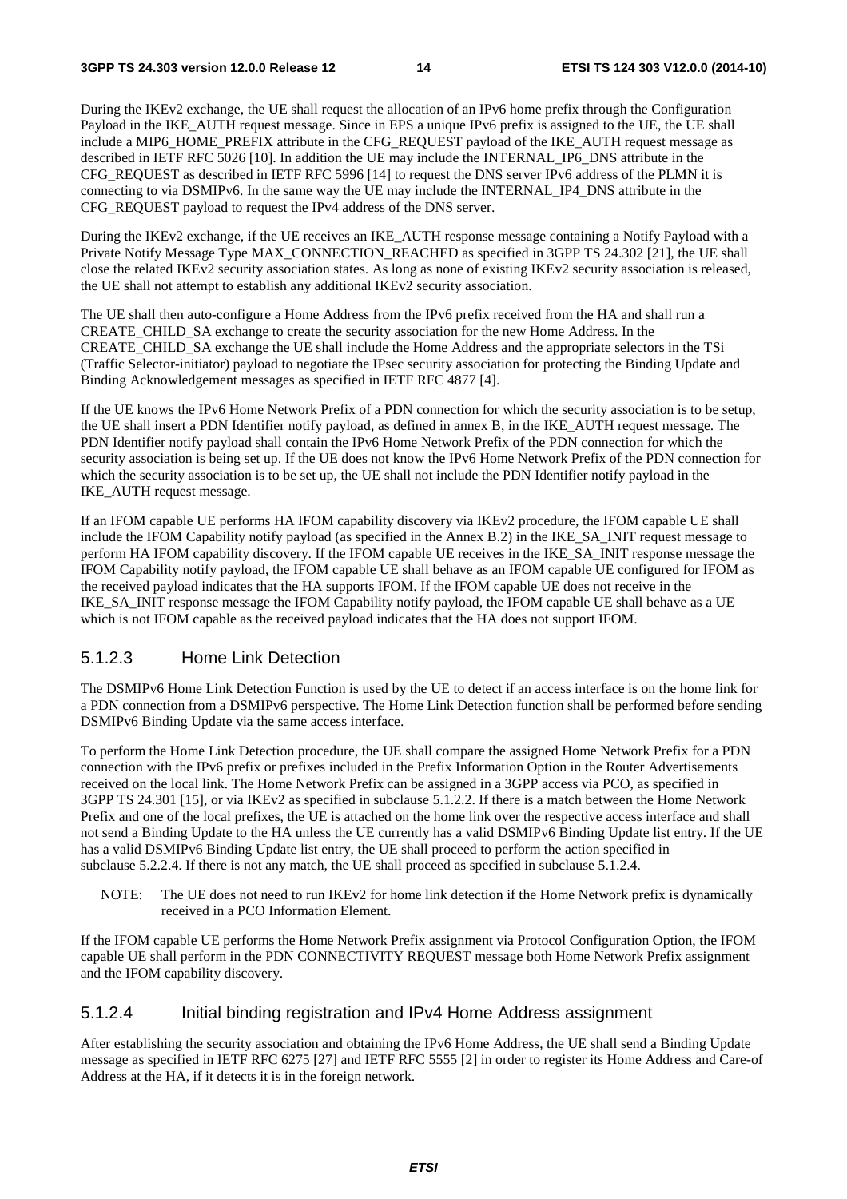During the IKEv2 exchange, the UE shall request the allocation of an IPv6 home prefix through the Configuration Payload in the IKE_AUTH request message. Since in EPS a unique IPv6 prefix is assigned to the UE, the UE shall include a MIP6_HOME_PREFIX attribute in the CFG_REQUEST payload of the IKE_AUTH request message as described in IETF RFC 5026 [10]. In addition the UE may include the INTERNAL_IP6_DNS attribute in the CFG_REQUEST as described in IETF RFC 5996 [14] to request the DNS server IPv6 address of the PLMN it is connecting to via DSMIPv6. In the same way the UE may include the INTERNAL_IP4_DNS attribute in the CFG_REQUEST payload to request the IPv4 address of the DNS server.

During the IKEv2 exchange, if the UE receives an IKE_AUTH response message containing a Notify Payload with a Private Notify Message Type MAX_CONNECTION_REACHED as specified in 3GPP TS 24.302 [21], the UE shall close the related IKEv2 security association states. As long as none of existing IKEv2 security association is released, the UE shall not attempt to establish any additional IKEv2 security association.

The UE shall then auto-configure a Home Address from the IPv6 prefix received from the HA and shall run a CREATE_CHILD_SA exchange to create the security association for the new Home Address. In the CREATE_CHILD_SA exchange the UE shall include the Home Address and the appropriate selectors in the TSi (Traffic Selector-initiator) payload to negotiate the IPsec security association for protecting the Binding Update and Binding Acknowledgement messages as specified in IETF RFC 4877 [4].

If the UE knows the IPv6 Home Network Prefix of a PDN connection for which the security association is to be setup, the UE shall insert a PDN Identifier notify payload, as defined in annex B, in the IKE_AUTH request message. The PDN Identifier notify payload shall contain the IPv6 Home Network Prefix of the PDN connection for which the security association is being set up. If the UE does not know the IPv6 Home Network Prefix of the PDN connection for which the security association is to be set up, the UE shall not include the PDN Identifier notify payload in the IKE_AUTH request message.

If an IFOM capable UE performs HA IFOM capability discovery via IKEv2 procedure, the IFOM capable UE shall include the IFOM Capability notify payload (as specified in the Annex B.2) in the IKE_SA_INIT request message to perform HA IFOM capability discovery. If the IFOM capable UE receives in the IKE_SA_INIT response message the IFOM Capability notify payload, the IFOM capable UE shall behave as an IFOM capable UE configured for IFOM as the received payload indicates that the HA supports IFOM. If the IFOM capable UE does not receive in the IKE_SA_INIT response message the IFOM Capability notify payload, the IFOM capable UE shall behave as a UE which is not IFOM capable as the received payload indicates that the HA does not support IFOM.

#### 5.1.2.3 Home Link Detection

The DSMIPv6 Home Link Detection Function is used by the UE to detect if an access interface is on the home link for a PDN connection from a DSMIPv6 perspective. The Home Link Detection function shall be performed before sending DSMIPv6 Binding Update via the same access interface.

To perform the Home Link Detection procedure, the UE shall compare the assigned Home Network Prefix for a PDN connection with the IPv6 prefix or prefixes included in the Prefix Information Option in the Router Advertisements received on the local link. The Home Network Prefix can be assigned in a 3GPP access via PCO, as specified in 3GPP TS 24.301 [15], or via IKEv2 as specified in subclause 5.1.2.2. If there is a match between the Home Network Prefix and one of the local prefixes, the UE is attached on the home link over the respective access interface and shall not send a Binding Update to the HA unless the UE currently has a valid DSMIPv6 Binding Update list entry. If the UE has a valid DSMIPv6 Binding Update list entry, the UE shall proceed to perform the action specified in subclause 5.2.2.4. If there is not any match, the UE shall proceed as specified in subclause 5.1.2.4.

NOTE: The UE does not need to run IKEv2 for home link detection if the Home Network prefix is dynamically received in a PCO Information Element.

If the IFOM capable UE performs the Home Network Prefix assignment via Protocol Configuration Option, the IFOM capable UE shall perform in the PDN CONNECTIVITY REQUEST message both Home Network Prefix assignment and the IFOM capability discovery.

#### 5.1.2.4 Initial binding registration and IPv4 Home Address assignment

After establishing the security association and obtaining the IPv6 Home Address, the UE shall send a Binding Update message as specified in IETF RFC 6275 [27] and IETF RFC 5555 [2] in order to register its Home Address and Care-of Address at the HA, if it detects it is in the foreign network.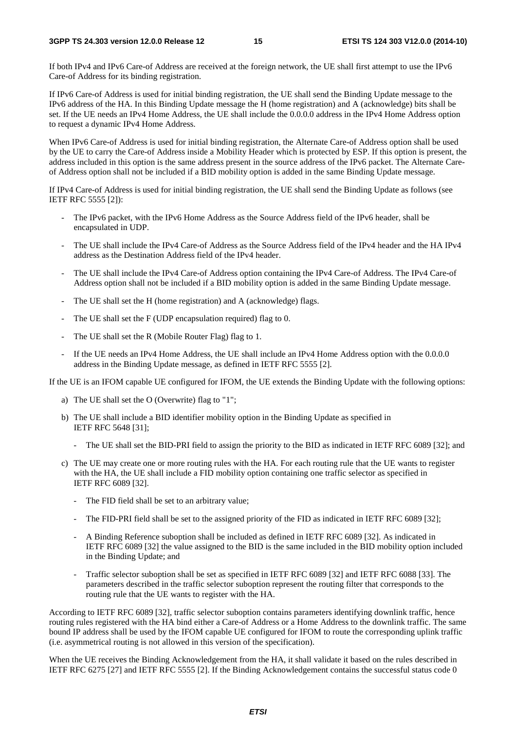If both IPv4 and IPv6 Care-of Address are received at the foreign network, the UE shall first attempt to use the IPv6 Care-of Address for its binding registration.

If IPv6 Care-of Address is used for initial binding registration, the UE shall send the Binding Update message to the IPv6 address of the HA. In this Binding Update message the H (home registration) and A (acknowledge) bits shall be set. If the UE needs an IPv4 Home Address, the UE shall include the 0.0.0.0 address in the IPv4 Home Address option to request a dynamic IPv4 Home Address.

When IPv6 Care-of Address is used for initial binding registration, the Alternate Care-of Address option shall be used by the UE to carry the Care-of Address inside a Mobility Header which is protected by ESP. If this option is present, the address included in this option is the same address present in the source address of the IPv6 packet. The Alternate Care-of Address option shall not be included if a BID mobility option is added in the same Binding Update message.

If IPv4 Care-of Address is used for initial binding registration, the UE shall send the Binding Update as follows (see IETF RFC 5555 [2]):

- The IPv6 packet, with the IPv6 Home Address as the Source Address field of the IPv6 header, shall be encapsulated in UDP.
- The UE shall include the IPv4 Care-of Address as the Source Address field of the IPv4 header and the HA IPv4 address as the Destination Address field of the IPv4 header.
- The UE shall include the IPv4 Care-of Address option containing the IPv4 Care-of Address. The IPv4 Care-of Address option shall not be included if a BID mobility option is added in the same Binding Update message.
- The UE shall set the H (home registration) and A (acknowledge) flags.
- The UE shall set the F (UDP encapsulation required) flag to 0.
- The UE shall set the R (Mobile Router Flag) flag to 1.
- If the UE needs an IPv4 Home Address, the UE shall include an IPv4 Home Address option with the 0.0.0.0 address in the Binding Update message, as defined in IETF RFC 5555 [2].

If the UE is an IFOM capable UE configured for IFOM, the UE extends the Binding Update with the following options:

a) The UE shall set the O (Overwrite) flag to "1";

b) The UE shall include a BID identifier mobility option in the Binding Update as specified in IETF RFC 5648 [31];

   - The UE shall set the BID-PRI field to assign the priority to the BID as indicated in IETF RFC 6089 [32]; and

c) The UE may create one or more routing rules with the HA. For each routing rule that the UE wants to register with the HA, the UE shall include a FID mobility option containing one traffic selector as specified in IETF RFC 6089 [32].

   - The FID field shall be set to an arbitrary value;
   - The FID-PRI field shall be set to the assigned priority of the FID as indicated in IETF RFC 6089 [32];
   - A Binding Reference suboption shall be included as defined in IETF RFC 6089 [32]. As indicated in IETF RFC 6089 [32] the value assigned to the BID is the same included in the BID mobility option included in the Binding Update; and
   - Traffic selector suboption shall be set as specified in IETF RFC 6089 [32] and IETF RFC 6088 [33]. The parameters described in the traffic selector suboption represent the routing filter that corresponds to the routing rule that the UE wants to register with the HA.

According to IETF RFC 6089 [32], traffic selector suboption contains parameters identifying downlink traffic, hence routing rules registered with the HA bind either a Care-of Address or a Home Address to the downlink traffic. The same bound IP address shall be used by the IFOM capable UE configured for IFOM to route the corresponding uplink traffic (i.e. asymmetrical routing is not allowed in this version of the specification).

When the UE receives the Binding Acknowledgement from the HA, it shall validate it based on the rules described in IETF RFC 6275 [27] and IETF RFC 5555 [2]. If the Binding Acknowledgement contains the successful status code 0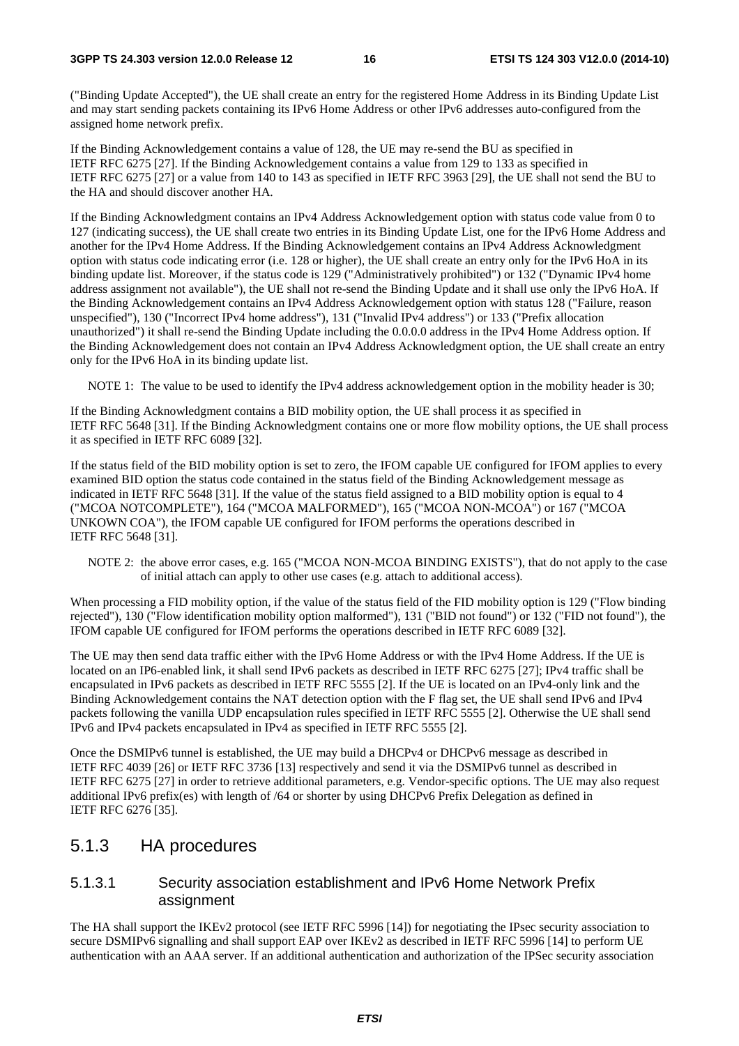("Binding Update Accepted"), the UE shall create an entry for the registered Home Address in its Binding Update List and may start sending packets containing its IPv6 Home Address or other IPv6 addresses auto-configured from the assigned home network prefix.

If the Binding Acknowledgement contains a value of 128, the UE may re-send the BU as specified in IETF RFC 6275 [27]. If the Binding Acknowledgement contains a value from 129 to 133 as specified in IETF RFC 6275 [27] or a value from 140 to 143 as specified in IETF RFC 3963 [29], the UE shall not send the BU to the HA and should discover another HA.

If the Binding Acknowledgment contains an IPv4 Address Acknowledgement option with status code value from 0 to 127 (indicating success), the UE shall create two entries in its Binding Update List, one for the IPv6 Home Address and another for the IPv4 Home Address. If the Binding Acknowledgement contains an IPv4 Address Acknowledgment option with status code indicating error (i.e. 128 or higher), the UE shall create an entry only for the IPv6 HoA in its binding update list. Moreover, if the status code is 129 ("Administratively prohibited") or 132 ("Dynamic IPv4 home address assignment not available"), the UE shall not re-send the Binding Update and it shall use only the IPv6 HoA. If the Binding Acknowledgement contains an IPv4 Address Acknowledgement option with status 128 ("Failure, reason unspecified"), 130 ("Incorrect IPv4 home address"), 131 ("Invalid IPv4 address") or 133 ("Prefix allocation unauthorized") it shall re-send the Binding Update including the 0.0.0.0 address in the IPv4 Home Address option. If the Binding Acknowledgement does not contain an IPv4 Address Acknowledgment option, the UE shall create an entry only for the IPv6 HoA in its binding update list.

NOTE 1: The value to be used to identify the IPv4 address acknowledgement option in the mobility header is 30;

If the Binding Acknowledgment contains a BID mobility option, the UE shall process it as specified in IETF RFC 5648 [31]. If the Binding Acknowledgment contains one or more flow mobility options, the UE shall process it as specified in IETF RFC 6089 [32].

If the status field of the BID mobility option is set to zero, the IFOM capable UE configured for IFOM applies to every examined BID option the status code contained in the status field of the Binding Acknowledgement message as indicated in IETF RFC 5648 [31]. If the value of the status field assigned to a BID mobility option is equal to 4 ("MCOA NOTCOMPLETE"), 164 ("MCOA MALFORMED"), 165 ("MCOA NON-MCOA") or 167 ("MCOA UNKOWN COA"), the IFOM capable UE configured for IFOM performs the operations described in IETF RFC 5648 [31].

NOTE 2: the above error cases, e.g. 165 ("MCOA NON-MCOA BINDING EXISTS"), that do not apply to the case of initial attach can apply to other use cases (e.g. attach to additional access).

When processing a FID mobility option, if the value of the status field of the FID mobility option is 129 ("Flow binding rejected"), 130 ("Flow identification mobility option malformed"), 131 ("BID not found") or 132 ("FID not found"), the IFOM capable UE configured for IFOM performs the operations described in IETF RFC 6089 [32].

The UE may then send data traffic either with the IPv6 Home Address or with the IPv4 Home Address. If the UE is located on an IP6-enabled link, it shall send IPv6 packets as described in IETF RFC 6275 [27]; IPv4 traffic shall be encapsulated in IPv6 packets as described in IETF RFC 5555 [2]. If the UE is located on an IPv4-only link and the Binding Acknowledgement contains the NAT detection option with the F flag set, the UE shall send IPv6 and IPv4 packets following the vanilla UDP encapsulation rules specified in IETF RFC 5555 [2]. Otherwise the UE shall send IPv6 and IPv4 packets encapsulated in IPv4 as specified in IETF RFC 5555 [2].

Once the DSMIPv6 tunnel is established, the UE may build a DHCPv4 or DHCPv6 message as described in IETF RFC 4039 [26] or IETF RFC 3736 [13] respectively and send it via the DSMIPv6 tunnel as described in IETF RFC 6275 [27] in order to retrieve additional parameters, e.g. Vendor-specific options. The UE may also request additional IPv6 prefix(es) with length of /64 or shorter by using DHCPv6 Prefix Delegation as defined in IETF RFC 6276 [35].

## 5.1.3 HA procedures

### 5.1.3.1 Security association establishment and IPv6 Home Network Prefix assignment

The HA shall support the IKEv2 protocol (see IETF RFC 5996 [14]) for negotiating the IPsec security association to secure DSMIPv6 signalling and shall support EAP over IKEv2 as described in IETF RFC 5996 [14] to perform UE authentication with an AAA server. If an additional authentication and authorization of the IPSec security association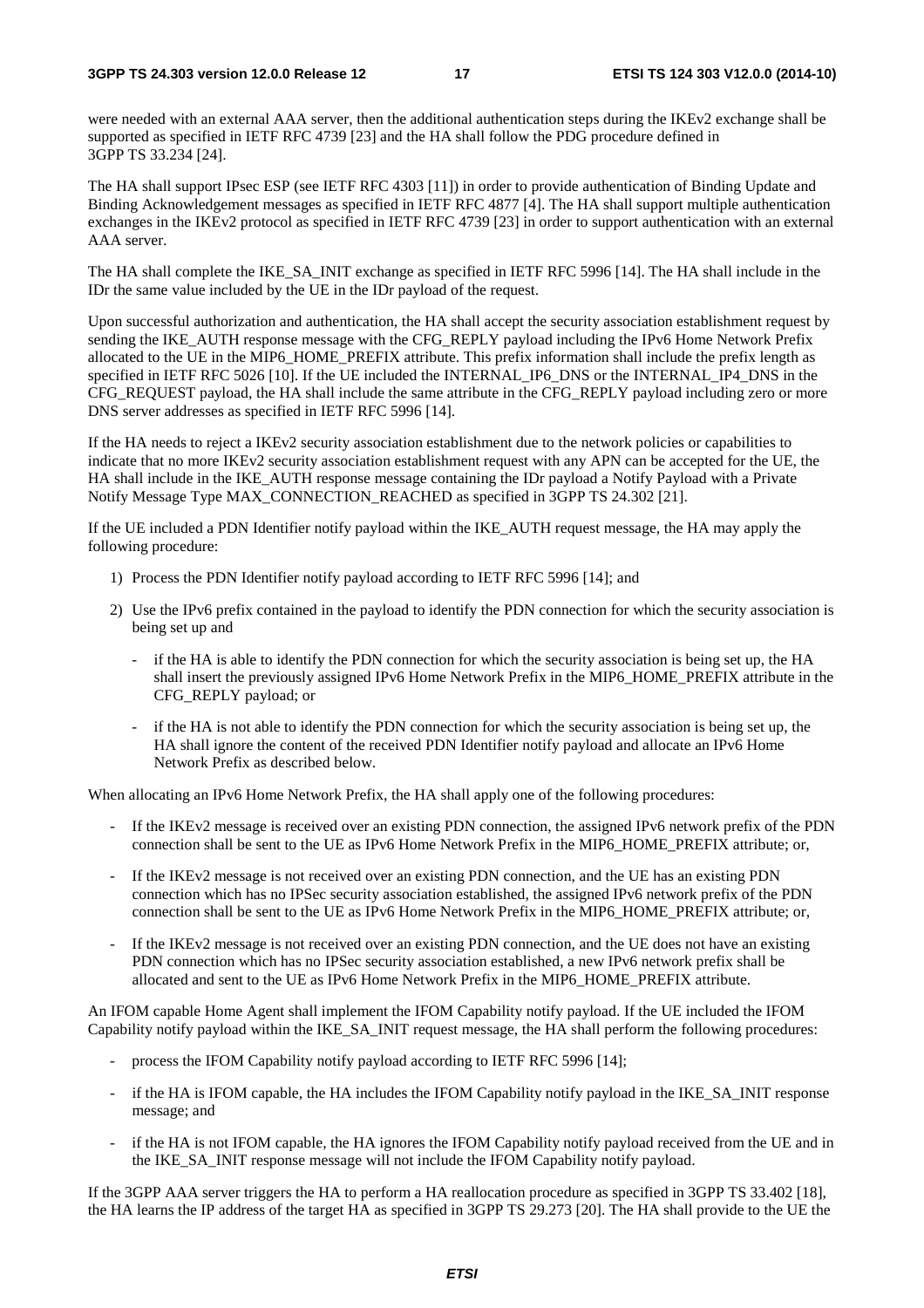were needed with an external AAA server, then the additional authentication steps during the IKEv2 exchange shall be supported as specified in IETF RFC 4739 [23] and the HA shall follow the PDG procedure defined in 3GPP TS 33.234 [24].

The HA shall support IPsec ESP (see IETF RFC 4303 [11]) in order to provide authentication of Binding Update and Binding Acknowledgement messages as specified in IETF RFC 4877 [4]. The HA shall support multiple authentication exchanges in the IKEv2 protocol as specified in IETF RFC 4739 [23] in order to support authentication with an external AAA server.

The HA shall complete the IKE_SA_INIT exchange as specified in IETF RFC 5996 [14]. The HA shall include in the IDr the same value included by the UE in the IDr payload of the request.

Upon successful authorization and authentication, the HA shall accept the security association establishment request by sending the IKE_AUTH response message with the CFG_REPLY payload including the IPv6 Home Network Prefix allocated to the UE in the MIP6_HOME_PREFIX attribute. This prefix information shall include the prefix length as specified in IETF RFC 5026 [10]. If the UE included the INTERNAL_IP6_DNS or the INTERNAL_IP4_DNS in the CFG_REQUEST payload, the HA shall include the same attribute in the CFG_REPLY payload including zero or more DNS server addresses as specified in IETF RFC 5996 [14].

If the HA needs to reject a IKEv2 security association establishment due to the network policies or capabilities to indicate that no more IKEv2 security association establishment request with any APN can be accepted for the UE, the HA shall include in the IKE_AUTH response message containing the IDr payload a Notify Payload with a Private Notify Message Type MAX_CONNECTION_REACHED as specified in 3GPP TS 24.302 [21].

If the UE included a PDN Identifier notify payload within the IKE_AUTH request message, the HA may apply the following procedure:

1) Process the PDN Identifier notify payload according to IETF RFC 5996 [14]; and
2) Use the IPv6 prefix contained in the payload to identify the PDN connection for which the security association is being set up and
   - if the HA is able to identify the PDN connection for which the security association is being set up, the HA shall insert the previously assigned IPv6 Home Network Prefix in the MIP6_HOME_PREFIX attribute in the CFG_REPLY payload; or
   - if the HA is not able to identify the PDN connection for which the security association is being set up, the HA shall ignore the content of the received PDN Identifier notify payload and allocate an IPv6 Home Network Prefix as described below.

When allocating an IPv6 Home Network Prefix, the HA shall apply one of the following procedures:

- If the IKEv2 message is received over an existing PDN connection, the assigned IPv6 network prefix of the PDN connection shall be sent to the UE as IPv6 Home Network Prefix in the MIP6_HOME_PREFIX attribute; or,
- If the IKEv2 message is not received over an existing PDN connection, and the UE has an existing PDN connection which has no IPSec security association established, the assigned IPv6 network prefix of the PDN connection shall be sent to the UE as IPv6 Home Network Prefix in the MIP6_HOME_PREFIX attribute; or,
- If the IKEv2 message is not received over an existing PDN connection, and the UE does not have an existing PDN connection which has no IPSec security association established, a new IPv6 network prefix shall be allocated and sent to the UE as IPv6 Home Network Prefix in the MIP6_HOME_PREFIX attribute.

An IFOM capable Home Agent shall implement the IFOM Capability notify payload. If the UE included the IFOM Capability notify payload within the IKE_SA_INIT request message, the HA shall perform the following procedures:

- process the IFOM Capability notify payload according to IETF RFC 5996 [14];
- if the HA is IFOM capable, the HA includes the IFOM Capability notify payload in the IKE_SA_INIT response message; and
- if the HA is not IFOM capable, the HA ignores the IFOM Capability notify payload received from the UE and in the IKE_SA_INIT response message will not include the IFOM Capability notify payload.

If the 3GPP AAA server triggers the HA to perform a HA reallocation procedure as specified in 3GPP TS 33.402 [18], the HA learns the IP address of the target HA as specified in 3GPP TS 29.273 [20]. The HA shall provide to the UE the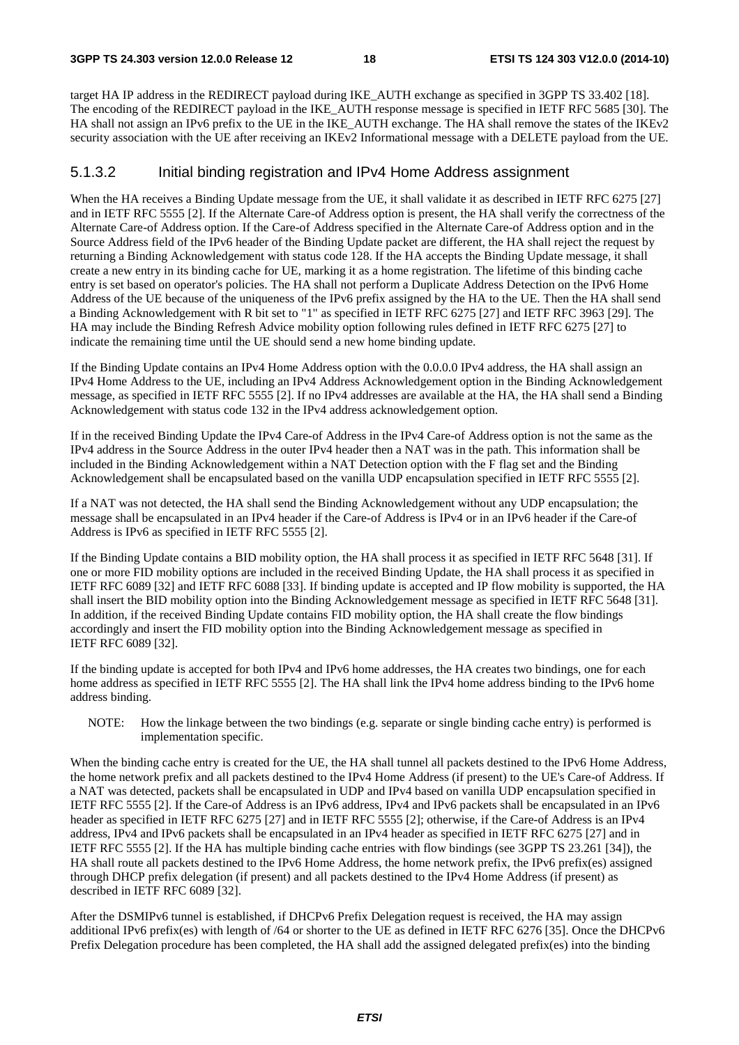target HA IP address in the REDIRECT payload during IKE_AUTH exchange as specified in 3GPP TS 33.402 [18]. The encoding of the REDIRECT payload in the IKE_AUTH response message is specified in IETF RFC 5685 [30]. The HA shall not assign an IPv6 prefix to the UE in the IKE_AUTH exchange. The HA shall remove the states of the IKEv2 security association with the UE after receiving an IKEv2 Informational message with a DELETE payload from the UE.

### 5.1.3.2 Initial binding registration and IPv4 Home Address assignment

When the HA receives a Binding Update message from the UE, it shall validate it as described in IETF RFC 6275 [27] and in IETF RFC 5555 [2]. If the Alternate Care-of Address option is present, the HA shall verify the correctness of the Alternate Care-of Address option. If the Care-of Address specified in the Alternate Care-of Address option and in the Source Address field of the IPv6 header of the Binding Update packet are different, the HA shall reject the request by returning a Binding Acknowledgement with status code 128. If the HA accepts the Binding Update message, it shall create a new entry in its binding cache for UE, marking it as a home registration. The lifetime of this binding cache entry is set based on operator's policies. The HA shall not perform a Duplicate Address Detection on the IPv6 Home Address of the UE because of the uniqueness of the IPv6 prefix assigned by the HA to the UE. Then the HA shall send a Binding Acknowledgement with R bit set to "1" as specified in IETF RFC 6275 [27] and IETF RFC 3963 [29]. The HA may include the Binding Refresh Advice mobility option following rules defined in IETF RFC 6275 [27] to indicate the remaining time until the UE should send a new home binding update.

If the Binding Update contains an IPv4 Home Address option with the 0.0.0.0 IPv4 address, the HA shall assign an IPv4 Home Address to the UE, including an IPv4 Address Acknowledgement option in the Binding Acknowledgement message, as specified in IETF RFC 5555 [2]. If no IPv4 addresses are available at the HA, the HA shall send a Binding Acknowledgement with status code 132 in the IPv4 address acknowledgement option.

If in the received Binding Update the IPv4 Care-of Address in the IPv4 Care-of Address option is not the same as the IPv4 address in the Source Address in the outer IPv4 header then a NAT was in the path. This information shall be included in the Binding Acknowledgement within a NAT Detection option with the F flag set and the Binding Acknowledgement shall be encapsulated based on the vanilla UDP encapsulation specified in IETF RFC 5555 [2].

If a NAT was not detected, the HA shall send the Binding Acknowledgement without any UDP encapsulation; the message shall be encapsulated in an IPv4 header if the Care-of Address is IPv4 or in an IPv6 header if the Care-of Address is IPv6 as specified in IETF RFC 5555 [2].

If the Binding Update contains a BID mobility option, the HA shall process it as specified in IETF RFC 5648 [31]. If one or more FID mobility options are included in the received Binding Update, the HA shall process it as specified in IETF RFC 6089 [32] and IETF RFC 6088 [33]. If binding update is accepted and IP flow mobility is supported, the HA shall insert the BID mobility option into the Binding Acknowledgement message as specified in IETF RFC 5648 [31]. In addition, if the received Binding Update contains FID mobility option, the HA shall create the flow bindings accordingly and insert the FID mobility option into the Binding Acknowledgement message as specified in IETF RFC 6089 [32].

If the binding update is accepted for both IPv4 and IPv6 home addresses, the HA creates two bindings, one for each home address as specified in IETF RFC 5555 [2]. The HA shall link the IPv4 home address binding to the IPv6 home address binding.

NOTE: How the linkage between the two bindings (e.g. separate or single binding cache entry) is performed is implementation specific.

When the binding cache entry is created for the UE, the HA shall tunnel all packets destined to the IPv6 Home Address, the home network prefix and all packets destined to the IPv4 Home Address (if present) to the UE's Care-of Address. If a NAT was detected, packets shall be encapsulated in UDP and IPv4 based on vanilla UDP encapsulation specified in IETF RFC 5555 [2]. If the Care-of Address is an IPv6 address, IPv4 and IPv6 packets shall be encapsulated in an IPv6 header as specified in IETF RFC 6275 [27] and in IETF RFC 5555 [2]; otherwise, if the Care-of Address is an IPv4 address, IPv4 and IPv6 packets shall be encapsulated in an IPv4 header as specified in IETF RFC 6275 [27] and in IETF RFC 5555 [2]. If the HA has multiple binding cache entries with flow bindings (see 3GPP TS 23.261 [34]), the HA shall route all packets destined to the IPv6 Home Address, the home network prefix, the IPv6 prefix(es) assigned through DHCP prefix delegation (if present) and all packets destined to the IPv4 Home Address (if present) as described in IETF RFC 6089 [32].

After the DSMIPv6 tunnel is established, if DHCPv6 Prefix Delegation request is received, the HA may assign additional IPv6 prefix(es) with length of /64 or shorter to the UE as defined in IETF RFC 6276 [35]. Once the DHCPv6 Prefix Delegation procedure has been completed, the HA shall add the assigned delegated prefix(es) into the binding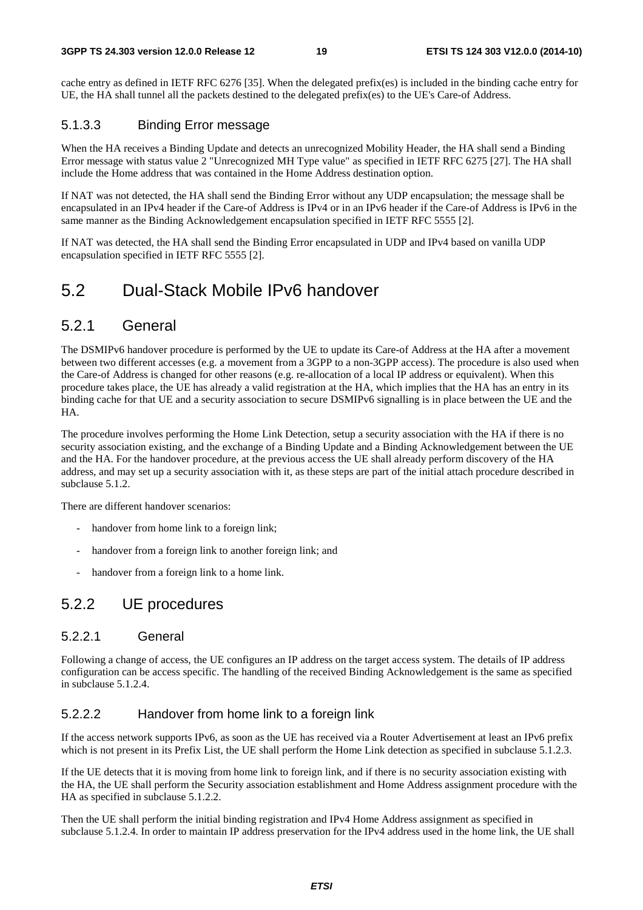cache entry as defined in IETF RFC 6276 [35]. When the delegated prefix(es) is included in the binding cache entry for UE, the HA shall tunnel all the packets destined to the delegated prefix(es) to the UE's Care-of Address.

#### 5.1.3.3 Binding Error message

When the HA receives a Binding Update and detects an unrecognized Mobility Header, the HA shall send a Binding Error message with status value 2 "Unrecognized MH Type value" as specified in IETF RFC 6275 [27]. The HA shall include the Home address that was contained in the Home Address destination option.

If NAT was not detected, the HA shall send the Binding Error without any UDP encapsulation; the message shall be encapsulated in an IPv4 header if the Care-of Address is IPv4 or in an IPv6 header if the Care-of Address is IPv6 in the same manner as the Binding Acknowledgement encapsulation specified in IETF RFC 5555 [2].

If NAT was detected, the HA shall send the Binding Error encapsulated in UDP and IPv4 based on vanilla UDP encapsulation specified in IETF RFC 5555 [2].

## 5.2 Dual-Stack Mobile IPv6 handover

### 5.2.1 General

The DSMIPv6 handover procedure is performed by the UE to update its Care-of Address at the HA after a movement between two different accesses (e.g. a movement from a 3GPP to a non-3GPP access). The procedure is also used when the Care-of Address is changed for other reasons (e.g. re-allocation of a local IP address or equivalent). When this procedure takes place, the UE has already a valid registration at the HA, which implies that the HA has an entry in its binding cache for that UE and a security association to secure DSMIPv6 signalling is in place between the UE and the HA.

The procedure involves performing the Home Link Detection, setup a security association with the HA if there is no security association existing, and the exchange of a Binding Update and a Binding Acknowledgement between the UE and the HA. For the handover procedure, at the previous access the UE shall already perform discovery of the HA address, and may set up a security association with it, as these steps are part of the initial attach procedure described in subclause 5.1.2.

There are different handover scenarios:

- handover from home link to a foreign link;
- handover from a foreign link to another foreign link; and
- handover from a foreign link to a home link.

### 5.2.2 UE procedures

#### 5.2.2.1 General

Following a change of access, the UE configures an IP address on the target access system. The details of IP address configuration can be access specific. The handling of the received Binding Acknowledgement is the same as specified in subclause 5.1.2.4.

#### 5.2.2.2 Handover from home link to a foreign link

If the access network supports IPv6, as soon as the UE has received via a Router Advertisement at least an IPv6 prefix which is not present in its Prefix List, the UE shall perform the Home Link detection as specified in subclause 5.1.2.3.

If the UE detects that it is moving from home link to foreign link, and if there is no security association existing with the HA, the UE shall perform the Security association establishment and Home Address assignment procedure with the HA as specified in subclause 5.1.2.2.

Then the UE shall perform the initial binding registration and IPv4 Home Address assignment as specified in subclause 5.1.2.4. In order to maintain IP address preservation for the IPv4 address used in the home link, the UE shall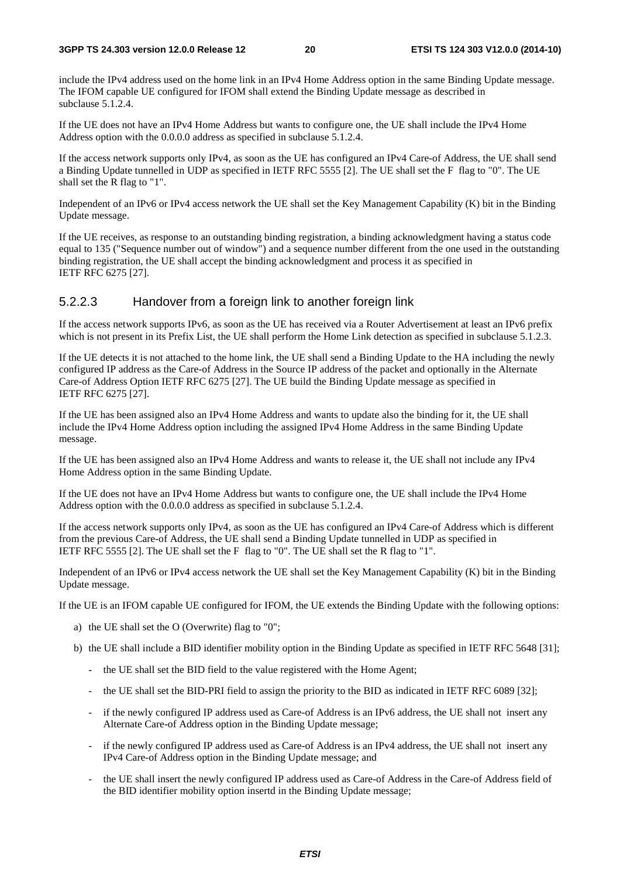include the IPv4 address used on the home link in an IPv4 Home Address option in the same Binding Update message. The IFOM capable UE configured for IFOM shall extend the Binding Update message as described in subclause 5.1.2.4.

If the UE does not have an IPv4 Home Address but wants to configure one, the UE shall include the IPv4 Home Address option with the 0.0.0.0 address as specified in subclause 5.1.2.4.

If the access network supports only IPv4, as soon as the UE has configured an IPv4 Care-of Address, the UE shall send a Binding Update tunnelled in UDP as specified in IETF RFC 5555 [2]. The UE shall set the F flag to "0". The UE shall set the R flag to "1".

Independent of an IPv6 or IPv4 access network the UE shall set the Key Management Capability (K) bit in the Binding Update message.

If the UE receives, as response to an outstanding binding registration, a binding acknowledgment having a status code equal to 135 ("Sequence number out of window") and a sequence number different from the one used in the outstanding binding registration, the UE shall accept the binding acknowledgment and process it as specified in IETF RFC 6275 [27].

### 5.2.2.3 Handover from a foreign link to another foreign link

If the access network supports IPv6, as soon as the UE has received via a Router Advertisement at least an IPv6 prefix which is not present in its Prefix List, the UE shall perform the Home Link detection as specified in subclause 5.1.2.3.

If the UE detects it is not attached to the home link, the UE shall send a Binding Update to the HA including the newly configured IP address as the Care-of Address in the Source IP address of the packet and optionally in the Alternate Care-of Address Option IETF RFC 6275 [27]. The UE build the Binding Update message as specified in IETF RFC 6275 [27].

If the UE has been assigned also an IPv4 Home Address and wants to update also the binding for it, the UE shall include the IPv4 Home Address option including the assigned IPv4 Home Address in the same Binding Update message.

If the UE has been assigned also an IPv4 Home Address and wants to release it, the UE shall not include any IPv4 Home Address option in the same Binding Update.

If the UE does not have an IPv4 Home Address but wants to configure one, the UE shall include the IPv4 Home Address option with the 0.0.0.0 address as specified in subclause 5.1.2.4.

If the access network supports only IPv4, as soon as the UE has configured an IPv4 Care-of Address which is different from the previous Care-of Address, the UE shall send a Binding Update tunnelled in UDP as specified in IETF RFC 5555 [2]. The UE shall set the F flag to "0". The UE shall set the R flag to "1".

Independent of an IPv6 or IPv4 access network the UE shall set the Key Management Capability (K) bit in the Binding Update message.

If the UE is an IFOM capable UE configured for IFOM, the UE extends the Binding Update with the following options:

a) the UE shall set the O (Overwrite) flag to "0";

b) the UE shall include a BID identifier mobility option in the Binding Update as specified in IETF RFC 5648 [31];

   - the UE shall set the BID field to the value registered with the Home Agent;
   - the UE shall set the BID-PRI field to assign the priority to the BID as indicated in IETF RFC 6089 [32];
   - if the newly configured IP address used as Care-of Address is an IPv6 address, the UE shall not insert any Alternate Care-of Address option in the Binding Update message;
   - if the newly configured IP address used as Care-of Address is an IPv4 address, the UE shall not insert any IPv4 Care-of Address option in the Binding Update message; and
   - the UE shall insert the newly configured IP address used as Care-of Address in the Care-of Address field of the BID identifier mobility option insertd in the Binding Update message;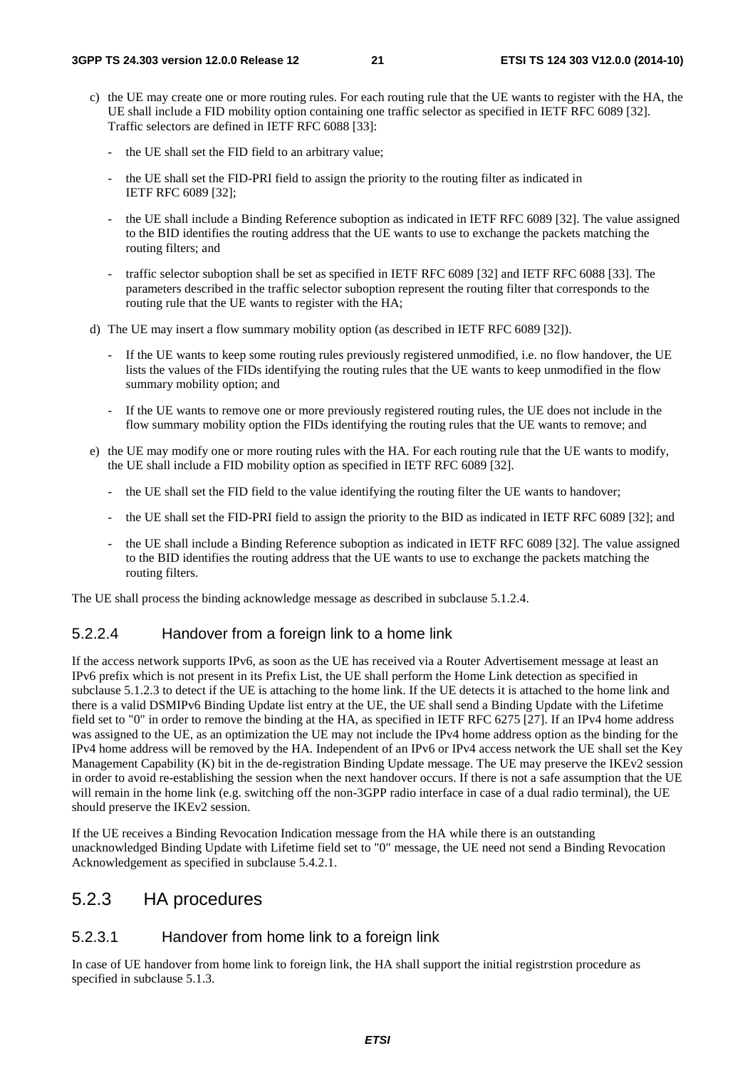c) the UE may create one or more routing rules. For each routing rule that the UE wants to register with the HA, the UE shall include a FID mobility option containing one traffic selector as specified in IETF RFC 6089 [32]. Traffic selectors are defined in IETF RFC 6088 [33]:

   - the UE shall set the FID field to an arbitrary value;
   - the UE shall set the FID-PRI field to assign the priority to the routing filter as indicated in IETF RFC 6089 [32];
   - the UE shall include a Binding Reference suboption as indicated in IETF RFC 6089 [32]. The value assigned to the BID identifies the routing address that the UE wants to use to exchange the packets matching the routing filters; and
   - traffic selector suboption shall be set as specified in IETF RFC 6089 [32] and IETF RFC 6088 [33]. The parameters described in the traffic selector suboption represent the routing filter that corresponds to the routing rule that the UE wants to register with the HA;

d) The UE may insert a flow summary mobility option (as described in IETF RFC 6089 [32]).

   - If the UE wants to keep some routing rules previously registered unmodified, i.e. no flow handover, the UE lists the values of the FIDs identifying the routing rules that the UE wants to keep unmodified in the flow summary mobility option; and
   - If the UE wants to remove one or more previously registered routing rules, the UE does not include in the flow summary mobility option the FIDs identifying the routing rules that the UE wants to remove; and

e) the UE may modify one or more routing rules with the HA. For each routing rule that the UE wants to modify, the UE shall include a FID mobility option as specified in IETF RFC 6089 [32].

   - the UE shall set the FID field to the value identifying the routing filter the UE wants to handover;
   - the UE shall set the FID-PRI field to assign the priority to the BID as indicated in IETF RFC 6089 [32]; and
   - the UE shall include a Binding Reference suboption as indicated in IETF RFC 6089 [32]. The value assigned to the BID identifies the routing address that the UE wants to use to exchange the packets matching the routing filters.

The UE shall process the binding acknowledge message as described in subclause 5.1.2.4.

#### 5.2.2.4 Handover from a foreign link to a home link

If the access network supports IPv6, as soon as the UE has received via a Router Advertisement message at least an IPv6 prefix which is not present in its Prefix List, the UE shall perform the Home Link detection as specified in subclause 5.1.2.3 to detect if the UE is attaching to the home link. If the UE detects it is attached to the home link and there is a valid DSMIPv6 Binding Update list entry at the UE, the UE shall send a Binding Update with the Lifetime field set to "0" in order to remove the binding at the HA, as specified in IETF RFC 6275 [27]. If an IPv4 home address was assigned to the UE, as an optimization the UE may not include the IPv4 home address option as the binding for the IPv4 home address will be removed by the HA. Independent of an IPv6 or IPv4 access network the UE shall set the Key Management Capability (K) bit in the de-registration Binding Update message. The UE may preserve the IKEv2 session in order to avoid re-establishing the session when the next handover occurs. If there is not a safe assumption that the UE will remain in the home link (e.g. switching off the non-3GPP radio interface in case of a dual radio terminal), the UE should preserve the IKEv2 session.

If the UE receives a Binding Revocation Indication message from the HA while there is an outstanding unacknowledged Binding Update with Lifetime field set to "0" message, the UE need not send a Binding Revocation Acknowledgement as specified in subclause 5.4.2.1.

### 5.2.3 HA procedures

#### 5.2.3.1 Handover from home link to a foreign link

In case of UE handover from home link to foreign link, the HA shall support the initial registrstion procedure as specified in subclause 5.1.3.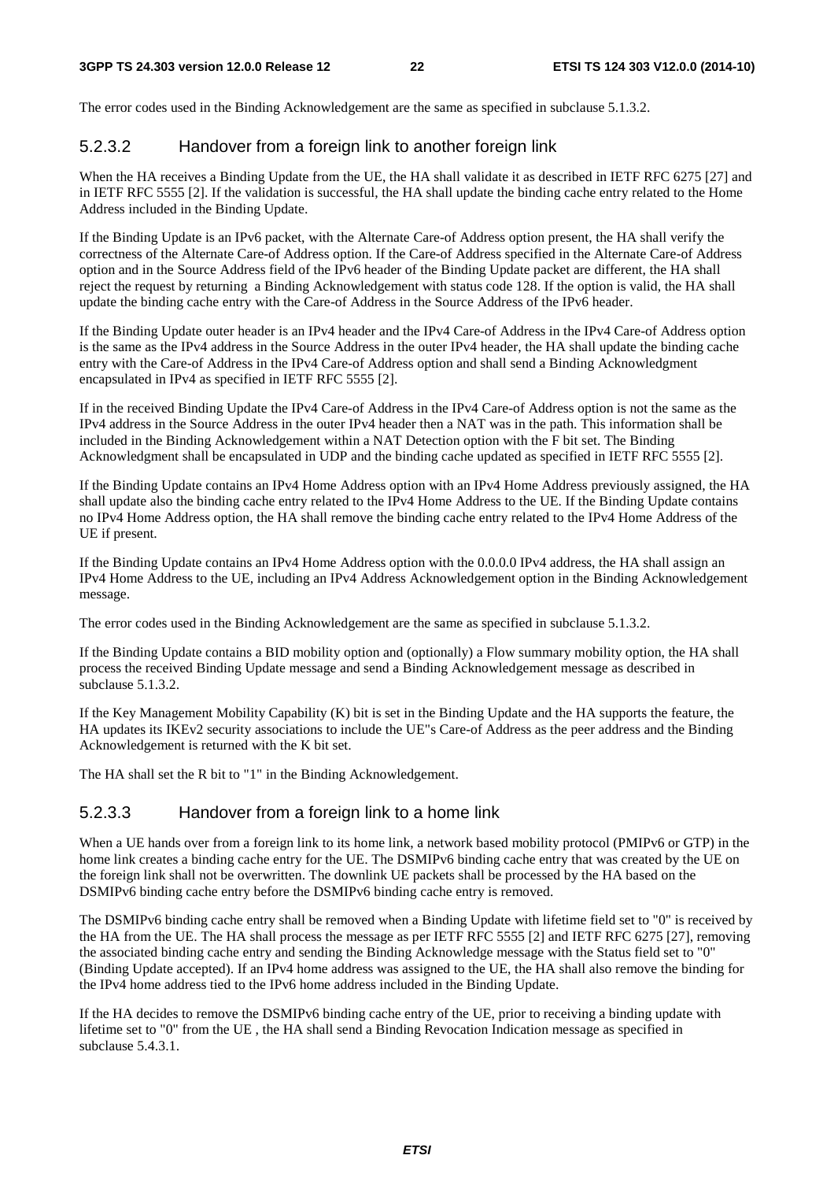The error codes used in the Binding Acknowledgement are the same as specified in subclause 5.1.3.2.

#### 5.2.3.2 Handover from a foreign link to another foreign link

When the HA receives a Binding Update from the UE, the HA shall validate it as described in IETF RFC 6275 [27] and in IETF RFC 5555 [2]. If the validation is successful, the HA shall update the binding cache entry related to the Home Address included in the Binding Update.

If the Binding Update is an IPv6 packet, with the Alternate Care-of Address option present, the HA shall verify the correctness of the Alternate Care-of Address option. If the Care-of Address specified in the Alternate Care-of Address option and in the Source Address field of the IPv6 header of the Binding Update packet are different, the HA shall reject the request by returning a Binding Acknowledgement with status code 128. If the option is valid, the HA shall update the binding cache entry with the Care-of Address in the Source Address of the IPv6 header.

If the Binding Update outer header is an IPv4 header and the IPv4 Care-of Address in the IPv4 Care-of Address option is the same as the IPv4 address in the Source Address in the outer IPv4 header, the HA shall update the binding cache entry with the Care-of Address in the IPv4 Care-of Address option and shall send a Binding Acknowledgment encapsulated in IPv4 as specified in IETF RFC 5555 [2].

If in the received Binding Update the IPv4 Care-of Address in the IPv4 Care-of Address option is not the same as the IPv4 address in the Source Address in the outer IPv4 header then a NAT was in the path. This information shall be included in the Binding Acknowledgement within a NAT Detection option with the F bit set. The Binding Acknowledgment shall be encapsulated in UDP and the binding cache updated as specified in IETF RFC 5555 [2].

If the Binding Update contains an IPv4 Home Address option with an IPv4 Home Address previously assigned, the HA shall update also the binding cache entry related to the IPv4 Home Address to the UE. If the Binding Update contains no IPv4 Home Address option, the HA shall remove the binding cache entry related to the IPv4 Home Address of the UE if present.

If the Binding Update contains an IPv4 Home Address option with the 0.0.0.0 IPv4 address, the HA shall assign an IPv4 Home Address to the UE, including an IPv4 Address Acknowledgement option in the Binding Acknowledgement message.

The error codes used in the Binding Acknowledgement are the same as specified in subclause 5.1.3.2.

If the Binding Update contains a BID mobility option and (optionally) a Flow summary mobility option, the HA shall process the received Binding Update message and send a Binding Acknowledgement message as described in subclause 5.1.3.2.

If the Key Management Mobility Capability (K) bit is set in the Binding Update and the HA supports the feature, the HA updates its IKEv2 security associations to include the UE"s Care-of Address as the peer address and the Binding Acknowledgement is returned with the K bit set.

The HA shall set the R bit to "1" in the Binding Acknowledgement.

#### 5.2.3.3 Handover from a foreign link to a home link

When a UE hands over from a foreign link to its home link, a network based mobility protocol (PMIPv6 or GTP) in the home link creates a binding cache entry for the UE. The DSMIPv6 binding cache entry that was created by the UE on the foreign link shall not be overwritten. The downlink UE packets shall be processed by the HA based on the DSMIPv6 binding cache entry before the DSMIPv6 binding cache entry is removed.

The DSMIPv6 binding cache entry shall be removed when a Binding Update with lifetime field set to "0" is received by the HA from the UE. The HA shall process the message as per IETF RFC 5555 [2] and IETF RFC 6275 [27], removing the associated binding cache entry and sending the Binding Acknowledge message with the Status field set to "0" (Binding Update accepted). If an IPv4 home address was assigned to the UE, the HA shall also remove the binding for the IPv4 home address tied to the IPv6 home address included in the Binding Update.

If the HA decides to remove the DSMIPv6 binding cache entry of the UE, prior to receiving a binding update with lifetime set to "0" from the UE , the HA shall send a Binding Revocation Indication message as specified in subclause 5.4.3.1.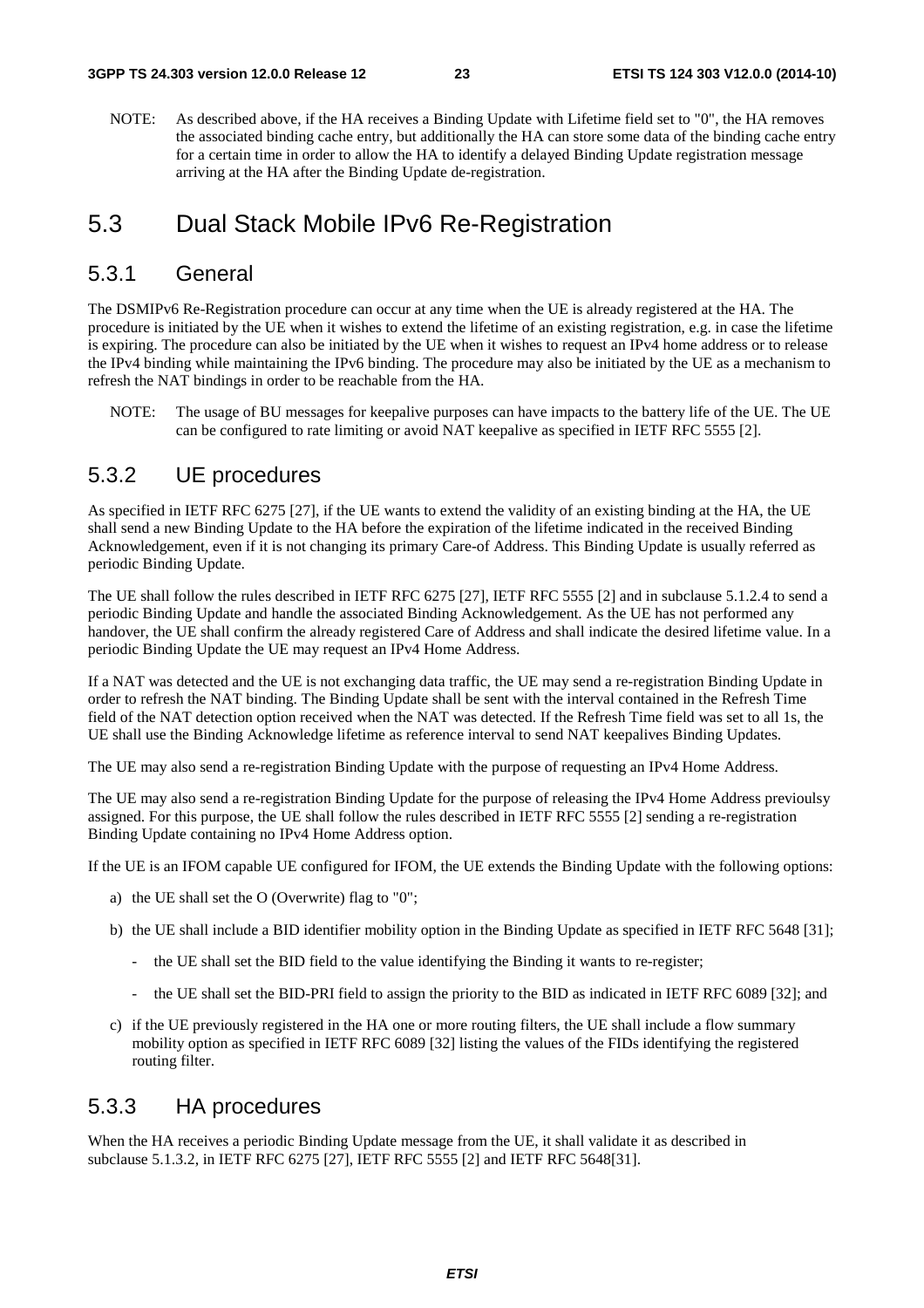NOTE: As described above, if the HA receives a Binding Update with Lifetime field set to "0", the HA removes the associated binding cache entry, but additionally the HA can store some data of the binding cache entry for a certain time in order to allow the HA to identify a delayed Binding Update registration message arriving at the HA after the Binding Update de-registration.

## 5.3 Dual Stack Mobile IPv6 Re-Registration

### 5.3.1 General

The DSMIPv6 Re-Registration procedure can occur at any time when the UE is already registered at the HA. The procedure is initiated by the UE when it wishes to extend the lifetime of an existing registration, e.g. in case the lifetime is expiring. The procedure can also be initiated by the UE when it wishes to request an IPv4 home address or to release the IPv4 binding while maintaining the IPv6 binding. The procedure may also be initiated by the UE as a mechanism to refresh the NAT bindings in order to be reachable from the HA.

NOTE: The usage of BU messages for keepalive purposes can have impacts to the battery life of the UE. The UE can be configured to rate limiting or avoid NAT keepalive as specified in IETF RFC 5555 [2].

### 5.3.2 UE procedures

As specified in IETF RFC 6275 [27], if the UE wants to extend the validity of an existing binding at the HA, the UE shall send a new Binding Update to the HA before the expiration of the lifetime indicated in the received Binding Acknowledgement, even if it is not changing its primary Care-of Address. This Binding Update is usually referred as periodic Binding Update.

The UE shall follow the rules described in IETF RFC 6275 [27], IETF RFC 5555 [2] and in subclause 5.1.2.4 to send a periodic Binding Update and handle the associated Binding Acknowledgement. As the UE has not performed any handover, the UE shall confirm the already registered Care of Address and shall indicate the desired lifetime value. In a periodic Binding Update the UE may request an IPv4 Home Address.

If a NAT was detected and the UE is not exchanging data traffic, the UE may send a re-registration Binding Update in order to refresh the NAT binding. The Binding Update shall be sent with the interval contained in the Refresh Time field of the NAT detection option received when the NAT was detected. If the Refresh Time field was set to all 1s, the UE shall use the Binding Acknowledge lifetime as reference interval to send NAT keepalives Binding Updates.

The UE may also send a re-registration Binding Update with the purpose of requesting an IPv4 Home Address.

The UE may also send a re-registration Binding Update for the purpose of releasing the IPv4 Home Address previoulsy assigned. For this purpose, the UE shall follow the rules described in IETF RFC 5555 [2] sending a re-registration Binding Update containing no IPv4 Home Address option.

If the UE is an IFOM capable UE configured for IFOM, the UE extends the Binding Update with the following options:

a) the UE shall set the O (Overwrite) flag to "0";

b) the UE shall include a BID identifier mobility option in the Binding Update as specified in IETF RFC 5648 [31];

   - the UE shall set the BID field to the value identifying the Binding it wants to re-register;

   - the UE shall set the BID-PRI field to assign the priority to the BID as indicated in IETF RFC 6089 [32]; and

c) if the UE previously registered in the HA one or more routing filters, the UE shall include a flow summary mobility option as specified in IETF RFC 6089 [32] listing the values of the FIDs identifying the registered routing filter.

### 5.3.3 HA procedures

When the HA receives a periodic Binding Update message from the UE, it shall validate it as described in subclause 5.1.3.2, in IETF RFC 6275 [27], IETF RFC 5555 [2] and IETF RFC 5648[31].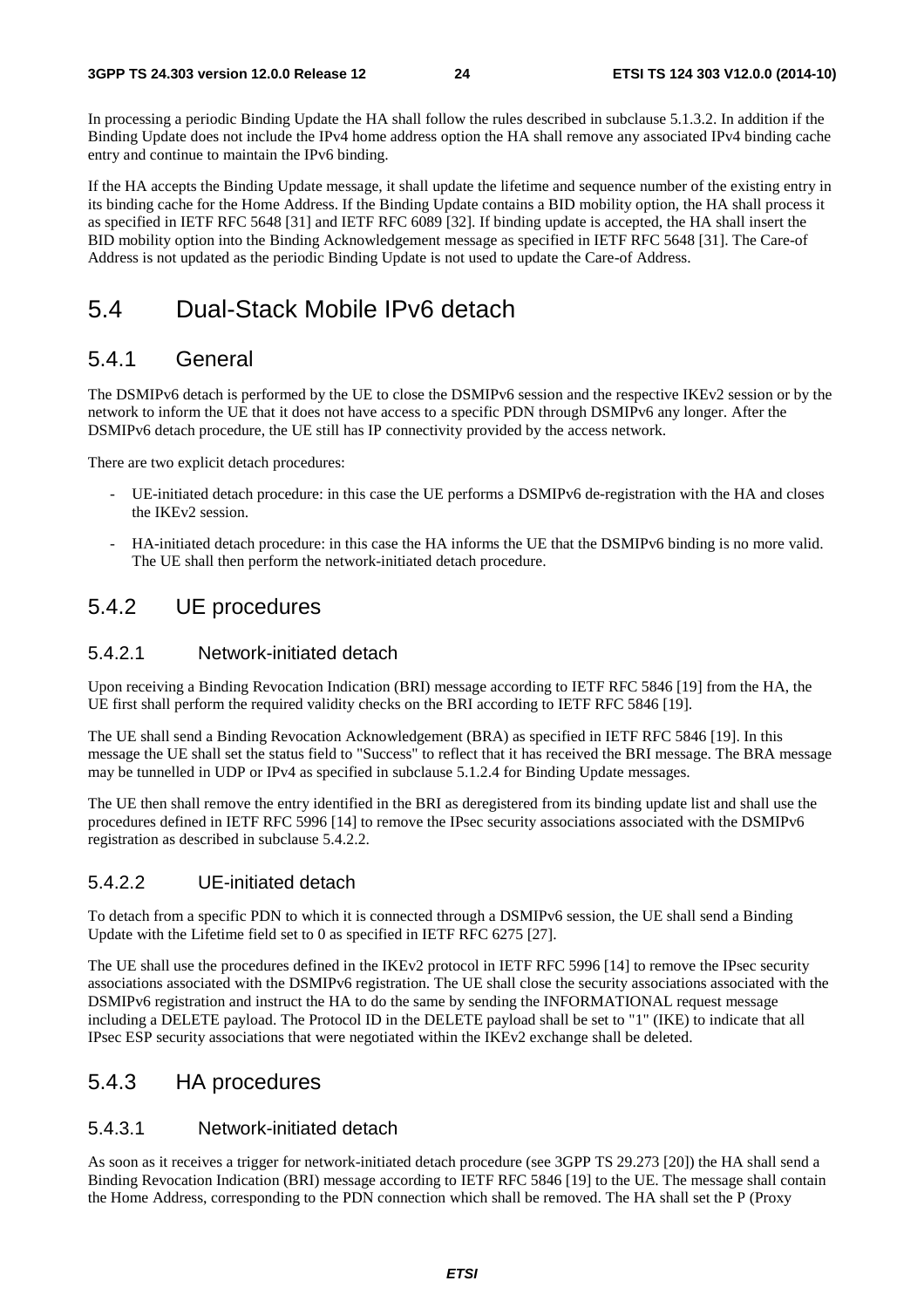In processing a periodic Binding Update the HA shall follow the rules described in subclause 5.1.3.2. In addition if the Binding Update does not include the IPv4 home address option the HA shall remove any associated IPv4 binding cache entry and continue to maintain the IPv6 binding.

If the HA accepts the Binding Update message, it shall update the lifetime and sequence number of the existing entry in its binding cache for the Home Address. If the Binding Update contains a BID mobility option, the HA shall process it as specified in IETF RFC 5648 [31] and IETF RFC 6089 [32]. If binding update is accepted, the HA shall insert the BID mobility option into the Binding Acknowledgement message as specified in IETF RFC 5648 [31]. The Care-of Address is not updated as the periodic Binding Update is not used to update the Care-of Address.

# 5.4 Dual-Stack Mobile IPv6 detach

## 5.4.1 General

The DSMIPv6 detach is performed by the UE to close the DSMIPv6 session and the respective IKEv2 session or by the network to inform the UE that it does not have access to a specific PDN through DSMIPv6 any longer. After the DSMIPv6 detach procedure, the UE still has IP connectivity provided by the access network.

There are two explicit detach procedures:

- UE-initiated detach procedure: in this case the UE performs a DSMIPv6 de-registration with the HA and closes the IKEv2 session.
- HA-initiated detach procedure: in this case the HA informs the UE that the DSMIPv6 binding is no more valid. The UE shall then perform the network-initiated detach procedure.

## 5.4.2 UE procedures

### 5.4.2.1 Network-initiated detach

Upon receiving a Binding Revocation Indication (BRI) message according to IETF RFC 5846 [19] from the HA, the UE first shall perform the required validity checks on the BRI according to IETF RFC 5846 [19].

The UE shall send a Binding Revocation Acknowledgement (BRA) as specified in IETF RFC 5846 [19]. In this message the UE shall set the status field to "Success" to reflect that it has received the BRI message. The BRA message may be tunnelled in UDP or IPv4 as specified in subclause 5.1.2.4 for Binding Update messages.

The UE then shall remove the entry identified in the BRI as deregistered from its binding update list and shall use the procedures defined in IETF RFC 5996 [14] to remove the IPsec security associations associated with the DSMIPv6 registration as described in subclause 5.4.2.2.

### 5.4.2.2 UE-initiated detach

To detach from a specific PDN to which it is connected through a DSMIPv6 session, the UE shall send a Binding Update with the Lifetime field set to 0 as specified in IETF RFC 6275 [27].

The UE shall use the procedures defined in the IKEv2 protocol in IETF RFC 5996 [14] to remove the IPsec security associations associated with the DSMIPv6 registration. The UE shall close the security associations associated with the DSMIPv6 registration and instruct the HA to do the same by sending the INFORMATIONAL request message including a DELETE payload. The Protocol ID in the DELETE payload shall be set to "1" (IKE) to indicate that all IPsec ESP security associations that were negotiated within the IKEv2 exchange shall be deleted.

## 5.4.3 HA procedures

### 5.4.3.1 Network-initiated detach

As soon as it receives a trigger for network-initiated detach procedure (see 3GPP TS 29.273 [20]) the HA shall send a Binding Revocation Indication (BRI) message according to IETF RFC 5846 [19] to the UE. The message shall contain the Home Address, corresponding to the PDN connection which shall be removed. The HA shall set the P (Proxy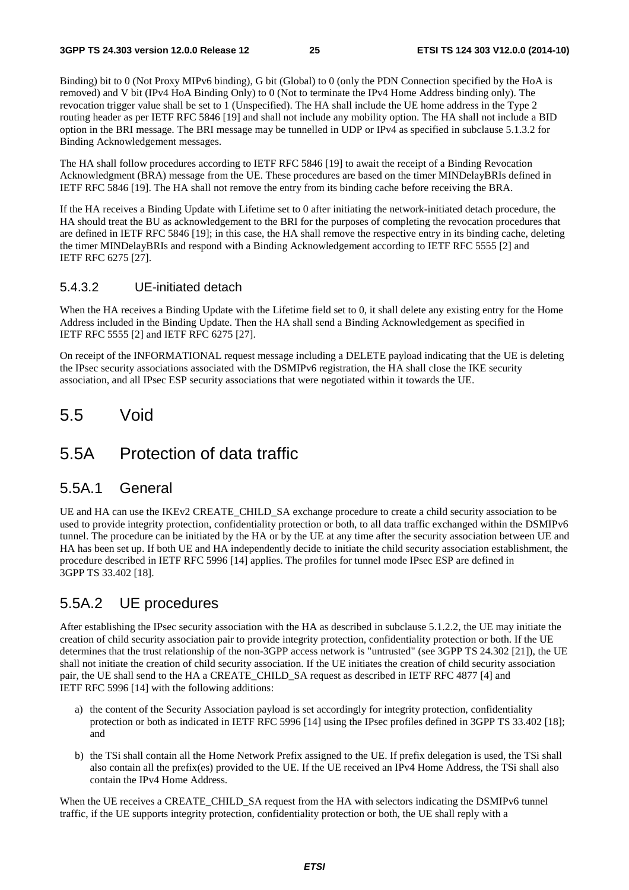Binding) bit to 0 (Not Proxy MIPv6 binding), G bit (Global) to 0 (only the PDN Connection specified by the HoA is removed) and V bit (IPv4 HoA Binding Only) to 0 (Not to terminate the IPv4 Home Address binding only). The revocation trigger value shall be set to 1 (Unspecified). The HA shall include the UE home address in the Type 2 routing header as per IETF RFC 5846 [19] and shall not include any mobility option. The HA shall not include a BID option in the BRI message. The BRI message may be tunnelled in UDP or IPv4 as specified in subclause 5.1.3.2 for Binding Acknowledgement messages.

The HA shall follow procedures according to IETF RFC 5846 [19] to await the receipt of a Binding Revocation Acknowledgment (BRA) message from the UE. These procedures are based on the timer MINDelayBRIs defined in IETF RFC 5846 [19]. The HA shall not remove the entry from its binding cache before receiving the BRA.

If the HA receives a Binding Update with Lifetime set to 0 after initiating the network-initiated detach procedure, the HA should treat the BU as acknowledgement to the BRI for the purposes of completing the revocation procedures that are defined in IETF RFC 5846 [19]; in this case, the HA shall remove the respective entry in its binding cache, deleting the timer MINDelayBRIs and respond with a Binding Acknowledgement according to IETF RFC 5555 [2] and IETF RFC 6275 [27].

#### 5.4.3.2 UE-initiated detach

When the HA receives a Binding Update with the Lifetime field set to 0, it shall delete any existing entry for the Home Address included in the Binding Update. Then the HA shall send a Binding Acknowledgement as specified in IETF RFC 5555 [2] and IETF RFC 6275 [27].

On receipt of the INFORMATIONAL request message including a DELETE payload indicating that the UE is deleting the IPsec security associations associated with the DSMIPv6 registration, the HA shall close the IKE security association, and all IPsec ESP security associations that were negotiated within it towards the UE.

## 5.5 Void

## 5.5A Protection of data traffic

### 5.5A.1 General

UE and HA can use the IKEv2 CREATE_CHILD_SA exchange procedure to create a child security association to be used to provide integrity protection, confidentiality protection or both, to all data traffic exchanged within the DSMIPv6 tunnel. The procedure can be initiated by the HA or by the UE at any time after the security association between UE and HA has been set up. If both UE and HA independently decide to initiate the child security association establishment, the procedure described in IETF RFC 5996 [14] applies. The profiles for tunnel mode IPsec ESP are defined in 3GPP TS 33.402 [18].

### 5.5A.2 UE procedures

After establishing the IPsec security association with the HA as described in subclause 5.1.2.2, the UE may initiate the creation of child security association pair to provide integrity protection, confidentiality protection or both. If the UE determines that the trust relationship of the non-3GPP access network is "untrusted" (see 3GPP TS 24.302 [21]), the UE shall not initiate the creation of child security association. If the UE initiates the creation of child security association pair, the UE shall send to the HA a CREATE_CHILD_SA request as described in IETF RFC 4877 [4] and IETF RFC 5996 [14] with the following additions:

a) the content of the Security Association payload is set accordingly for integrity protection, confidentiality protection or both as indicated in IETF RFC 5996 [14] using the IPsec profiles defined in 3GPP TS 33.402 [18]; and

b) the TSi shall contain all the Home Network Prefix assigned to the UE. If prefix delegation is used, the TSi shall also contain all the prefix(es) provided to the UE. If the UE received an IPv4 Home Address, the TSi shall also contain the IPv4 Home Address.

When the UE receives a CREATE_CHILD_SA request from the HA with selectors indicating the DSMIPv6 tunnel traffic, if the UE supports integrity protection, confidentiality protection or both, the UE shall reply with a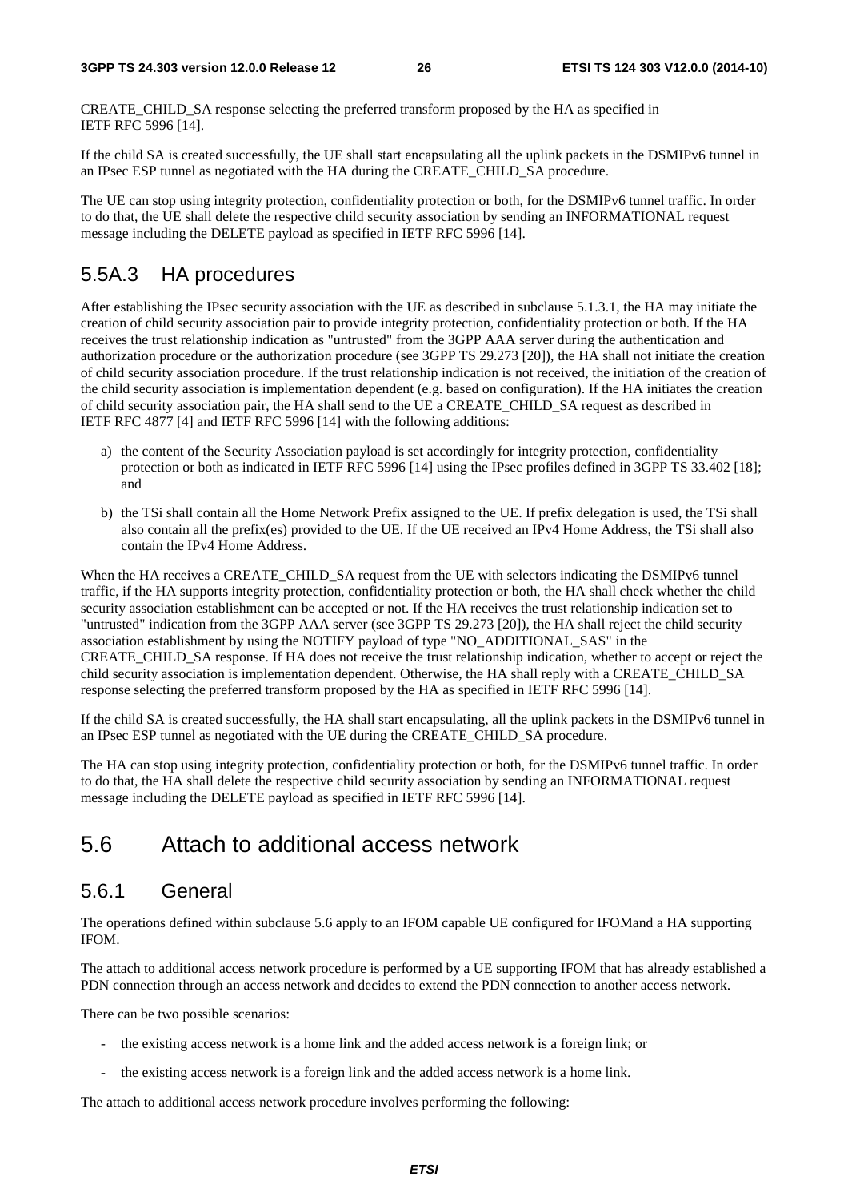CREATE_CHILD_SA response selecting the preferred transform proposed by the HA as specified in IETF RFC 5996 [14].

If the child SA is created successfully, the UE shall start encapsulating all the uplink packets in the DSMIPv6 tunnel in an IPsec ESP tunnel as negotiated with the HA during the CREATE_CHILD_SA procedure.

The UE can stop using integrity protection, confidentiality protection or both, for the DSMIPv6 tunnel traffic. In order to do that, the UE shall delete the respective child security association by sending an INFORMATIONAL request message including the DELETE payload as specified in IETF RFC 5996 [14].

## 5.5A.3 HA procedures

After establishing the IPsec security association with the UE as described in subclause 5.1.3.1, the HA may initiate the creation of child security association pair to provide integrity protection, confidentiality protection or both. If the HA receives the trust relationship indication as "untrusted" from the 3GPP AAA server during the authentication and authorization procedure or the authorization procedure (see 3GPP TS 29.273 [20]), the HA shall not initiate the creation of child security association procedure. If the trust relationship indication is not received, the initiation of the creation of the child security association is implementation dependent (e.g. based on configuration). If the HA initiates the creation of child security association pair, the HA shall send to the UE a CREATE_CHILD_SA request as described in IETF RFC 4877 [4] and IETF RFC 5996 [14] with the following additions:

a) the content of the Security Association payload is set accordingly for integrity protection, confidentiality protection or both as indicated in IETF RFC 5996 [14] using the IPsec profiles defined in 3GPP TS 33.402 [18]; and

b) the TSi shall contain all the Home Network Prefix assigned to the UE. If prefix delegation is used, the TSi shall also contain all the prefix(es) provided to the UE. If the UE received an IPv4 Home Address, the TSi shall also contain the IPv4 Home Address.

When the HA receives a CREATE_CHILD_SA request from the UE with selectors indicating the DSMIPv6 tunnel traffic, if the HA supports integrity protection, confidentiality protection or both, the HA shall check whether the child security association establishment can be accepted or not. If the HA receives the trust relationship indication set to "untrusted" indication from the 3GPP AAA server (see 3GPP TS 29.273 [20]), the HA shall reject the child security association establishment by using the NOTIFY payload of type "NO_ADDITIONAL_SAS" in the CREATE_CHILD_SA response. If HA does not receive the trust relationship indication, whether to accept or reject the child security association is implementation dependent. Otherwise, the HA shall reply with a CREATE_CHILD_SA response selecting the preferred transform proposed by the HA as specified in IETF RFC 5996 [14].

If the child SA is created successfully, the HA shall start encapsulating, all the uplink packets in the DSMIPv6 tunnel in an IPsec ESP tunnel as negotiated with the UE during the CREATE_CHILD_SA procedure.

The HA can stop using integrity protection, confidentiality protection or both, for the DSMIPv6 tunnel traffic. In order to do that, the HA shall delete the respective child security association by sending an INFORMATIONAL request message including the DELETE payload as specified in IETF RFC 5996 [14].

# 5.6 Attach to additional access network

## 5.6.1 General

The operations defined within subclause 5.6 apply to an IFOM capable UE configured for IFOMand a HA supporting IFOM.

The attach to additional access network procedure is performed by a UE supporting IFOM that has already established a PDN connection through an access network and decides to extend the PDN connection to another access network.

There can be two possible scenarios:

- the existing access network is a home link and the added access network is a foreign link; or
- the existing access network is a foreign link and the added access network is a home link.

The attach to additional access network procedure involves performing the following: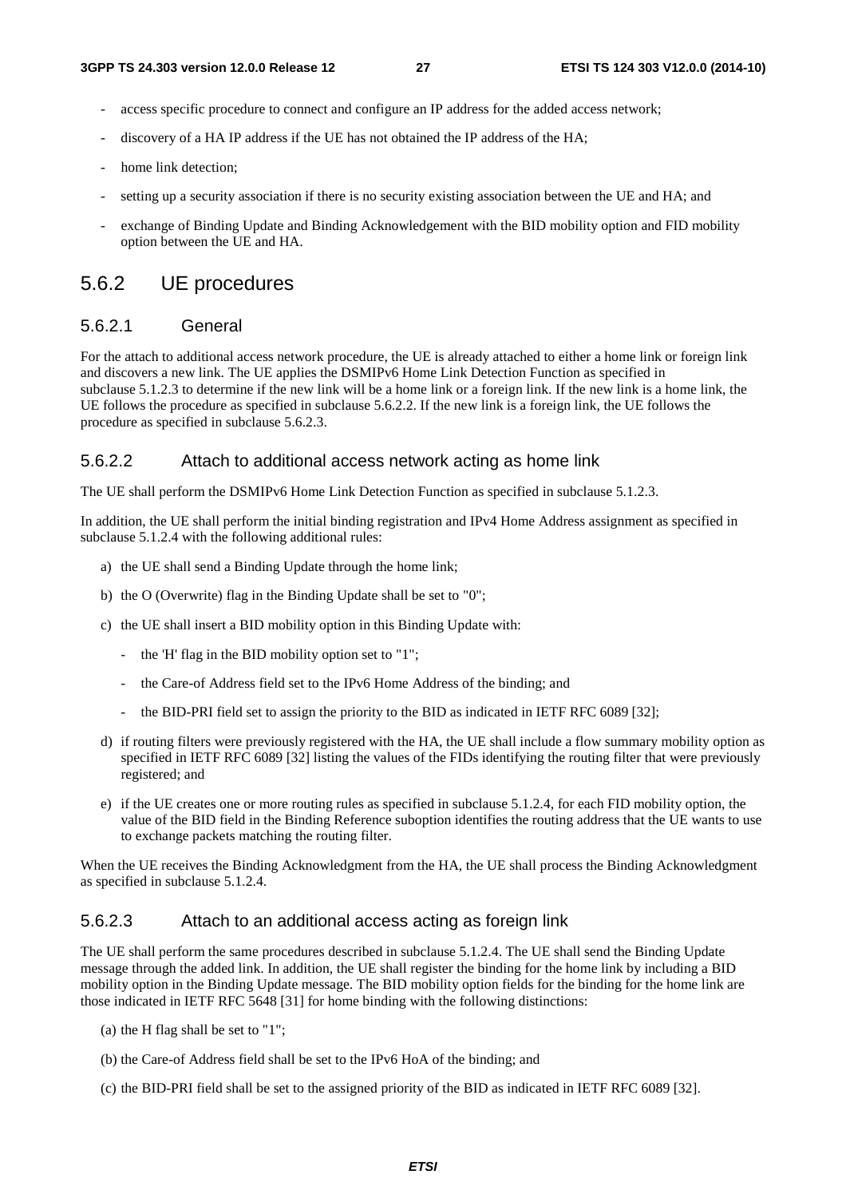- access specific procedure to connect and configure an IP address for the added access network;
- discovery of a HA IP address if the UE has not obtained the IP address of the HA;
- home link detection;
- setting up a security association if there is no security existing association between the UE and HA; and
- exchange of Binding Update and Binding Acknowledgement with the BID mobility option and FID mobility option between the UE and HA.

## 5.6.2 UE procedures

### 5.6.2.1 General

For the attach to additional access network procedure, the UE is already attached to either a home link or foreign link and discovers a new link. The UE applies the DSMIPv6 Home Link Detection Function as specified in subclause 5.1.2.3 to determine if the new link will be a home link or a foreign link. If the new link is a home link, the UE follows the procedure as specified in subclause 5.6.2.2. If the new link is a foreign link, the UE follows the procedure as specified in subclause 5.6.2.3.

### 5.6.2.2 Attach to additional access network acting as home link

The UE shall perform the DSMIPv6 Home Link Detection Function as specified in subclause 5.1.2.3.

In addition, the UE shall perform the initial binding registration and IPv4 Home Address assignment as specified in subclause 5.1.2.4 with the following additional rules:

a) the UE shall send a Binding Update through the home link;

b) the O (Overwrite) flag in the Binding Update shall be set to "0";

c) the UE shall insert a BID mobility option in this Binding Update with:
   - the 'H' flag in the BID mobility option set to "1";
   - the Care-of Address field set to the IPv6 Home Address of the binding; and
   - the BID-PRI field set to assign the priority to the BID as indicated in IETF RFC 6089 [32];

d) if routing filters were previously registered with the HA, the UE shall include a flow summary mobility option as specified in IETF RFC 6089 [32] listing the values of the FIDs identifying the routing filter that were previously registered; and

e) if the UE creates one or more routing rules as specified in subclause 5.1.2.4, for each FID mobility option, the value of the BID field in the Binding Reference suboption identifies the routing address that the UE wants to use to exchange packets matching the routing filter.

When the UE receives the Binding Acknowledgment from the HA, the UE shall process the Binding Acknowledgment as specified in subclause 5.1.2.4.

### 5.6.2.3 Attach to an additional access acting as foreign link

The UE shall perform the same procedures described in subclause 5.1.2.4. The UE shall send the Binding Update message through the added link. In addition, the UE shall register the binding for the home link by including a BID mobility option in the Binding Update message. The BID mobility option fields for the binding for the home link are those indicated in IETF RFC 5648 [31] for home binding with the following distinctions:

(a) the H flag shall be set to "1";

(b) the Care-of Address field shall be set to the IPv6 HoA of the binding; and

(c) the BID-PRI field shall be set to the assigned priority of the BID as indicated in IETF RFC 6089 [32].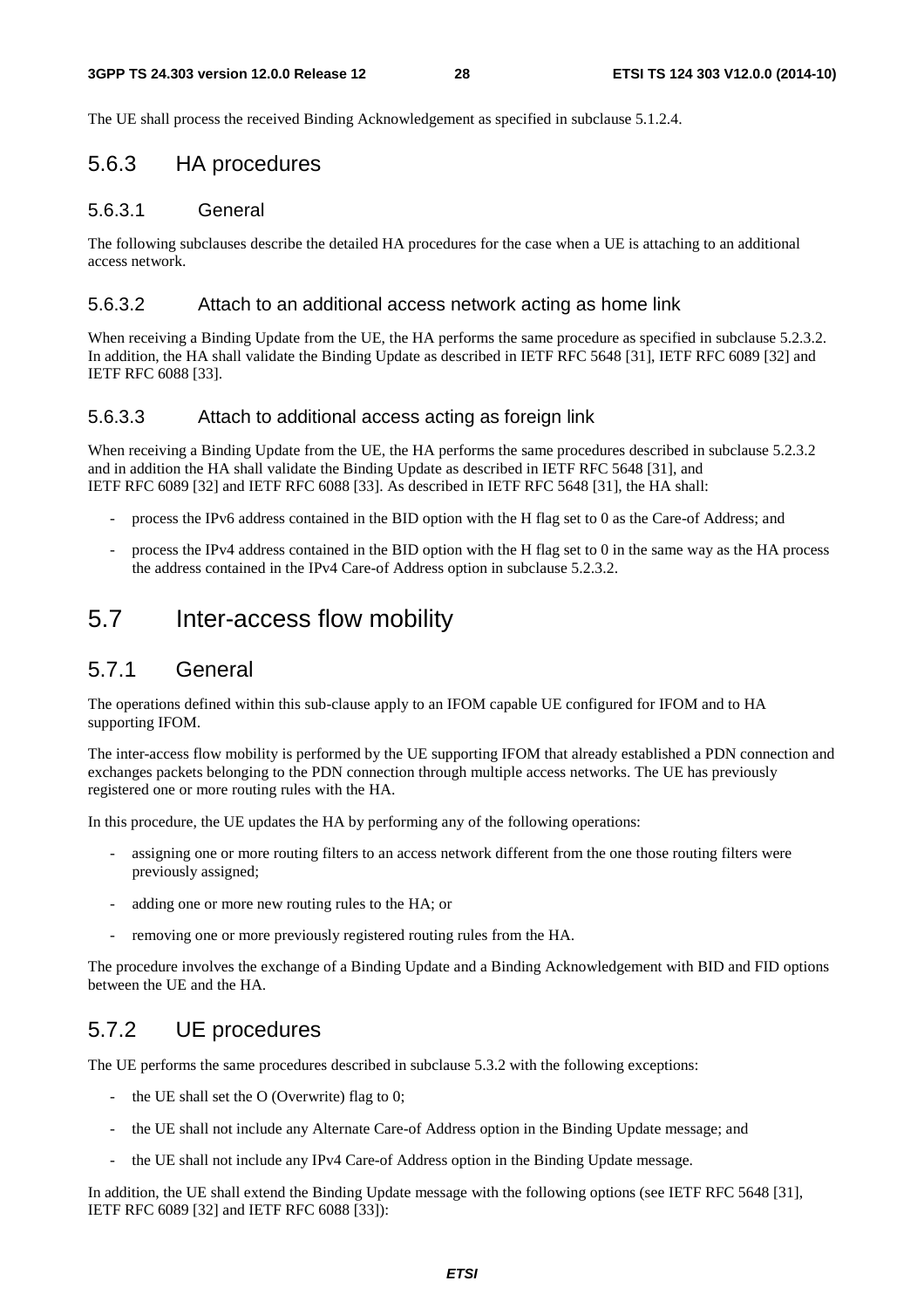The UE shall process the received Binding Acknowledgement as specified in subclause 5.1.2.4.

### 5.6.3 HA procedures

#### 5.6.3.1 General

The following subclauses describe the detailed HA procedures for the case when a UE is attaching to an additional access network.

#### 5.6.3.2 Attach to an additional access network acting as home link

When receiving a Binding Update from the UE, the HA performs the same procedure as specified in subclause 5.2.3.2. In addition, the HA shall validate the Binding Update as described in IETF RFC 5648 [31], IETF RFC 6089 [32] and IETF RFC 6088 [33].

#### 5.6.3.3 Attach to additional access acting as foreign link

When receiving a Binding Update from the UE, the HA performs the same procedures described in subclause 5.2.3.2 and in addition the HA shall validate the Binding Update as described in IETF RFC 5648 [31], and IETF RFC 6089 [32] and IETF RFC 6088 [33]. As described in IETF RFC 5648 [31], the HA shall:

- process the IPv6 address contained in the BID option with the H flag set to 0 as the Care-of Address; and
- process the IPv4 address contained in the BID option with the H flag set to 0 in the same way as the HA process the address contained in the IPv4 Care-of Address option in subclause 5.2.3.2.

## 5.7 Inter-access flow mobility

### 5.7.1 General

The operations defined within this sub-clause apply to an IFOM capable UE configured for IFOM and to HA supporting IFOM.

The inter-access flow mobility is performed by the UE supporting IFOM that already established a PDN connection and exchanges packets belonging to the PDN connection through multiple access networks. The UE has previously registered one or more routing rules with the HA.

In this procedure, the UE updates the HA by performing any of the following operations:

- assigning one or more routing filters to an access network different from the one those routing filters were previously assigned;
- adding one or more new routing rules to the HA; or
- removing one or more previously registered routing rules from the HA.

The procedure involves the exchange of a Binding Update and a Binding Acknowledgement with BID and FID options between the UE and the HA.

### 5.7.2 UE procedures

The UE performs the same procedures described in subclause 5.3.2 with the following exceptions:

- the UE shall set the O (Overwrite) flag to 0;
- the UE shall not include any Alternate Care-of Address option in the Binding Update message; and
- the UE shall not include any IPv4 Care-of Address option in the Binding Update message.

In addition, the UE shall extend the Binding Update message with the following options (see IETF RFC 5648 [31], IETF RFC 6089 [32] and IETF RFC 6088 [33]):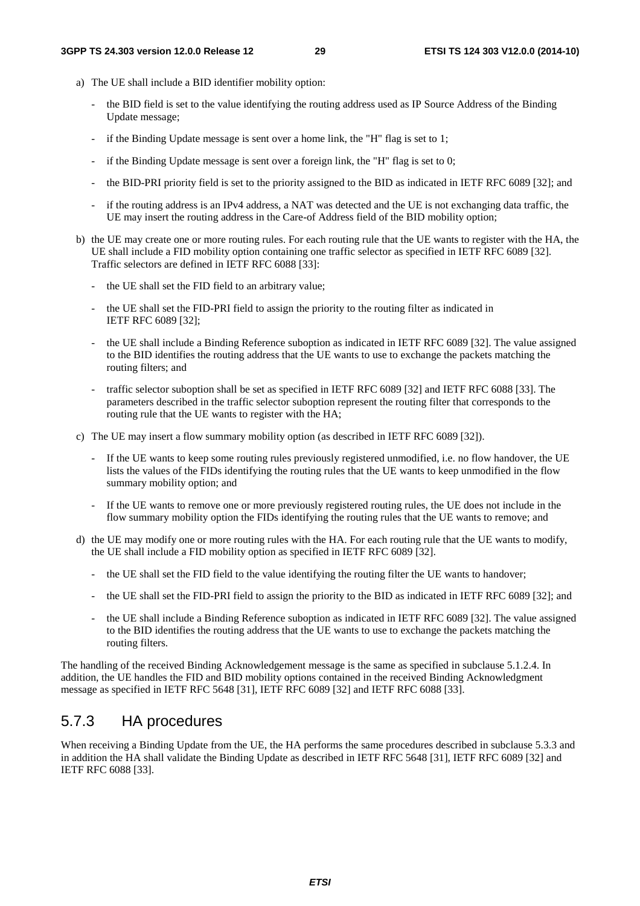a) The UE shall include a BID identifier mobility option:

   - the BID field is set to the value identifying the routing address used as IP Source Address of the Binding Update message;
   - if the Binding Update message is sent over a home link, the "H" flag is set to 1;
   - if the Binding Update message is sent over a foreign link, the "H" flag is set to 0;
   - the BID-PRI priority field is set to the priority assigned to the BID as indicated in IETF RFC 6089 [32]; and
   - if the routing address is an IPv4 address, a NAT was detected and the UE is not exchanging data traffic, the UE may insert the routing address in the Care-of Address field of the BID mobility option;

b) the UE may create one or more routing rules. For each routing rule that the UE wants to register with the HA, the UE shall include a FID mobility option containing one traffic selector as specified in IETF RFC 6089 [32]. Traffic selectors are defined in IETF RFC 6088 [33]:

   - the UE shall set the FID field to an arbitrary value;
   - the UE shall set the FID-PRI field to assign the priority to the routing filter as indicated in IETF RFC 6089 [32];
   - the UE shall include a Binding Reference suboption as indicated in IETF RFC 6089 [32]. The value assigned to the BID identifies the routing address that the UE wants to use to exchange the packets matching the routing filters; and
   - traffic selector suboption shall be set as specified in IETF RFC 6089 [32] and IETF RFC 6088 [33]. The parameters described in the traffic selector suboption represent the routing filter that corresponds to the routing rule that the UE wants to register with the HA;

c) The UE may insert a flow summary mobility option (as described in IETF RFC 6089 [32]).

   - If the UE wants to keep some routing rules previously registered unmodified, i.e. no flow handover, the UE lists the values of the FIDs identifying the routing rules that the UE wants to keep unmodified in the flow summary mobility option; and
   - If the UE wants to remove one or more previously registered routing rules, the UE does not include in the flow summary mobility option the FIDs identifying the routing rules that the UE wants to remove; and

d) the UE may modify one or more routing rules with the HA. For each routing rule that the UE wants to modify, the UE shall include a FID mobility option as specified in IETF RFC 6089 [32].

   - the UE shall set the FID field to the value identifying the routing filter the UE wants to handover;
   - the UE shall set the FID-PRI field to assign the priority to the BID as indicated in IETF RFC 6089 [32]; and
   - the UE shall include a Binding Reference suboption as indicated in IETF RFC 6089 [32]. The value assigned to the BID identifies the routing address that the UE wants to use to exchange the packets matching the routing filters.

The handling of the received Binding Acknowledgement message is the same as specified in subclause 5.1.2.4. In addition, the UE handles the FID and BID mobility options contained in the received Binding Acknowledgment message as specified in IETF RFC 5648 [31], IETF RFC 6089 [32] and IETF RFC 6088 [33].

## 5.7.3 HA procedures

When receiving a Binding Update from the UE, the HA performs the same procedures described in subclause 5.3.3 and in addition the HA shall validate the Binding Update as described in IETF RFC 5648 [31], IETF RFC 6089 [32] and IETF RFC 6088 [33].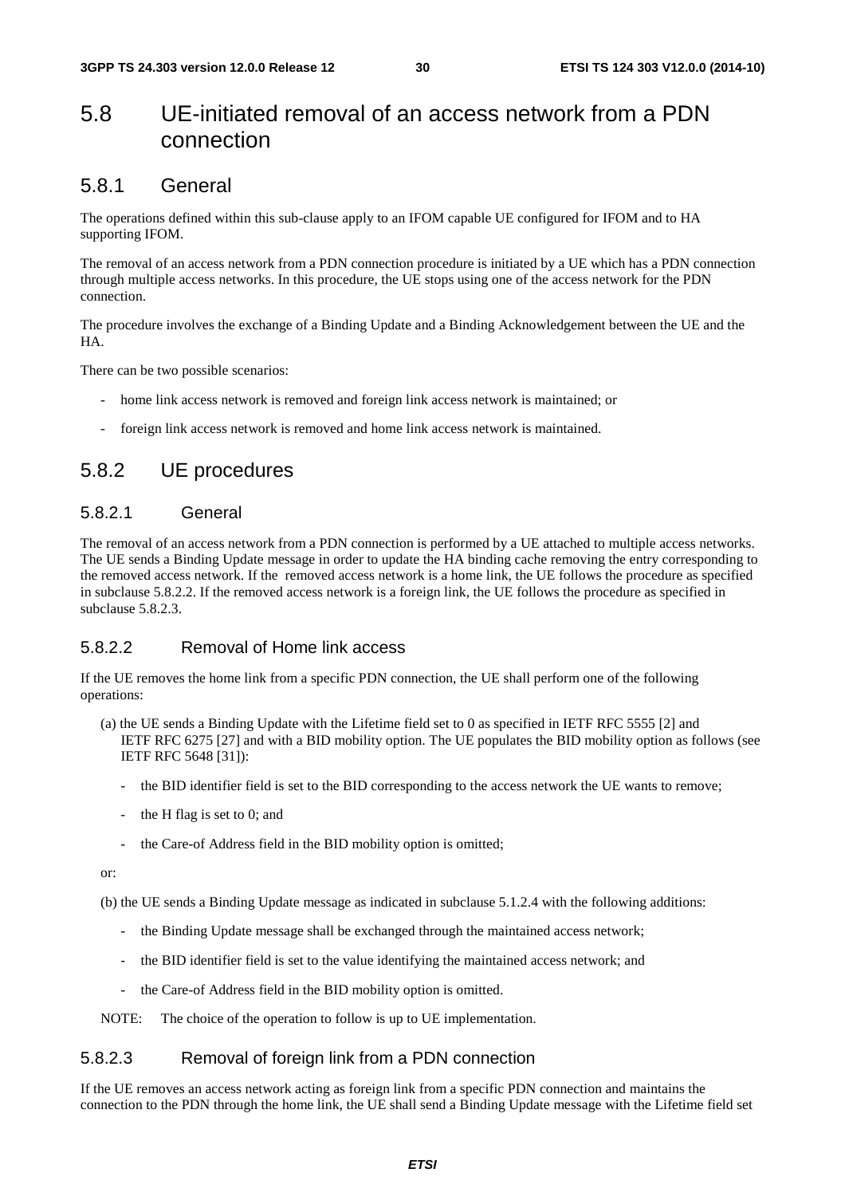# 5.8 UE-initiated removal of an access network from a PDN connection

## 5.8.1 General

The operations defined within this sub-clause apply to an IFOM capable UE configured for IFOM and to HA supporting IFOM.

The removal of an access network from a PDN connection procedure is initiated by a UE which has a PDN connection through multiple access networks. In this procedure, the UE stops using one of the access network for the PDN connection.

The procedure involves the exchange of a Binding Update and a Binding Acknowledgement between the UE and the HA.

There can be two possible scenarios:

- home link access network is removed and foreign link access network is maintained; or
- foreign link access network is removed and home link access network is maintained.

## 5.8.2 UE procedures

### 5.8.2.1 General

The removal of an access network from a PDN connection is performed by a UE attached to multiple access networks. The UE sends a Binding Update message in order to update the HA binding cache removing the entry corresponding to the removed access network. If the removed access network is a home link, the UE follows the procedure as specified in subclause 5.8.2.2. If the removed access network is a foreign link, the UE follows the procedure as specified in subclause 5.8.2.3.

### 5.8.2.2 Removal of Home link access

If the UE removes the home link from a specific PDN connection, the UE shall perform one of the following operations:

(a) the UE sends a Binding Update with the Lifetime field set to 0 as specified in IETF RFC 5555 [2] and IETF RFC 6275 [27] and with a BID mobility option. The UE populates the BID mobility option as follows (see IETF RFC 5648 [31]):

- the BID identifier field is set to the BID corresponding to the access network the UE wants to remove;
- the H flag is set to 0; and
- the Care-of Address field in the BID mobility option is omitted;

or:

(b) the UE sends a Binding Update message as indicated in subclause 5.1.2.4 with the following additions:

- the Binding Update message shall be exchanged through the maintained access network;
- the BID identifier field is set to the value identifying the maintained access network; and
- the Care-of Address field in the BID mobility option is omitted.

NOTE: The choice of the operation to follow is up to UE implementation.

### 5.8.2.3 Removal of foreign link from a PDN connection

If the UE removes an access network acting as foreign link from a specific PDN connection and maintains the connection to the PDN through the home link, the UE shall send a Binding Update message with the Lifetime field set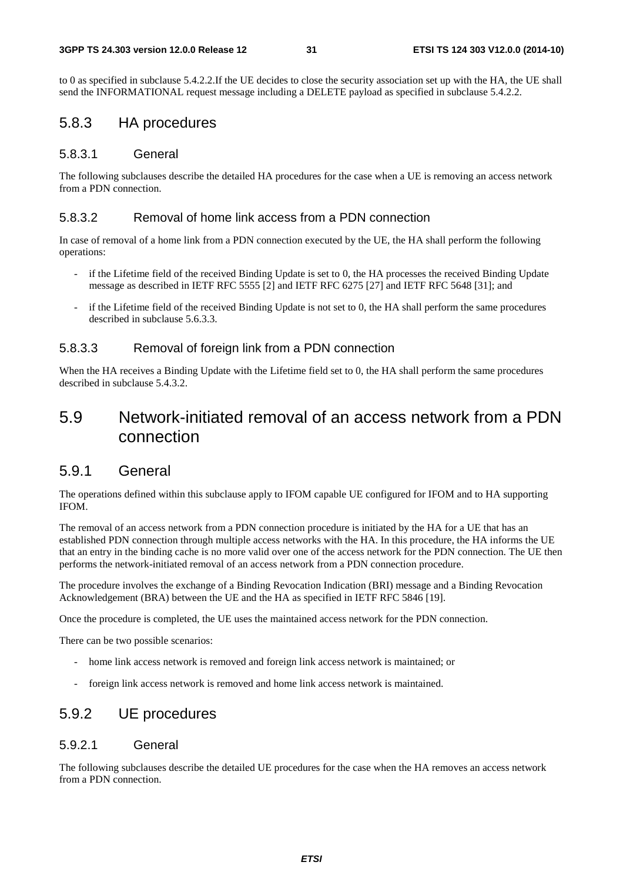to 0 as specified in subclause 5.4.2.2.If the UE decides to close the security association set up with the HA, the UE shall send the INFORMATIONAL request message including a DELETE payload as specified in subclause 5.4.2.2.

### 5.8.3 HA procedures

#### 5.8.3.1 General

The following subclauses describe the detailed HA procedures for the case when a UE is removing an access network from a PDN connection.

#### 5.8.3.2 Removal of home link access from a PDN connection

In case of removal of a home link from a PDN connection executed by the UE, the HA shall perform the following operations:

- if the Lifetime field of the received Binding Update is set to 0, the HA processes the received Binding Update message as described in IETF RFC 5555 [2] and IETF RFC 6275 [27] and IETF RFC 5648 [31]; and
- if the Lifetime field of the received Binding Update is not set to 0, the HA shall perform the same procedures described in subclause 5.6.3.3.

#### 5.8.3.3 Removal of foreign link from a PDN connection

When the HA receives a Binding Update with the Lifetime field set to 0, the HA shall perform the same procedures described in subclause 5.4.3.2.

## 5.9 Network-initiated removal of an access network from a PDN connection

### 5.9.1 General

The operations defined within this subclause apply to IFOM capable UE configured for IFOM and to HA supporting IFOM.

The removal of an access network from a PDN connection procedure is initiated by the HA for a UE that has an established PDN connection through multiple access networks with the HA. In this procedure, the HA informs the UE that an entry in the binding cache is no more valid over one of the access network for the PDN connection. The UE then performs the network-initiated removal of an access network from a PDN connection procedure.

The procedure involves the exchange of a Binding Revocation Indication (BRI) message and a Binding Revocation Acknowledgement (BRA) between the UE and the HA as specified in IETF RFC 5846 [19].

Once the procedure is completed, the UE uses the maintained access network for the PDN connection.

There can be two possible scenarios:

- home link access network is removed and foreign link access network is maintained; or
- foreign link access network is removed and home link access network is maintained.

### 5.9.2 UE procedures

#### 5.9.2.1 General

The following subclauses describe the detailed UE procedures for the case when the HA removes an access network from a PDN connection.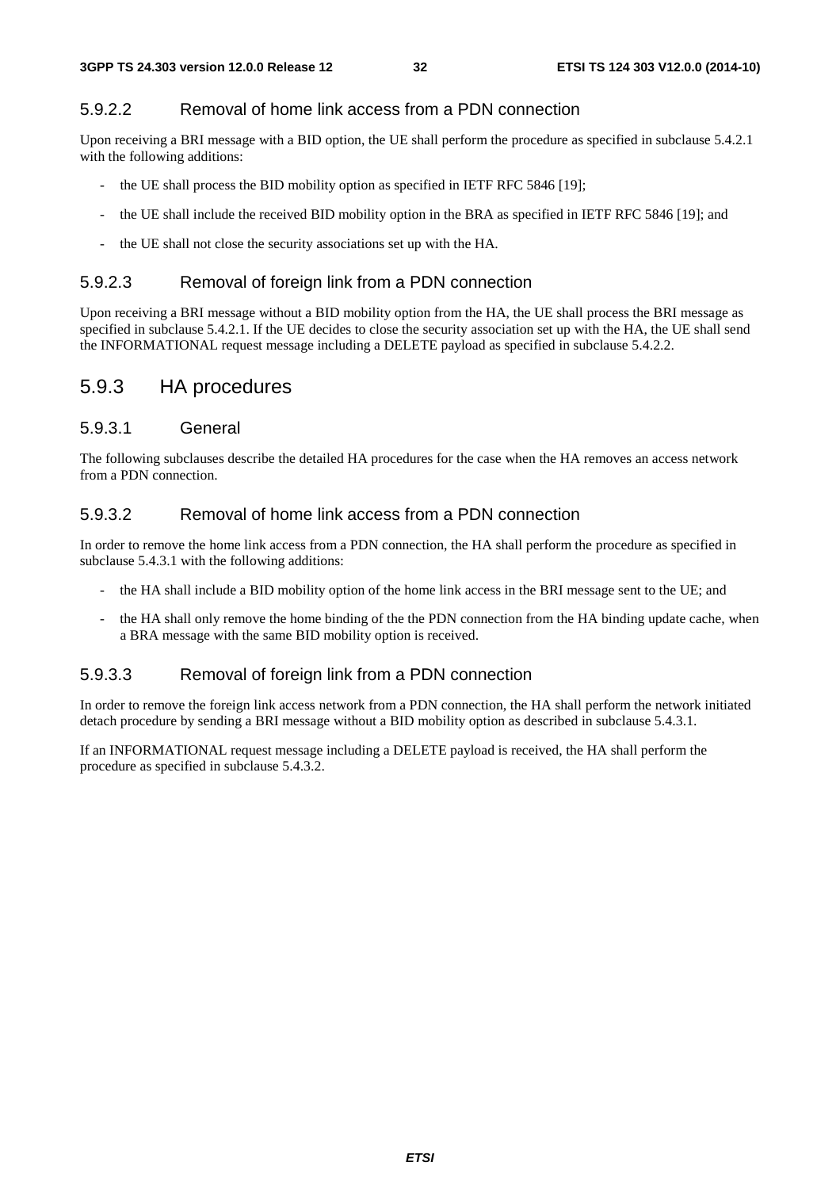#### 5.9.2.2 Removal of home link access from a PDN connection

Upon receiving a BRI message with a BID option, the UE shall perform the procedure as specified in subclause 5.4.2.1 with the following additions:

- the UE shall process the BID mobility option as specified in IETF RFC 5846 [19];
- the UE shall include the received BID mobility option in the BRA as specified in IETF RFC 5846 [19]; and
- the UE shall not close the security associations set up with the HA.

#### 5.9.2.3 Removal of foreign link from a PDN connection

Upon receiving a BRI message without a BID mobility option from the HA, the UE shall process the BRI message as specified in subclause 5.4.2.1. If the UE decides to close the security association set up with the HA, the UE shall send the INFORMATIONAL request message including a DELETE payload as specified in subclause 5.4.2.2.

### 5.9.3 HA procedures

#### 5.9.3.1 General

The following subclauses describe the detailed HA procedures for the case when the HA removes an access network from a PDN connection.

#### 5.9.3.2 Removal of home link access from a PDN connection

In order to remove the home link access from a PDN connection, the HA shall perform the procedure as specified in subclause 5.4.3.1 with the following additions:

- the HA shall include a BID mobility option of the home link access in the BRI message sent to the UE; and
- the HA shall only remove the home binding of the the PDN connection from the HA binding update cache, when a BRA message with the same BID mobility option is received.

#### 5.9.3.3 Removal of foreign link from a PDN connection

In order to remove the foreign link access network from a PDN connection, the HA shall perform the network initiated detach procedure by sending a BRI message without a BID mobility option as described in subclause 5.4.3.1.

If an INFORMATIONAL request message including a DELETE payload is received, the HA shall perform the procedure as specified in subclause 5.4.3.2.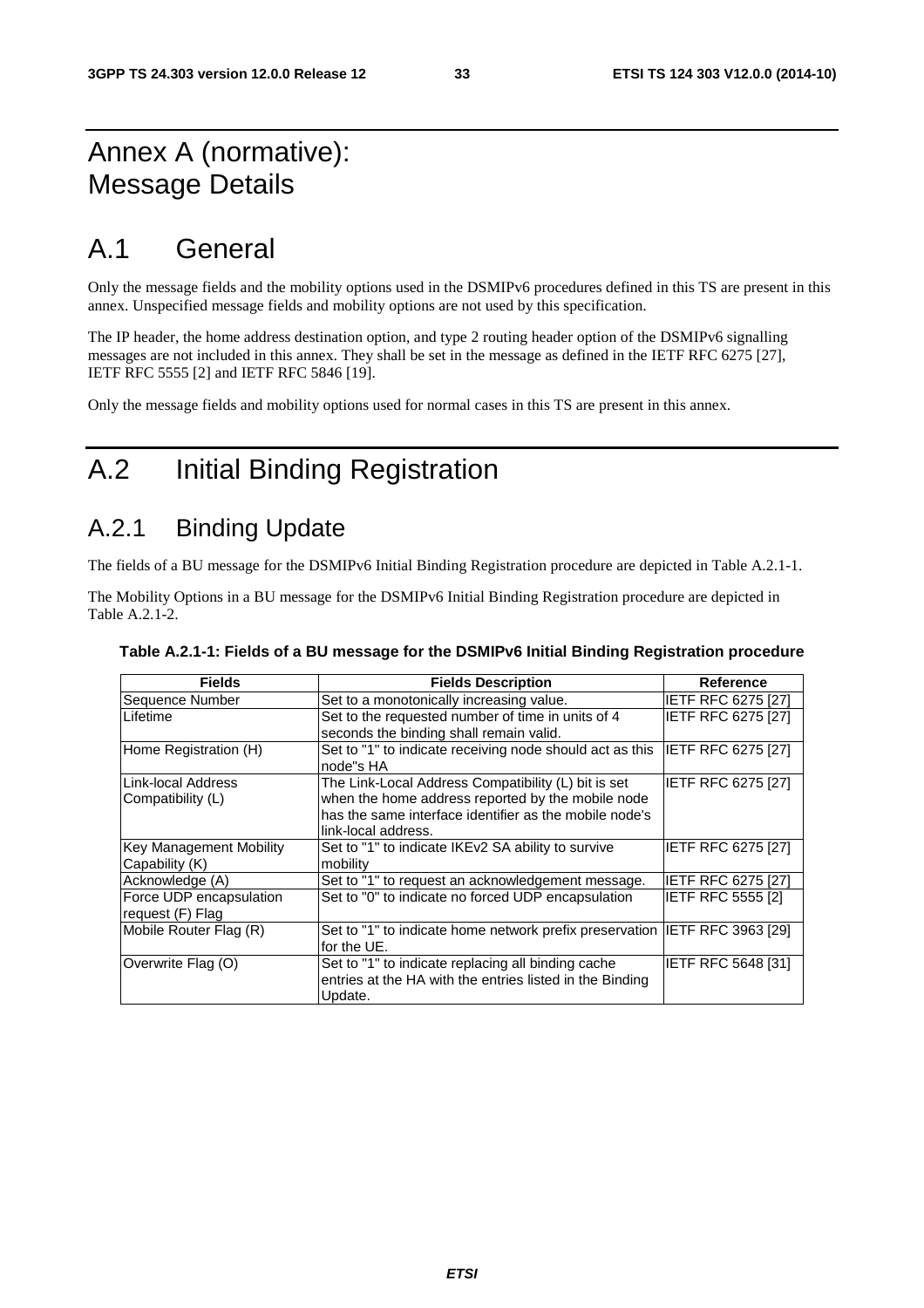# Annex A (normative): Message Details

# A.1 General

Only the message fields and the mobility options used in the DSMIPv6 procedures defined in this TS are present in this annex. Unspecified message fields and mobility options are not used by this specification.

The IP header, the home address destination option, and type 2 routing header option of the DSMIPv6 signalling messages are not included in this annex. They shall be set in the message as defined in the IETF RFC 6275 [27], IETF RFC 5555 [2] and IETF RFC 5846 [19].

Only the message fields and mobility options used for normal cases in this TS are present in this annex.

# A.2 Initial Binding Registration

## A.2.1 Binding Update

The fields of a BU message for the DSMIPv6 Initial Binding Registration procedure are depicted in Table A.2.1-1.

The Mobility Options in a BU message for the DSMIPv6 Initial Binding Registration procedure are depicted in Table A.2.1-2.

**Table A.2.1-1: Fields of a BU message for the DSMIPv6 Initial Binding Registration procedure**

| Fields | Fields Description | Reference |
|---|---|---|
| Sequence Number | Set to a monotonically increasing value. | IETF RFC 6275 [27] |
| Lifetime | Set to the requested number of time in units of 4 seconds the binding shall remain valid. | IETF RFC 6275 [27] |
| Home Registration (H) | Set to "1" to indicate receiving node should act as this node"s HA | IETF RFC 6275 [27] |
| Link-local Address Compatibility (L) | The Link-Local Address Compatibility (L) bit is set when the home address reported by the mobile node has the same interface identifier as the mobile node's link-local address. | IETF RFC 6275 [27] |
| Key Management Mobility Capability (K) | Set to "1" to indicate IKEv2 SA ability to survive mobility | IETF RFC 6275 [27] |
| Acknowledge (A) | Set to "1" to request an acknowledgement message. | IETF RFC 6275 [27] |
| Force UDP encapsulation request (F) Flag | Set to "0" to indicate no forced UDP encapsulation | IETF RFC 5555 [2] |
| Mobile Router Flag (R) | Set to "1" to indicate home network prefix preservation for the UE. | IETF RFC 3963 [29] |
| Overwrite Flag (O) | Set to "1" to indicate replacing all binding cache entries at the HA with the entries listed in the Binding Update. | IETF RFC 5648 [31] |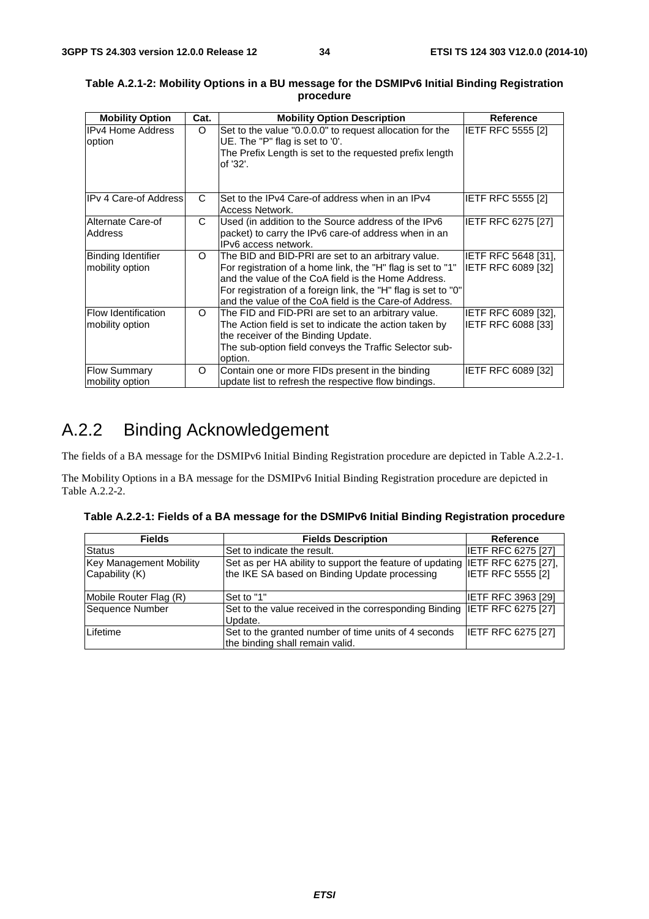**Table A.2.1-2: Mobility Options in a BU message for the DSMIPv6 Initial Binding Registration procedure**

| Mobility Option | Cat. | Mobility Option Description | Reference |
|---|---|---|---|
| IPv4 Home Address option | O | Set to the value "0.0.0.0" to request allocation for the UE. The "P" flag is set to '0'.<br>The Prefix Length is set to the requested prefix length of '32'. | IETF RFC 5555 [2] |
| IPv 4 Care-of Address | C | Set to the IPv4 Care-of address when in an IPv4 Access Network. | IETF RFC 5555 [2] |
| Alternate Care-of Address | C | Used (in addition to the Source address of the IPv6 packet) to carry the IPv6 care-of address when in an IPv6 access network. | IETF RFC 6275 [27] |
| Binding Identifier mobility option | O | The BID and BID-PRI are set to an arbitrary value. For registration of a home link, the "H" flag is set to "1" and the value of the CoA field is the Home Address. For registration of a foreign link, the "H" flag is set to "0" and the value of the CoA field is the Care-of Address. | IETF RFC 5648 [31], IETF RFC 6089 [32] |
| Flow Identification mobility option | O | The FID and FID-PRI are set to an arbitrary value. The Action field is set to indicate the action taken by the receiver of the Binding Update.<br>The sub-option field conveys the Traffic Selector sub-option. | IETF RFC 6089 [32], IETF RFC 6088 [33] |
| Flow Summary mobility option | O | Contain one or more FIDs present in the binding update list to refresh the respective flow bindings. | IETF RFC 6089 [32] |

## A.2.2 Binding Acknowledgement

The fields of a BA message for the DSMIPv6 Initial Binding Registration procedure are depicted in Table A.2.2-1.

The Mobility Options in a BA message for the DSMIPv6 Initial Binding Registration procedure are depicted in Table A.2.2-2.

**Table A.2.2-1: Fields of a BA message for the DSMIPv6 Initial Binding Registration procedure**

| Fields | Fields Description | Reference |
|---|---|---|
| Status | Set to indicate the result. | IETF RFC 6275 [27] |
| Key Management Mobility Capability (K) | Set as per HA ability to support the feature of updating the IKE SA based on Binding Update processing | IETF RFC 6275 [27], IETF RFC 5555 [2] |
| Mobile Router Flag (R) | Set to "1" | IETF RFC 3963 [29] |
| Sequence Number | Set to the value received in the corresponding Binding Update. | IETF RFC 6275 [27] |
| Lifetime | Set to the granted number of time units of 4 seconds the binding shall remain valid. | IETF RFC 6275 [27] |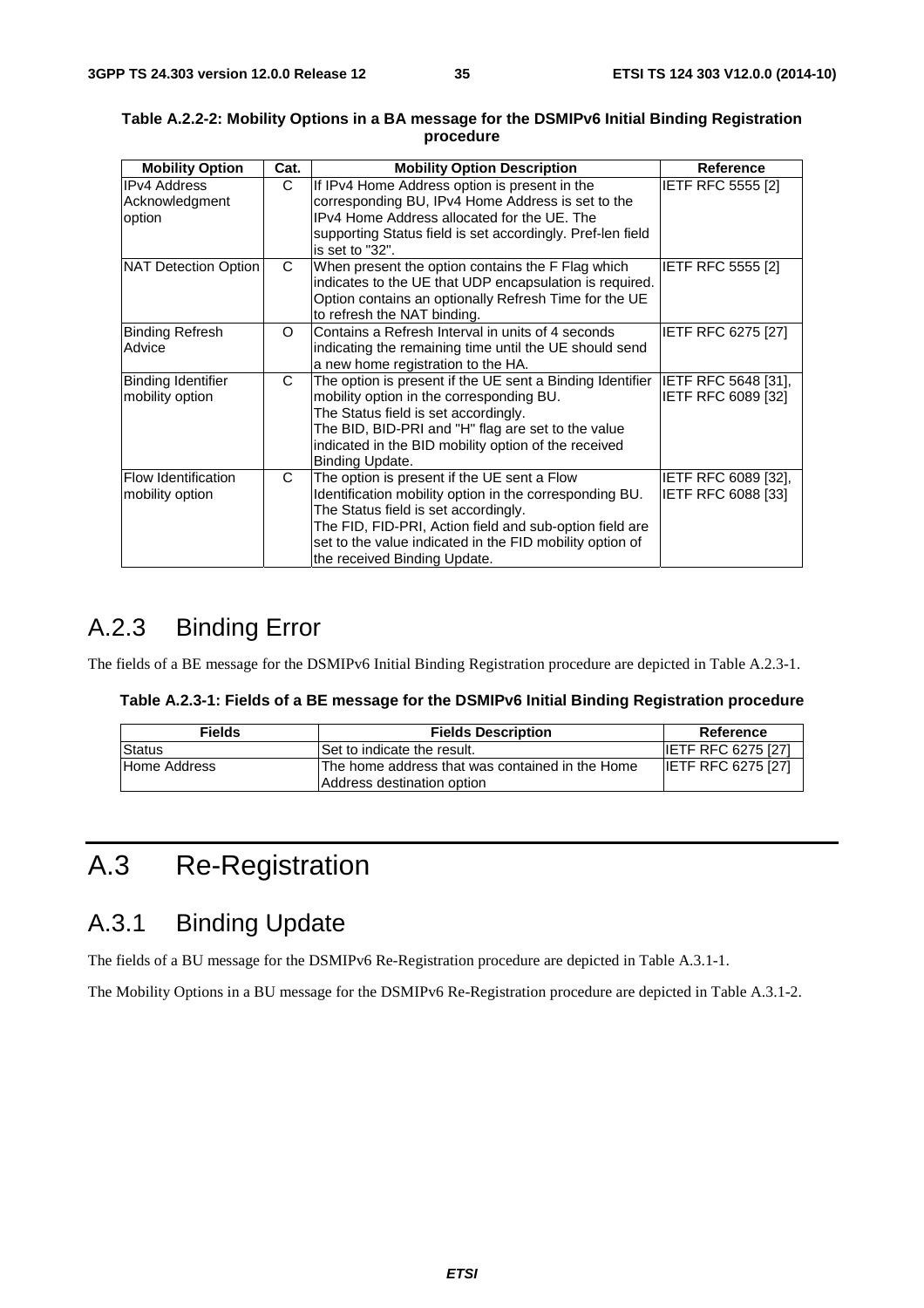**Table A.2.2-2: Mobility Options in a BA message for the DSMIPv6 Initial Binding Registration procedure**

| Mobility Option | Cat. | Mobility Option Description | Reference |
|---|---|---|---|
| IPv4 Address Acknowledgment option | C | If IPv4 Home Address option is present in the corresponding BU, IPv4 Home Address is set to the IPv4 Home Address allocated for the UE. The supporting Status field is set accordingly. Pref-len field is set to "32". | IETF RFC 5555 [2] |
| NAT Detection Option | C | When present the option contains the F Flag which indicates to the UE that UDP encapsulation is required. Option contains an optionally Refresh Time for the UE to refresh the NAT binding. | IETF RFC 5555 [2] |
| Binding Refresh Advice | O | Contains a Refresh Interval in units of 4 seconds indicating the remaining time until the UE should send a new home registration to the HA. | IETF RFC 6275 [27] |
| Binding Identifier mobility option | C | The option is present if the UE sent a Binding Identifier mobility option in the corresponding BU.<br>The Status field is set accordingly.<br>The BID, BID-PRI and "H" flag are set to the value indicated in the BID mobility option of the received Binding Update. | IETF RFC 5648 [31], IETF RFC 6089 [32] |
| Flow Identification mobility option | C | The option is present if the UE sent a Flow Identification mobility option in the corresponding BU.<br>The Status field is set accordingly.<br>The FID, FID-PRI, Action field and sub-option field are set to the value indicated in the FID mobility option of the received Binding Update. | IETF RFC 6089 [32], IETF RFC 6088 [33] |

### A.2.3 Binding Error

The fields of a BE message for the DSMIPv6 Initial Binding Registration procedure are depicted in Table A.2.3-1.

**Table A.2.3-1: Fields of a BE message for the DSMIPv6 Initial Binding Registration procedure**

| Fields | Fields Description | Reference |
|---|---|---|
| Status | Set to indicate the result. | IETF RFC 6275 [27] |
| Home Address | The home address that was contained in the Home Address destination option | IETF RFC 6275 [27] |

## A.3 Re-Registration

### A.3.1 Binding Update

The fields of a BU message for the DSMIPv6 Re-Registration procedure are depicted in Table A.3.1-1.

The Mobility Options in a BU message for the DSMIPv6 Re-Registration procedure are depicted in Table A.3.1-2.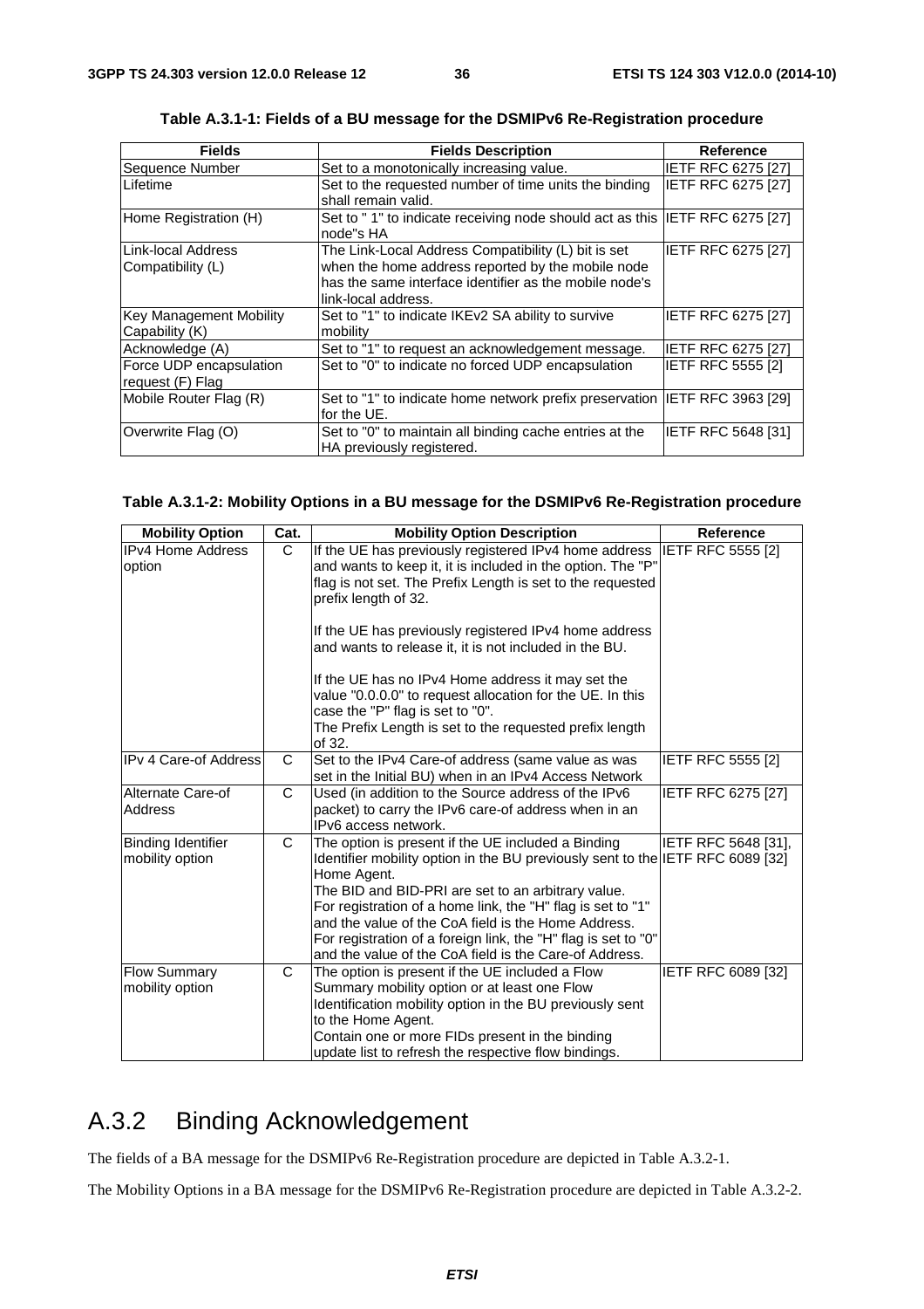**Table A.3.1-1: Fields of a BU message for the DSMIPv6 Re-Registration procedure**

| Fields | Fields Description | Reference |
| --- | --- | --- |
| Sequence Number | Set to a monotonically increasing value. | IETF RFC 6275 [27] |
| Lifetime | Set to the requested number of time units the binding shall remain valid. | IETF RFC 6275 [27] |
| Home Registration (H) | Set to " 1" to indicate receiving node should act as this node"s HA | IETF RFC 6275 [27] |
| Link-local Address Compatibility (L) | The Link-Local Address Compatibility (L) bit is set when the home address reported by the mobile node has the same interface identifier as the mobile node's link-local address. | IETF RFC 6275 [27] |
| Key Management Mobility Capability (K) | Set to "1" to indicate IKEv2 SA ability to survive mobility | IETF RFC 6275 [27] |
| Acknowledge (A) | Set to "1" to request an acknowledgement message. | IETF RFC 6275 [27] |
| Force UDP encapsulation request (F) Flag | Set to "0" to indicate no forced UDP encapsulation | IETF RFC 5555 [2] |
| Mobile Router Flag (R) | Set to "1" to indicate home network prefix preservation for the UE. | IETF RFC 3963 [29] |
| Overwrite Flag (O) | Set to "0" to maintain all binding cache entries at the HA previously registered. | IETF RFC 5648 [31] |

**Table A.3.1-2: Mobility Options in a BU message for the DSMIPv6 Re-Registration procedure**

| Mobility Option | Cat. | Mobility Option Description | Reference |
| --- | --- | --- | --- |
| IPv4 Home Address option | C | If the UE has previously registered IPv4 home address and wants to keep it, it is included in the option. The "P" flag is not set. The Prefix Length is set to the requested prefix length of 32.<br><br>If the UE has previously registered IPv4 home address and wants to release it, it is not included in the BU.<br><br>If the UE has no IPv4 Home address it may set the value "0.0.0.0" to request allocation for the UE. In this case the "P" flag is set to "0".<br>The Prefix Length is set to the requested prefix length of 32. | IETF RFC 5555 [2] |
| IPv 4 Care-of Address | C | Set to the IPv4 Care-of address (same value as was set in the Initial BU) when in an IPv4 Access Network | IETF RFC 5555 [2] |
| Alternate Care-of Address | C | Used (in addition to the Source address of the IPv6 packet) to carry the IPv6 care-of address when in an IPv6 access network. | IETF RFC 6275 [27] |
| Binding Identifier mobility option | C | The option is present if the UE included a Binding Identifier mobility option in the BU previously sent to the Home Agent.<br>The BID and BID-PRI are set to an arbitrary value.<br>For registration of a home link, the "H" flag is set to "1" and the value of the CoA field is the Home Address.<br>For registration of a foreign link, the "H" flag is set to "0" and the value of the CoA field is the Care-of Address. | IETF RFC 5648 [31], IETF RFC 6089 [32] |
| Flow Summary mobility option | C | The option is present if the UE included a Flow Summary mobility option or at least one Flow Identification mobility option in the BU previously sent to the Home Agent.<br>Contain one or more FIDs present in the binding update list to refresh the respective flow bindings. | IETF RFC 6089 [32] |

## A.3.2 Binding Acknowledgement

The fields of a BA message for the DSMIPv6 Re-Registration procedure are depicted in Table A.3.2-1.

The Mobility Options in a BA message for the DSMIPv6 Re-Registration procedure are depicted in Table A.3.2-2.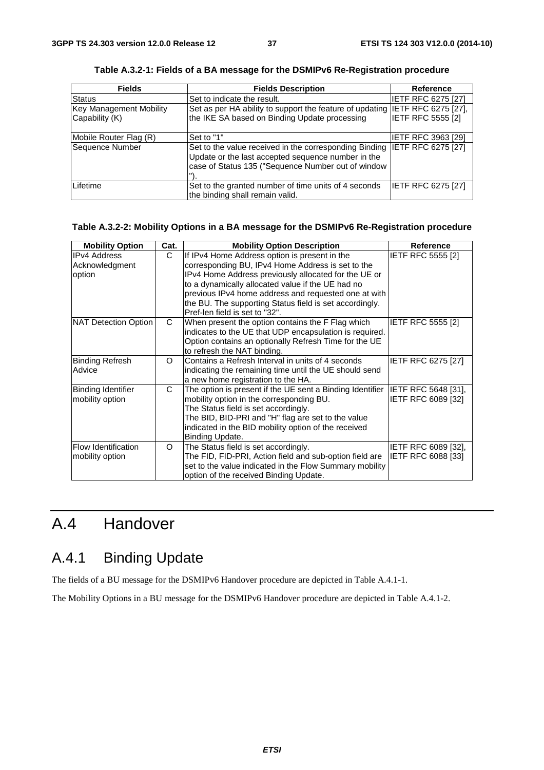**Table A.3.2-1: Fields of a BA message for the DSMIPv6 Re-Registration procedure**

| Fields | Fields Description | Reference |
|---|---|---|
| Status | Set to indicate the result. | IETF RFC 6275 [27] |
| Key Management Mobility Capability (K) | Set as per HA ability to support the feature of updating the IKE SA based on Binding Update processing | IETF RFC 6275 [27], IETF RFC 5555 [2] |
| Mobile Router Flag (R) | Set to "1" | IETF RFC 3963 [29] |
| Sequence Number | Set to the value received in the corresponding Binding Update or the last accepted sequence number in the case of Status 135 ("Sequence Number out of window "). | IETF RFC 6275 [27] |
| Lifetime | Set to the granted number of time units of 4 seconds the binding shall remain valid. | IETF RFC 6275 [27] |

**Table A.3.2-2: Mobility Options in a BA message for the DSMIPv6 Re-Registration procedure**

| Mobility Option | Cat. | Mobility Option Description | Reference |
|---|---|---|---|
| IPv4 Address Acknowledgment option | C | If IPv4 Home Address option is present in the corresponding BU, IPv4 Home Address is set to the IPv4 Home Address previously allocated for the UE or to a dynamically allocated value if the UE had no previous IPv4 home address and requested one at with the BU. The supporting Status field is set accordingly. Pref-len field is set to "32". | IETF RFC 5555 [2] |
| NAT Detection Option | C | When present the option contains the F Flag which indicates to the UE that UDP encapsulation is required. Option contains an optionally Refresh Time for the UE to refresh the NAT binding. | IETF RFC 5555 [2] |
| Binding Refresh Advice | O | Contains a Refresh Interval in units of 4 seconds indicating the remaining time until the UE should send a new home registration to the HA. | IETF RFC 6275 [27] |
| Binding Identifier mobility option | C | The option is present if the UE sent a Binding Identifier mobility option in the corresponding BU. The Status field is set accordingly. The BID, BID-PRI and "H" flag are set to the value indicated in the BID mobility option of the received Binding Update. | IETF RFC 5648 [31], IETF RFC 6089 [32] |
| Flow Identification mobility option | O | The Status field is set accordingly. The FID, FID-PRI, Action field and sub-option field are set to the value indicated in the Flow Summary mobility option of the received Binding Update. | IETF RFC 6089 [32], IETF RFC 6088 [33] |

# A.4 Handover

## A.4.1 Binding Update

The fields of a BU message for the DSMIPv6 Handover procedure are depicted in Table A.4.1-1.

The Mobility Options in a BU message for the DSMIPv6 Handover procedure are depicted in Table A.4.1-2.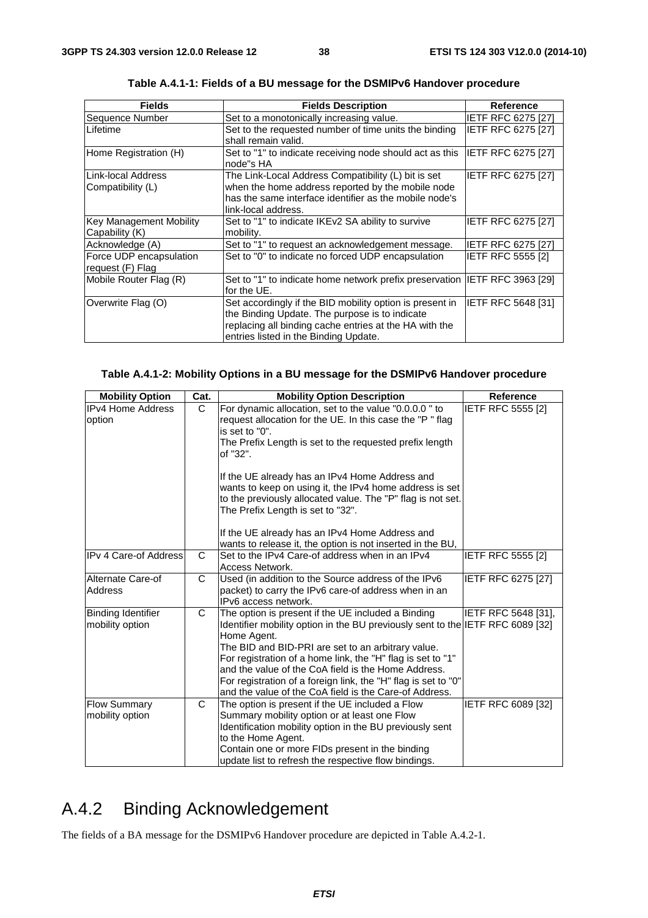**Table A.4.1-1: Fields of a BU message for the DSMIPv6 Handover procedure**

| Fields | Fields Description | Reference |
|---|---|---|
| Sequence Number | Set to a monotonically increasing value. | IETF RFC 6275 [27] |
| Lifetime | Set to the requested number of time units the binding shall remain valid. | IETF RFC 6275 [27] |
| Home Registration (H) | Set to "1" to indicate receiving node should act as this node"s HA | IETF RFC 6275 [27] |
| Link-local Address Compatibility (L) | The Link-Local Address Compatibility (L) bit is set when the home address reported by the mobile node has the same interface identifier as the mobile node's link-local address. | IETF RFC 6275 [27] |
| Key Management Mobility Capability (K) | Set to "1" to indicate IKEv2 SA ability to survive mobility. | IETF RFC 6275 [27] |
| Acknowledge (A) | Set to "1" to request an acknowledgement message. | IETF RFC 6275 [27] |
| Force UDP encapsulation request (F) Flag | Set to "0" to indicate no forced UDP encapsulation | IETF RFC 5555 [2] |
| Mobile Router Flag (R) | Set to "1" to indicate home network prefix preservation for the UE. | IETF RFC 3963 [29] |
| Overwrite Flag (O) | Set accordingly if the BID mobility option is present in the Binding Update. The purpose is to indicate replacing all binding cache entries at the HA with the entries listed in the Binding Update. | IETF RFC 5648 [31] |

**Table A.4.1-2: Mobility Options in a BU message for the DSMIPv6 Handover procedure**

| Mobility Option | Cat. | Mobility Option Description | Reference |
|---|---|---|---|
| IPv4 Home Address option | C | For dynamic allocation, set to the value "0.0.0.0 " to request allocation for the UE. In this case the "P " flag is set to "0".<br>The Prefix Length is set to the requested prefix length of "32".<br><br>If the UE already has an IPv4 Home Address and wants to keep on using it, the IPv4 home address is set to the previously allocated value. The "P" flag is not set. The Prefix Length is set to "32".<br><br>If the UE already has an IPv4 Home Address and wants to release it, the option is not inserted in the BU, | IETF RFC 5555 [2] |
| IPv 4 Care-of Address | C | Set to the IPv4 Care-of address when in an IPv4 Access Network. | IETF RFC 5555 [2] |
| Alternate Care-of Address | C | Used (in addition to the Source address of the IPv6 packet) to carry the IPv6 care-of address when in an IPv6 access network. | IETF RFC 6275 [27] |
| Binding Identifier mobility option | C | The option is present if the UE included a Binding Identifier mobility option in the BU previously sent to the Home Agent.<br>The BID and BID-PRI are set to an arbitrary value.<br>For registration of a home link, the "H" flag is set to "1" and the value of the CoA field is the Home Address.<br>For registration of a foreign link, the "H" flag is set to "0" and the value of the CoA field is the Care-of Address. | IETF RFC 5648 [31], IETF RFC 6089 [32] |
| Flow Summary mobility option | C | The option is present if the UE included a Flow Summary mobility option or at least one Flow Identification mobility option in the BU previously sent to the Home Agent.<br>Contain one or more FIDs present in the binding update list to refresh the respective flow bindings. | IETF RFC 6089 [32] |

# A.4.2 Binding Acknowledgement

The fields of a BA message for the DSMIPv6 Handover procedure are depicted in Table A.4.2-1.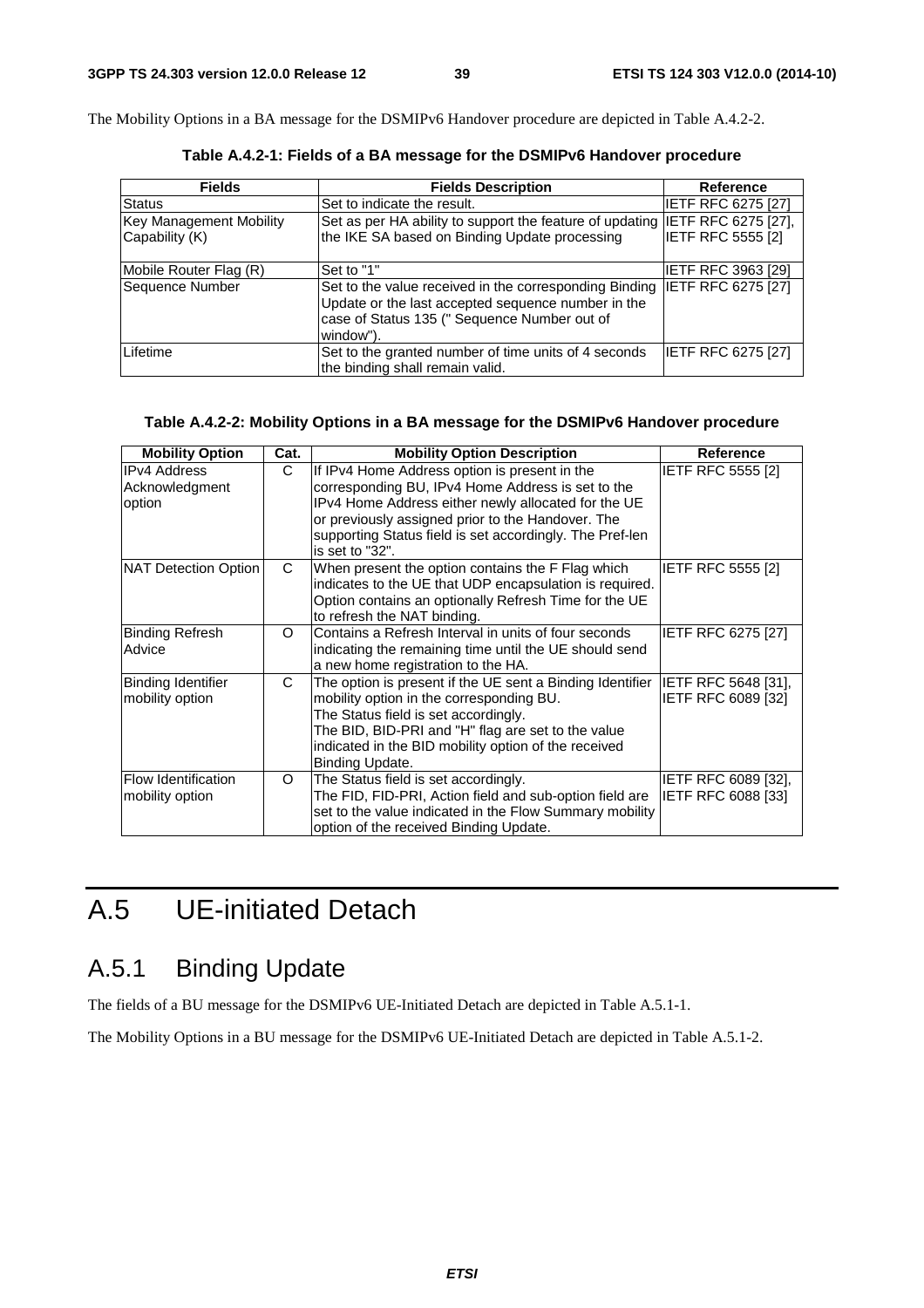The Mobility Options in a BA message for the DSMIPv6 Handover procedure are depicted in Table A.4.2-2.

**Table A.4.2-1: Fields of a BA message for the DSMIPv6 Handover procedure**

| Fields | Fields Description | Reference |
|---|---|---|
| Status | Set to indicate the result. | IETF RFC 6275 [27] |
| Key Management Mobility Capability (K) | Set as per HA ability to support the feature of updating the IKE SA based on Binding Update processing | IETF RFC 6275 [27], IETF RFC 5555 [2] |
| Mobile Router Flag (R) | Set to "1" | IETF RFC 3963 [29] |
| Sequence Number | Set to the value received in the corresponding Binding Update or the last accepted sequence number in the case of Status 135 (" Sequence Number out of window"). | IETF RFC 6275 [27] |
| Lifetime | Set to the granted number of time units of 4 seconds the binding shall remain valid. | IETF RFC 6275 [27] |

**Table A.4.2-2: Mobility Options in a BA message for the DSMIPv6 Handover procedure**

| Mobility Option | Cat. | Mobility Option Description | Reference |
|---|---|---|---|
| IPv4 Address Acknowledgment option | C | If IPv4 Home Address option is present in the corresponding BU, IPv4 Home Address is set to the IPv4 Home Address either newly allocated for the UE or previously assigned prior to the Handover. The supporting Status field is set accordingly. The Pref-len is set to "32". | IETF RFC 5555 [2] |
| NAT Detection Option | C | When present the option contains the F Flag which indicates to the UE that UDP encapsulation is required. Option contains an optionally Refresh Time for the UE to refresh the NAT binding. | IETF RFC 5555 [2] |
| Binding Refresh Advice | O | Contains a Refresh Interval in units of four seconds indicating the remaining time until the UE should send a new home registration to the HA. | IETF RFC 6275 [27] |
| Binding Identifier mobility option | C | The option is present if the UE sent a Binding Identifier mobility option in the corresponding BU. The Status field is set accordingly. The BID, BID-PRI and "H" flag are set to the value indicated in the BID mobility option of the received Binding Update. | IETF RFC 5648 [31], IETF RFC 6089 [32] |
| Flow Identification mobility option | O | The Status field is set accordingly. The FID, FID-PRI, Action field and sub-option field are set to the value indicated in the Flow Summary mobility option of the received Binding Update. | IETF RFC 6089 [32], IETF RFC 6088 [33] |

# A.5 UE-initiated Detach

## A.5.1 Binding Update

The fields of a BU message for the DSMIPv6 UE-Initiated Detach are depicted in Table A.5.1-1.

The Mobility Options in a BU message for the DSMIPv6 UE-Initiated Detach are depicted in Table A.5.1-2.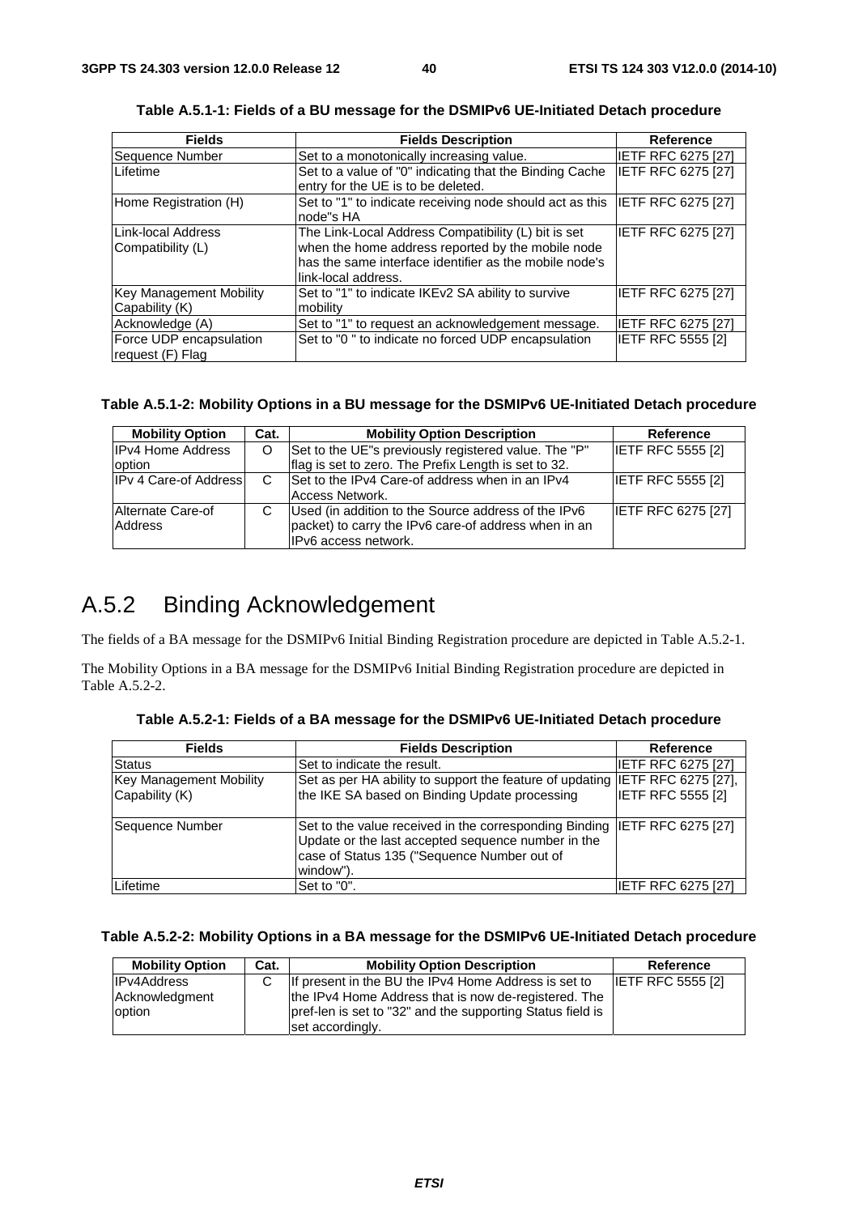**Table A.5.1-1: Fields of a BU message for the DSMIPv6 UE-Initiated Detach procedure**

| Fields | Fields Description | Reference |
|---|---|---|
| Sequence Number | Set to a monotonically increasing value. | IETF RFC 6275 [27] |
| Lifetime | Set to a value of "0" indicating that the Binding Cache entry for the UE is to be deleted. | IETF RFC 6275 [27] |
| Home Registration (H) | Set to "1" to indicate receiving node should act as this node"s HA | IETF RFC 6275 [27] |
| Link-local Address Compatibility (L) | The Link-Local Address Compatibility (L) bit is set when the home address reported by the mobile node has the same interface identifier as the mobile node's link-local address. | IETF RFC 6275 [27] |
| Key Management Mobility Capability (K) | Set to "1" to indicate IKEv2 SA ability to survive mobility | IETF RFC 6275 [27] |
| Acknowledge (A) | Set to "1" to request an acknowledgement message. | IETF RFC 6275 [27] |
| Force UDP encapsulation request (F) Flag | Set to "0 " to indicate no forced UDP encapsulation | IETF RFC 5555 [2] |

**Table A.5.1-2: Mobility Options in a BU message for the DSMIPv6 UE-Initiated Detach procedure**

| Mobility Option | Cat. | Mobility Option Description | Reference |
|---|---|---|---|
| IPv4 Home Address option | O | Set to the UE"s previously registered value. The "P" flag is set to zero. The Prefix Length is set to 32. | IETF RFC 5555 [2] |
| IPv 4 Care-of Address | C | Set to the IPv4 Care-of address when in an IPv4 Access Network. | IETF RFC 5555 [2] |
| Alternate Care-of Address | C | Used (in addition to the Source address of the IPv6 packet) to carry the IPv6 care-of address when in an IPv6 access network. | IETF RFC 6275 [27] |

# A.5.2 Binding Acknowledgement

The fields of a BA message for the DSMIPv6 Initial Binding Registration procedure are depicted in Table A.5.2-1.

The Mobility Options in a BA message for the DSMIPv6 Initial Binding Registration procedure are depicted in Table A.5.2-2.

**Table A.5.2-1: Fields of a BA message for the DSMIPv6 UE-Initiated Detach procedure**

| Fields | Fields Description | Reference |
|---|---|---|
| Status | Set to indicate the result. | IETF RFC 6275 [27] |
| Key Management Mobility Capability (K) | Set as per HA ability to support the feature of updating the IKE SA based on Binding Update processing | IETF RFC 6275 [27], IETF RFC 5555 [2] |
| Sequence Number | Set to the value received in the corresponding Binding Update or the last accepted sequence number in the case of Status 135 ("Sequence Number out of window"). | IETF RFC 6275 [27] |
| Lifetime | Set to "0". | IETF RFC 6275 [27] |

**Table A.5.2-2: Mobility Options in a BA message for the DSMIPv6 UE-Initiated Detach procedure**

| Mobility Option | Cat. | Mobility Option Description | Reference |
|---|---|---|---|
| IPv4Address Acknowledgment option | C | If present in the BU the IPv4 Home Address is set to the IPv4 Home Address that is now de-registered. The pref-len is set to "32" and the supporting Status field is set accordingly. | IETF RFC 5555 [2] |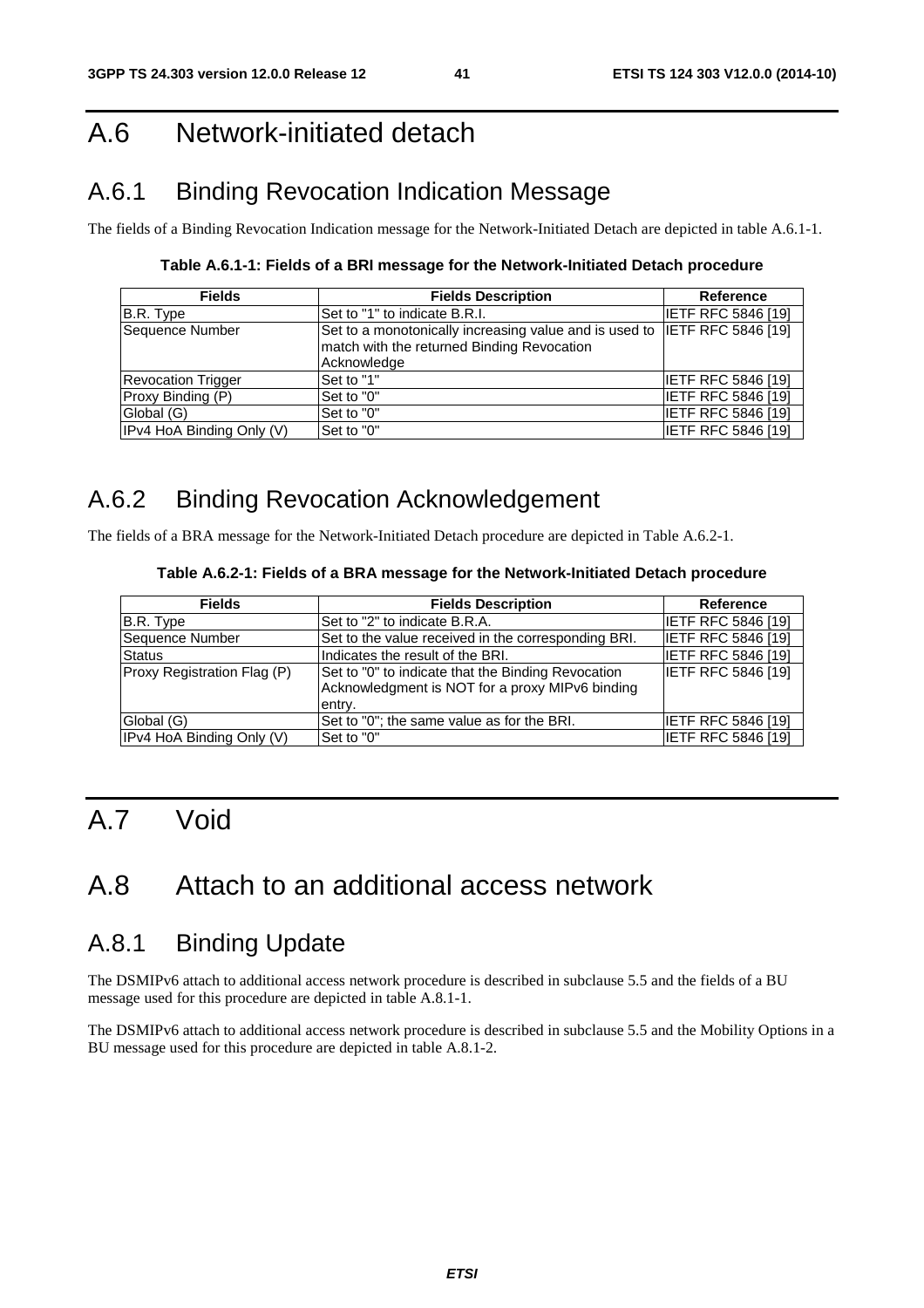# A.6 Network-initiated detach

## A.6.1 Binding Revocation Indication Message

The fields of a Binding Revocation Indication message for the Network-Initiated Detach are depicted in table A.6.1-1.

**Table A.6.1-1: Fields of a BRI message for the Network-Initiated Detach procedure**

| Fields | Fields Description | Reference |
|---|---|---|
| B.R. Type | Set to "1" to indicate B.R.I. | IETF RFC 5846 [19] |
| Sequence Number | Set to a monotonically increasing value and is used to match with the returned Binding Revocation Acknowledge | IETF RFC 5846 [19] |
| Revocation Trigger | Set to "1" | IETF RFC 5846 [19] |
| Proxy Binding (P) | Set to "0" | IETF RFC 5846 [19] |
| Global (G) | Set to "0" | IETF RFC 5846 [19] |
| IPv4 HoA Binding Only (V) | Set to "0" | IETF RFC 5846 [19] |

## A.6.2 Binding Revocation Acknowledgement

The fields of a BRA message for the Network-Initiated Detach procedure are depicted in Table A.6.2-1.

**Table A.6.2-1: Fields of a BRA message for the Network-Initiated Detach procedure**

| Fields | Fields Description | Reference |
|---|---|---|
| B.R. Type | Set to "2" to indicate B.R.A. | IETF RFC 5846 [19] |
| Sequence Number | Set to the value received in the corresponding BRI. | IETF RFC 5846 [19] |
| Status | Indicates the result of the BRI. | IETF RFC 5846 [19] |
| Proxy Registration Flag (P) | Set to "0" to indicate that the Binding Revocation Acknowledgment is NOT for a proxy MIPv6 binding entry. | IETF RFC 5846 [19] |
| Global (G) | Set to "0"; the same value as for the BRI. | IETF RFC 5846 [19] |
| IPv4 HoA Binding Only (V) | Set to "0" | IETF RFC 5846 [19] |

# A.7 Void

# A.8 Attach to an additional access network

## A.8.1 Binding Update

The DSMIPv6 attach to additional access network procedure is described in subclause 5.5 and the fields of a BU message used for this procedure are depicted in table A.8.1-1.

The DSMIPv6 attach to additional access network procedure is described in subclause 5.5 and the Mobility Options in a BU message used for this procedure are depicted in table A.8.1-2.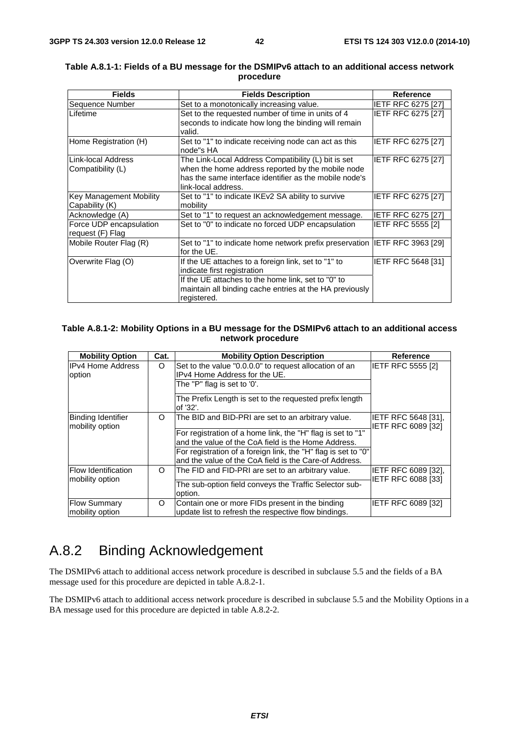**Table A.8.1-1: Fields of a BU message for the DSMIPv6 attach to an additional access network procedure**

| Fields | Fields Description | Reference |
|---|---|---|
| Sequence Number | Set to a monotonically increasing value. | IETF RFC 6275 [27] |
| Lifetime | Set to the requested number of time in units of 4 seconds to indicate how long the binding will remain valid. | IETF RFC 6275 [27] |
| Home Registration (H) | Set to "1" to indicate receiving node can act as this node"s HA | IETF RFC 6275 [27] |
| Link-local Address Compatibility (L) | The Link-Local Address Compatibility (L) bit is set when the home address reported by the mobile node has the same interface identifier as the mobile node's link-local address. | IETF RFC 6275 [27] |
| Key Management Mobility Capability (K) | Set to "1" to indicate IKEv2 SA ability to survive mobility | IETF RFC 6275 [27] |
| Acknowledge (A) | Set to "1" to request an acknowledgement message. | IETF RFC 6275 [27] |
| Force UDP encapsulation request (F) Flag | Set to "0" to indicate no forced UDP encapsulation | IETF RFC 5555 [2] |
| Mobile Router Flag (R) | Set to "1" to indicate home network prefix preservation for the UE. | IETF RFC 3963 [29] |
| Overwrite Flag (O) | If the UE attaches to a foreign link, set to "1" to indicate first registration<br>If the UE attaches to the home link, set to "0" to maintain all binding cache entries at the HA previously registered. | IETF RFC 5648 [31] |

**Table A.8.1-2: Mobility Options in a BU message for the DSMIPv6 attach to an additional access network procedure**

| Mobility Option | Cat. | Mobility Option Description | Reference |
|---|---|---|---|
| IPv4 Home Address option | O | Set to the value "0.0.0.0" to request allocation of an IPv4 Home Address for the UE.<br>The "P" flag is set to '0'.<br>The Prefix Length is set to the requested prefix length of '32'. | IETF RFC 5555 [2] |
| Binding Identifier mobility option | O | The BID and BID-PRI are set to an arbitrary value.<br>For registration of a home link, the "H" flag is set to "1" and the value of the CoA field is the Home Address.<br>For registration of a foreign link, the "H" flag is set to "0" and the value of the CoA field is the Care-of Address. | IETF RFC 5648 [31], IETF RFC 6089 [32] |
| Flow Identification mobility option | O | The FID and FID-PRI are set to an arbitrary value.<br>The sub-option field conveys the Traffic Selector sub-option. | IETF RFC 6089 [32], IETF RFC 6088 [33] |
| Flow Summary mobility option | O | Contain one or more FIDs present in the binding update list to refresh the respective flow bindings. | IETF RFC 6089 [32] |

## A.8.2 Binding Acknowledgement

The DSMIPv6 attach to additional access network procedure is described in subclause 5.5 and the fields of a BA message used for this procedure are depicted in table A.8.2-1.

The DSMIPv6 attach to additional access network procedure is described in subclause 5.5 and the Mobility Options in a BA message used for this procedure are depicted in table A.8.2-2.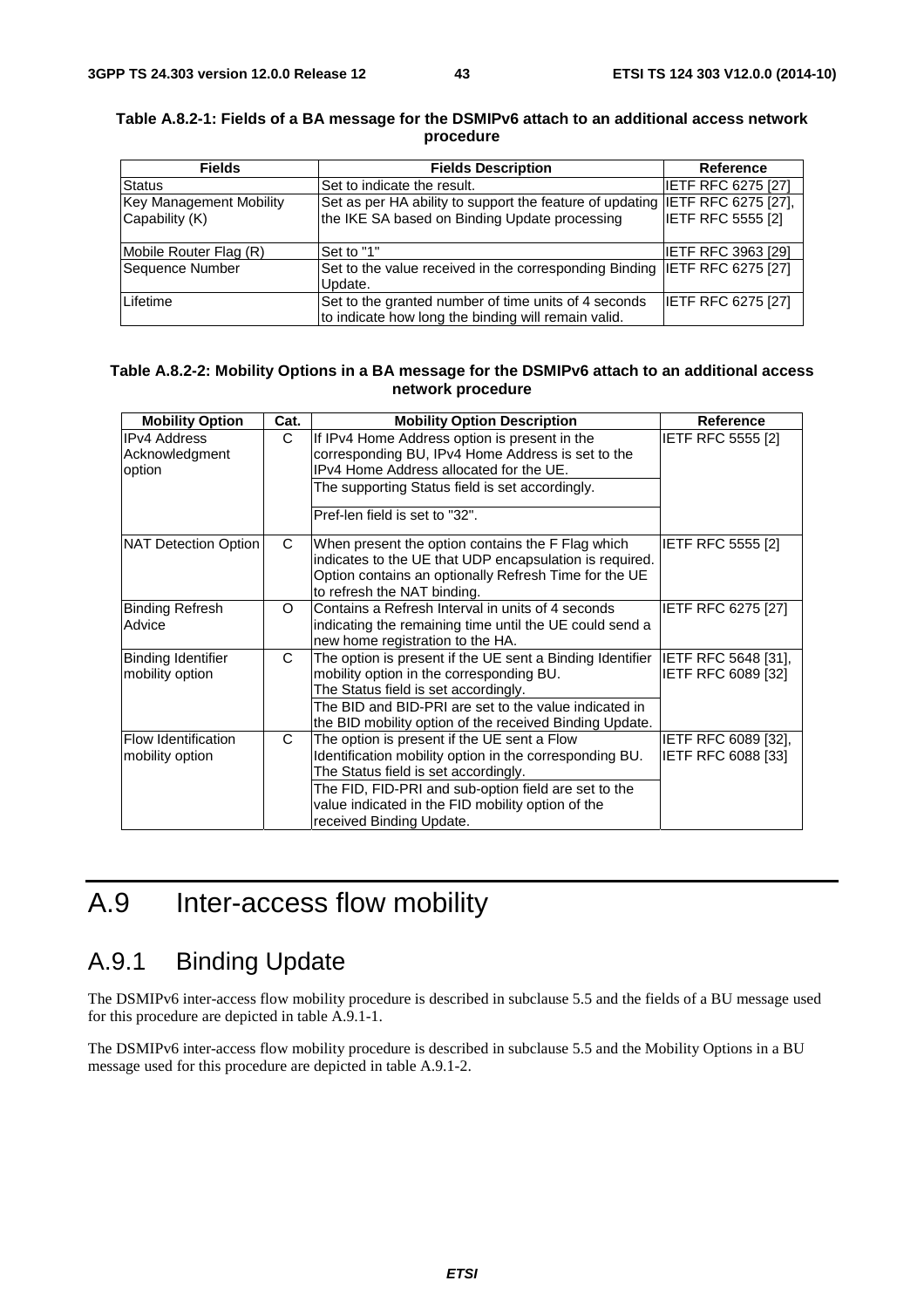**Table A.8.2-1: Fields of a BA message for the DSMIPv6 attach to an additional access network procedure**

| Fields | Fields Description | Reference |
|---|---|---|
| Status | Set to indicate the result. | IETF RFC 6275 [27] |
| Key Management Mobility Capability (K) | Set as per HA ability to support the feature of updating the IKE SA based on Binding Update processing | IETF RFC 6275 [27], IETF RFC 5555 [2] |
| Mobile Router Flag (R) | Set to "1" | IETF RFC 3963 [29] |
| Sequence Number | Set to the value received in the corresponding Binding Update. | IETF RFC 6275 [27] |
| Lifetime | Set to the granted number of time units of 4 seconds to indicate how long the binding will remain valid. | IETF RFC 6275 [27] |

**Table A.8.2-2: Mobility Options in a BA message for the DSMIPv6 attach to an additional access network procedure**

| Mobility Option | Cat. | Mobility Option Description | Reference |
|---|---|---|---|
| IPv4 Address Acknowledgment option | C | If IPv4 Home Address option is present in the corresponding BU, IPv4 Home Address is set to the IPv4 Home Address allocated for the UE.<br>The supporting Status field is set accordingly.<br>Pref-len field is set to "32". | IETF RFC 5555 [2] |
| NAT Detection Option | C | When present the option contains the F Flag which indicates to the UE that UDP encapsulation is required. Option contains an optionally Refresh Time for the UE to refresh the NAT binding. | IETF RFC 5555 [2] |
| Binding Refresh Advice | O | Contains a Refresh Interval in units of 4 seconds indicating the remaining time until the UE could send a new home registration to the HA. | IETF RFC 6275 [27] |
| Binding Identifier mobility option | C | The option is present if the UE sent a Binding Identifier mobility option in the corresponding BU. The Status field is set accordingly.<br>The BID and BID-PRI are set to the value indicated in the BID mobility option of the received Binding Update. | IETF RFC 5648 [31], IETF RFC 6089 [32] |
| Flow Identification mobility option | C | The option is present if the UE sent a Flow Identification mobility option in the corresponding BU. The Status field is set accordingly.<br>The FID, FID-PRI and sub-option field are set to the value indicated in the FID mobility option of the received Binding Update. | IETF RFC 6089 [32], IETF RFC 6088 [33] |

# A.9 Inter-access flow mobility

## A.9.1 Binding Update

The DSMIPv6 inter-access flow mobility procedure is described in subclause 5.5 and the fields of a BU message used for this procedure are depicted in table A.9.1-1.

The DSMIPv6 inter-access flow mobility procedure is described in subclause 5.5 and the Mobility Options in a BU message used for this procedure are depicted in table A.9.1-2.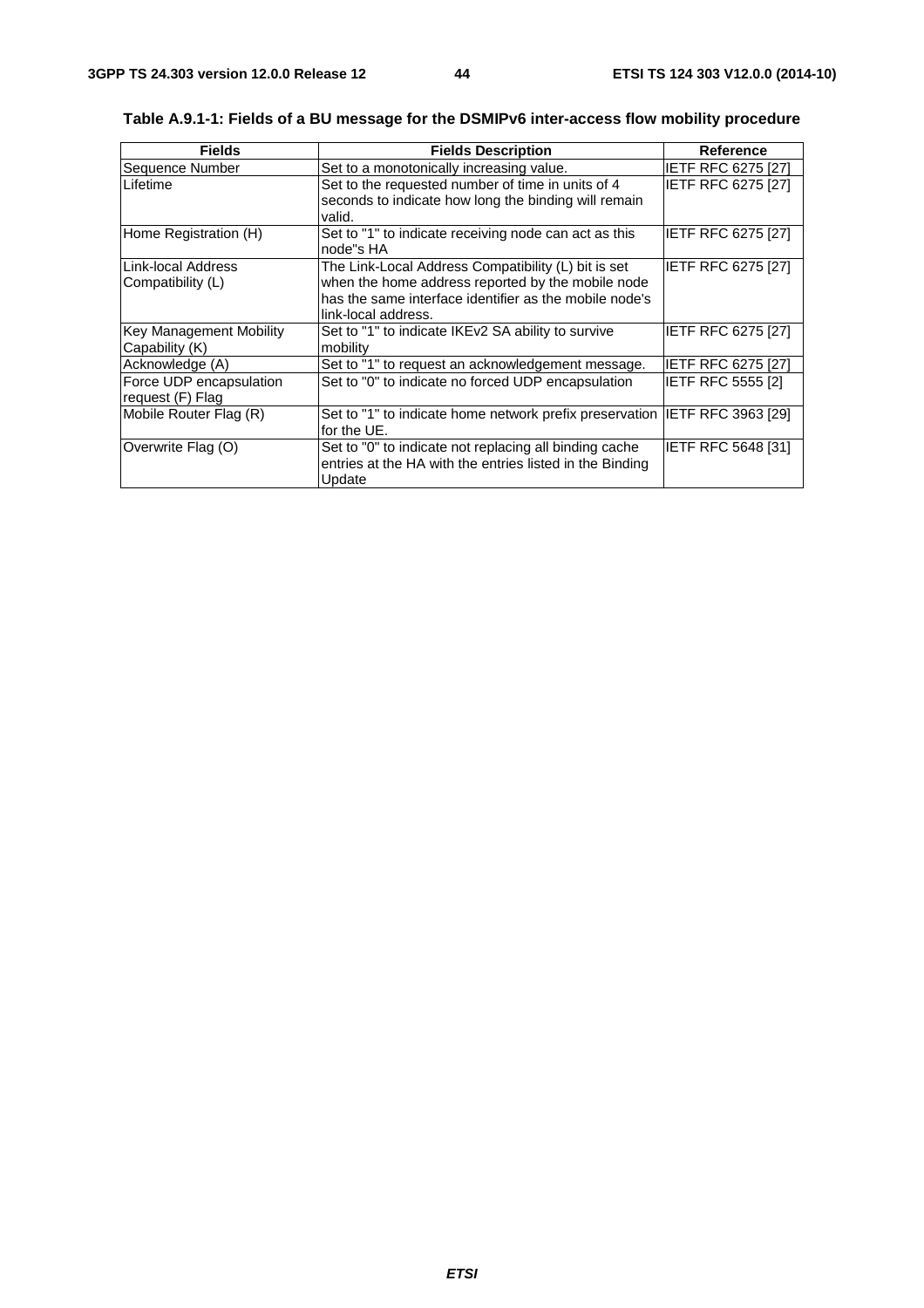**Table A.9.1-1: Fields of a BU message for the DSMIPv6 inter-access flow mobility procedure**

| Fields | Fields Description | Reference |
|---|---|---|
| Sequence Number | Set to a monotonically increasing value. | IETF RFC 6275 [27] |
| Lifetime | Set to the requested number of time in units of 4 seconds to indicate how long the binding will remain valid. | IETF RFC 6275 [27] |
| Home Registration (H) | Set to "1" to indicate receiving node can act as this node"s HA | IETF RFC 6275 [27] |
| Link-local Address Compatibility (L) | The Link-Local Address Compatibility (L) bit is set when the home address reported by the mobile node has the same interface identifier as the mobile node's link-local address. | IETF RFC 6275 [27] |
| Key Management Mobility Capability (K) | Set to "1" to indicate IKEv2 SA ability to survive mobility | IETF RFC 6275 [27] |
| Acknowledge (A) | Set to "1" to request an acknowledgement message. | IETF RFC 6275 [27] |
| Force UDP encapsulation request (F) Flag | Set to "0" to indicate no forced UDP encapsulation | IETF RFC 5555 [2] |
| Mobile Router Flag (R) | Set to "1" to indicate home network prefix preservation for the UE. | IETF RFC 3963 [29] |
| Overwrite Flag (O) | Set to "0" to indicate not replacing all binding cache entries at the HA with the entries listed in the Binding Update | IETF RFC 5648 [31] |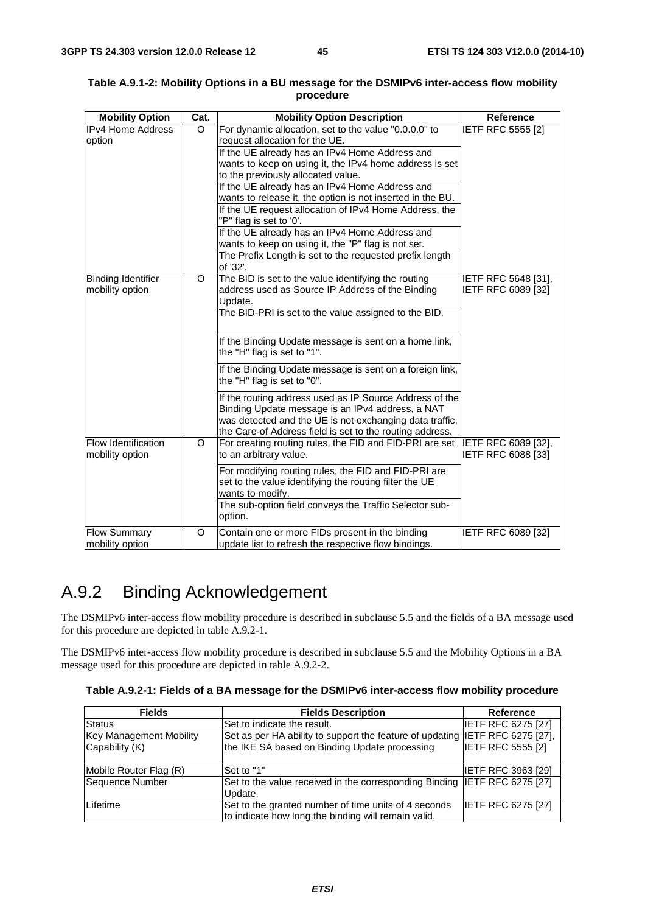**Table A.9.1-2: Mobility Options in a BU message for the DSMIPv6 inter-access flow mobility procedure**

| Mobility Option | Cat. | Mobility Option Description | Reference |
|---|---|---|---|
| IPv4 Home Address option | O | For dynamic allocation, set to the value "0.0.0.0" to request allocation for the UE. | IETF RFC 5555 [2] |
| | | If the UE already has an IPv4 Home Address and wants to keep on using it, the IPv4 home address is set to the previously allocated value. | |
| | | If the UE already has an IPv4 Home Address and wants to release it, the option is not inserted in the BU. | |
| | | If the UE request allocation of IPv4 Home Address, the "P" flag is set to '0'. | |
| | | If the UE already has an IPv4 Home Address and wants to keep on using it, the "P" flag is not set. | |
| | | The Prefix Length is set to the requested prefix length of '32'. | |
| Binding Identifier mobility option | O | The BID is set to the value identifying the routing address used as Source IP Address of the Binding Update. | IETF RFC 5648 [31], IETF RFC 6089 [32] |
| | | The BID-PRI is set to the value assigned to the BID. | |
| | | If the Binding Update message is sent on a home link, the "H" flag is set to "1". | |
| | | If the Binding Update message is sent on a foreign link, the "H" flag is set to "0". | |
| | | If the routing address used as IP Source Address of the Binding Update message is an IPv4 address, a NAT was detected and the UE is not exchanging data traffic, the Care-of Address field is set to the routing address. | |
| Flow Identification mobility option | O | For creating routing rules, the FID and FID-PRI are set to an arbitrary value. | IETF RFC 6089 [32], IETF RFC 6088 [33] |
| | | For modifying routing rules, the FID and FID-PRI are set to the value identifying the routing filter the UE wants to modify. | |
| | | The sub-option field conveys the Traffic Selector sub-option. | |
| Flow Summary mobility option | O | Contain one or more FIDs present in the binding update list to refresh the respective flow bindings. | IETF RFC 6089 [32] |

## A.9.2 Binding Acknowledgement

The DSMIPv6 inter-access flow mobility procedure is described in subclause 5.5 and the fields of a BA message used for this procedure are depicted in table A.9.2-1.

The DSMIPv6 inter-access flow mobility procedure is described in subclause 5.5 and the Mobility Options in a BA message used for this procedure are depicted in table A.9.2-2.

**Table A.9.2-1: Fields of a BA message for the DSMIPv6 inter-access flow mobility procedure**

| Fields | Fields Description | Reference |
|---|---|---|
| Status | Set to indicate the result. | IETF RFC 6275 [27] |
| Key Management Mobility Capability (K) | Set as per HA ability to support the feature of updating the IKE SA based on Binding Update processing | IETF RFC 6275 [27], IETF RFC 5555 [2] |
| Mobile Router Flag (R) | Set to "1" | IETF RFC 3963 [29] |
| Sequence Number | Set to the value received in the corresponding Binding Update. | IETF RFC 6275 [27] |
| Lifetime | Set to the granted number of time units of 4 seconds to indicate how long the binding will remain valid. | IETF RFC 6275 [27] |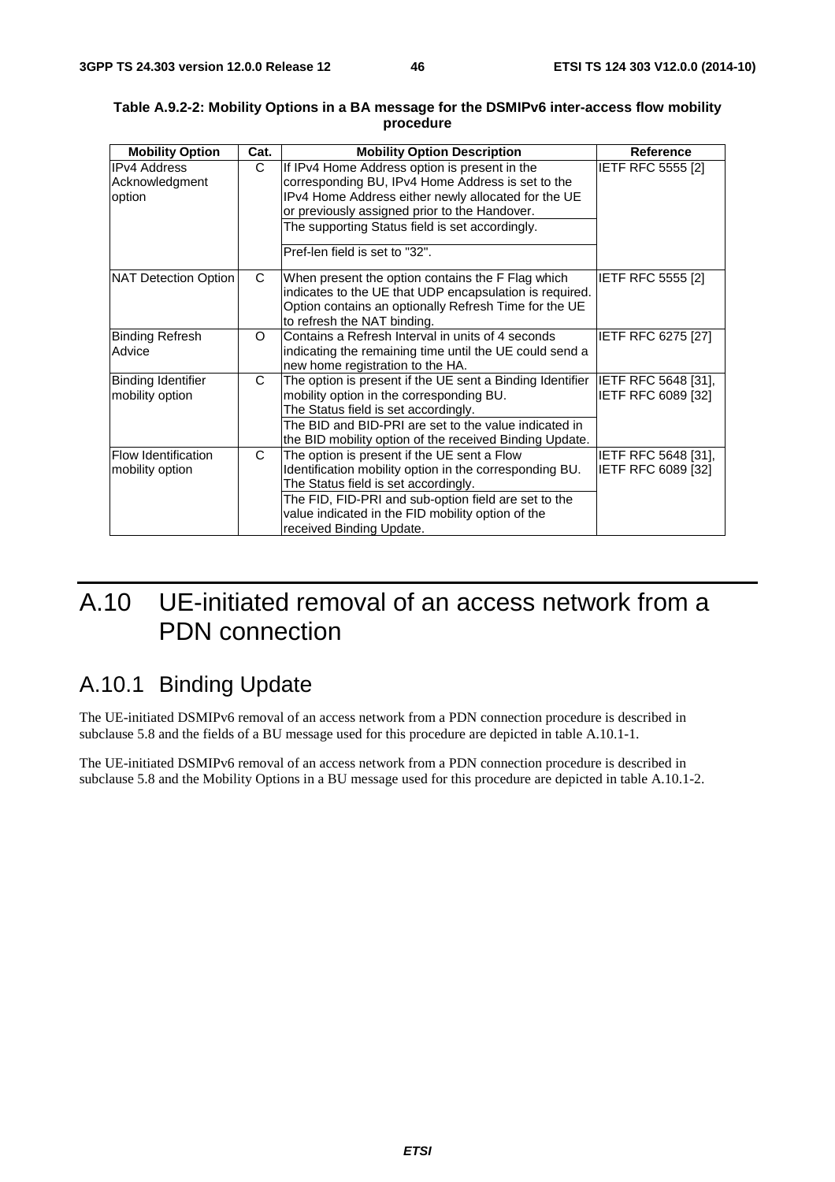**Table A.9.2-2: Mobility Options in a BA message for the DSMIPv6 inter-access flow mobility procedure**

| Mobility Option | Cat. | Mobility Option Description | Reference |
|---|---|---|---|
| IPv4 Address Acknowledgment option | C | If IPv4 Home Address option is present in the corresponding BU, IPv4 Home Address is set to the IPv4 Home Address either newly allocated for the UE or previously assigned prior to the Handover.<br>The supporting Status field is set accordingly.<br>Pref-len field is set to "32". | IETF RFC 5555 [2] |
| NAT Detection Option | C | When present the option contains the F Flag which indicates to the UE that UDP encapsulation is required. Option contains an optionally Refresh Time for the UE to refresh the NAT binding. | IETF RFC 5555 [2] |
| Binding Refresh Advice | O | Contains a Refresh Interval in units of 4 seconds indicating the remaining time until the UE could send a new home registration to the HA. | IETF RFC 6275 [27] |
| Binding Identifier mobility option | C | The option is present if the UE sent a Binding Identifier mobility option in the corresponding BU.<br>The Status field is set accordingly.<br>The BID and BID-PRI are set to the value indicated in the BID mobility option of the received Binding Update. | IETF RFC 5648 [31], IETF RFC 6089 [32] |
| Flow Identification mobility option | C | The option is present if the UE sent a Flow Identification mobility option in the corresponding BU.<br>The Status field is set accordingly.<br>The FID, FID-PRI and sub-option field are set to the value indicated in the FID mobility option of the received Binding Update. | IETF RFC 5648 [31], IETF RFC 6089 [32] |

# A.10 UE-initiated removal of an access network from a PDN connection

## A.10.1 Binding Update

The UE-initiated DSMIPv6 removal of an access network from a PDN connection procedure is described in subclause 5.8 and the fields of a BU message used for this procedure are depicted in table A.10.1-1.

The UE-initiated DSMIPv6 removal of an access network from a PDN connection procedure is described in subclause 5.8 and the Mobility Options in a BU message used for this procedure are depicted in table A.10.1-2.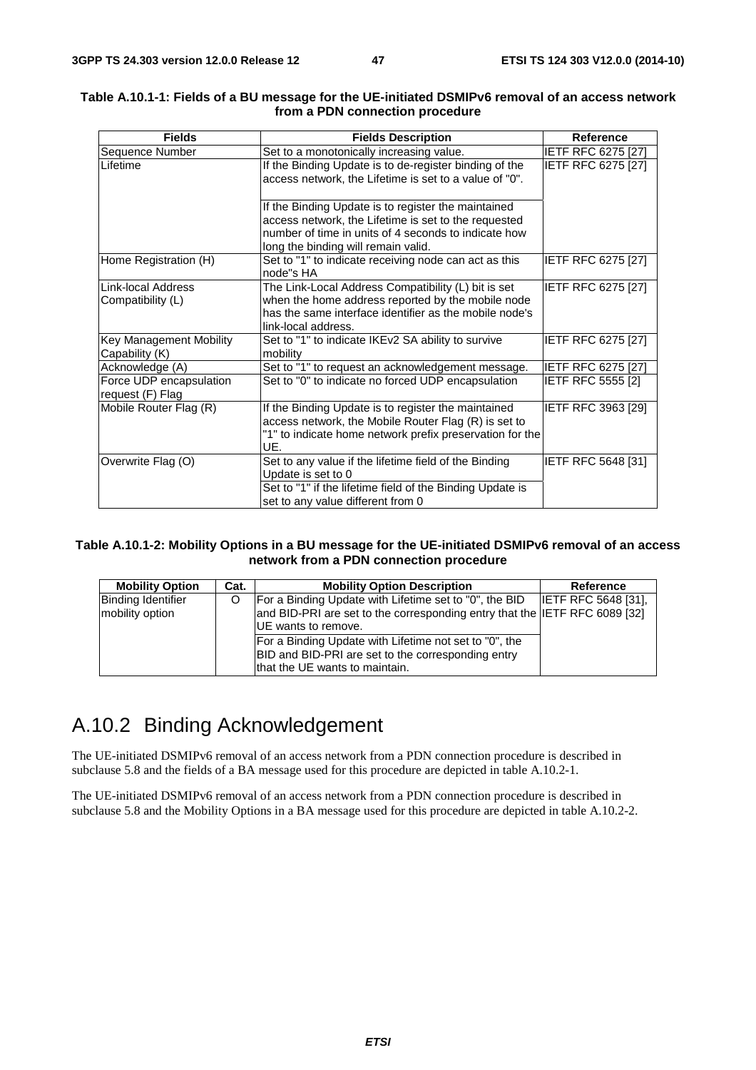**Table A.10.1-1: Fields of a BU message for the UE-initiated DSMIPv6 removal of an access network from a PDN connection procedure**

| Fields | Fields Description | Reference |
|---|---|---|
| Sequence Number | Set to a monotonically increasing value. | IETF RFC 6275 [27] |
| Lifetime | If the Binding Update is to de-register binding of the access network, the Lifetime is set to a value of "0".<br><br>If the Binding Update is to register the maintained access network, the Lifetime is set to the requested number of time in units of 4 seconds to indicate how long the binding will remain valid. | IETF RFC 6275 [27] |
| Home Registration (H) | Set to "1" to indicate receiving node can act as this node"s HA | IETF RFC 6275 [27] |
| Link-local Address Compatibility (L) | The Link-Local Address Compatibility (L) bit is set when the home address reported by the mobile node has the same interface identifier as the mobile node's link-local address. | IETF RFC 6275 [27] |
| Key Management Mobility Capability (K) | Set to "1" to indicate IKEv2 SA ability to survive mobility | IETF RFC 6275 [27] |
| Acknowledge (A) | Set to "1" to request an acknowledgement message. | IETF RFC 6275 [27] |
| Force UDP encapsulation request (F) Flag | Set to "0" to indicate no forced UDP encapsulation | IETF RFC 5555 [2] |
| Mobile Router Flag (R) | If the Binding Update is to register the maintained access network, the Mobile Router Flag (R) is set to "1" to indicate home network prefix preservation for the UE. | IETF RFC 3963 [29] |
| Overwrite Flag (O) | Set to any value if the lifetime field of the Binding Update is set to 0<br>Set to "1" if the lifetime field of the Binding Update is set to any value different from 0 | IETF RFC 5648 [31] |

**Table A.10.1-2: Mobility Options in a BU message for the UE-initiated DSMIPv6 removal of an access network from a PDN connection procedure**

| Mobility Option | Cat. | Mobility Option Description | Reference |
|---|---|---|---|
| Binding Identifier mobility option | O | For a Binding Update with Lifetime set to "0", the BID and BID-PRI are set to the corresponding entry that the UE wants to remove.<br>For a Binding Update with Lifetime not set to "0", the BID and BID-PRI are set to the corresponding entry that the UE wants to maintain. | IETF RFC 5648 [31], IETF RFC 6089 [32] |

## A.10.2 Binding Acknowledgement

The UE-initiated DSMIPv6 removal of an access network from a PDN connection procedure is described in subclause 5.8 and the fields of a BA message used for this procedure are depicted in table A.10.2-1.

The UE-initiated DSMIPv6 removal of an access network from a PDN connection procedure is described in subclause 5.8 and the Mobility Options in a BA message used for this procedure are depicted in table A.10.2-2.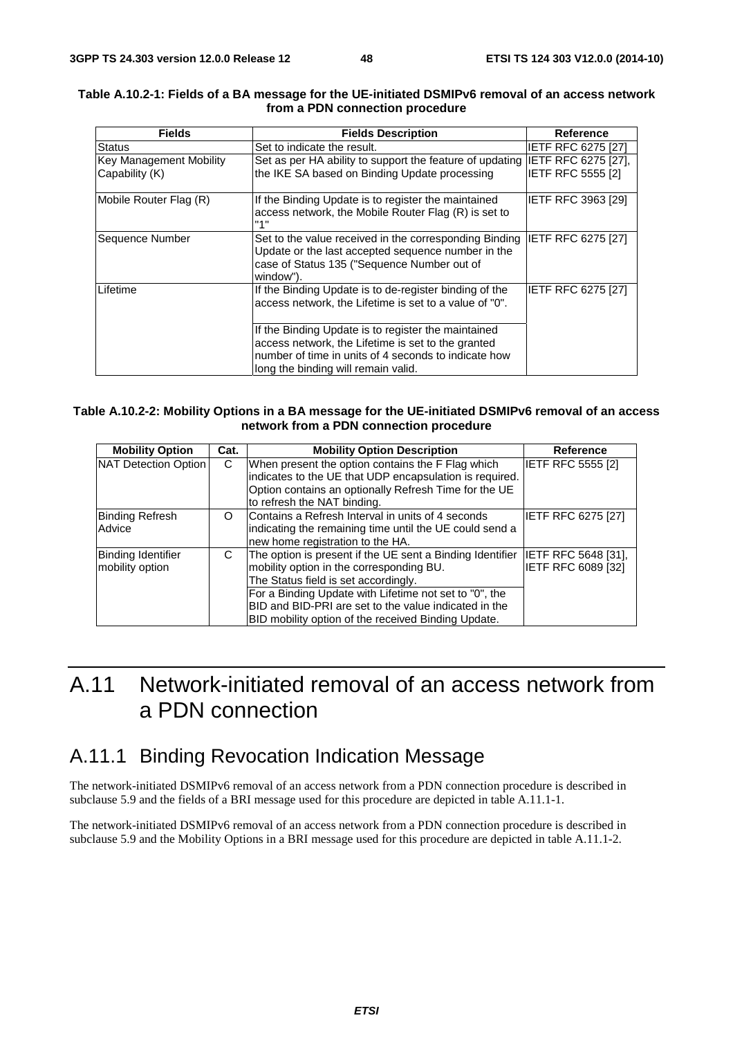**Table A.10.2-1: Fields of a BA message for the UE-initiated DSMIPv6 removal of an access network from a PDN connection procedure**

| Fields | Fields Description | Reference |
|---|---|---|
| Status | Set to indicate the result. | IETF RFC 6275 [27] |
| Key Management Mobility Capability (K) | Set as per HA ability to support the feature of updating the IKE SA based on Binding Update processing | IETF RFC 6275 [27], IETF RFC 5555 [2] |
| Mobile Router Flag (R) | If the Binding Update is to register the maintained access network, the Mobile Router Flag (R) is set to "1" | IETF RFC 3963 [29] |
| Sequence Number | Set to the value received in the corresponding Binding Update or the last accepted sequence number in the case of Status 135 ("Sequence Number out of window"). | IETF RFC 6275 [27] |
| Lifetime | If the Binding Update is to de-register binding of the access network, the Lifetime is set to a value of "0".<br><br>If the Binding Update is to register the maintained access network, the Lifetime is set to the granted number of time in units of 4 seconds to indicate how long the binding will remain valid. | IETF RFC 6275 [27] |

**Table A.10.2-2: Mobility Options in a BA message for the UE-initiated DSMIPv6 removal of an access network from a PDN connection procedure**

| Mobility Option | Cat. | Mobility Option Description | Reference |
|---|---|---|---|
| NAT Detection Option | C | When present the option contains the F Flag which indicates to the UE that UDP encapsulation is required. Option contains an optionally Refresh Time for the UE to refresh the NAT binding. | IETF RFC 5555 [2] |
| Binding Refresh Advice | O | Contains a Refresh Interval in units of 4 seconds indicating the remaining time until the UE could send a new home registration to the HA. | IETF RFC 6275 [27] |
| Binding Identifier mobility option | C | The option is present if the UE sent a Binding Identifier mobility option in the corresponding BU. The Status field is set accordingly.<br>For a Binding Update with Lifetime not set to "0", the BID and BID-PRI are set to the value indicated in the BID mobility option of the received Binding Update. | IETF RFC 5648 [31], IETF RFC 6089 [32] |

# A.11 Network-initiated removal of an access network from a PDN connection

## A.11.1 Binding Revocation Indication Message

The network-initiated DSMIPv6 removal of an access network from a PDN connection procedure is described in subclause 5.9 and the fields of a BRI message used for this procedure are depicted in table A.11.1-1.

The network-initiated DSMIPv6 removal of an access network from a PDN connection procedure is described in subclause 5.9 and the Mobility Options in a BRI message used for this procedure are depicted in table A.11.1-2.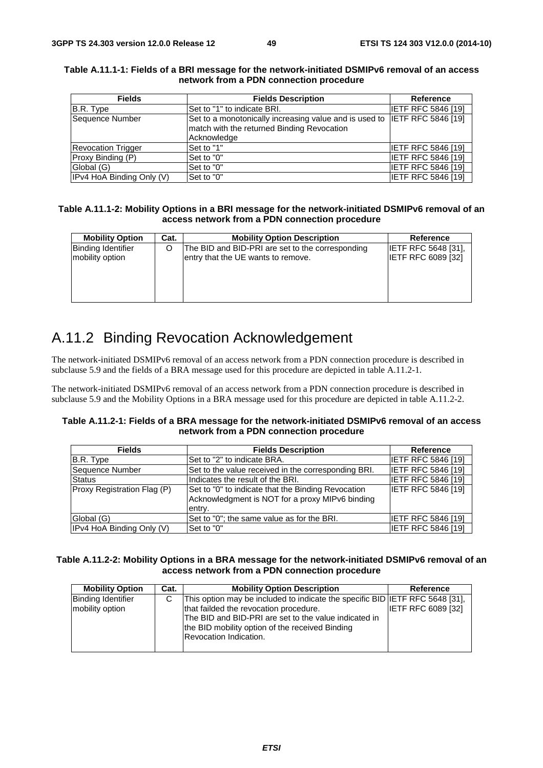**Table A.11.1-1: Fields of a BRI message for the network-initiated DSMIPv6 removal of an access network from a PDN connection procedure**

| Fields | Fields Description | Reference |
|---|---|---|
| B.R. Type | Set to "1" to indicate BRI. | IETF RFC 5846 [19] |
| Sequence Number | Set to a monotonically increasing value and is used to match with the returned Binding Revocation Acknowledge | IETF RFC 5846 [19] |
| Revocation Trigger | Set to "1" | IETF RFC 5846 [19] |
| Proxy Binding (P) | Set to "0" | IETF RFC 5846 [19] |
| Global (G) | Set to "0" | IETF RFC 5846 [19] |
| IPv4 HoA Binding Only (V) | Set to "0" | IETF RFC 5846 [19] |

**Table A.11.1-2: Mobility Options in a BRI message for the network-initiated DSMIPv6 removal of an access network from a PDN connection procedure**

| Mobility Option | Cat. | Mobility Option Description | Reference |
|---|---|---|---|
| Binding Identifier mobility option | O | The BID and BID-PRI are set to the corresponding entry that the UE wants to remove. | IETF RFC 5648 [31], IETF RFC 6089 [32] |

## A.11.2 Binding Revocation Acknowledgement

The network-initiated DSMIPv6 removal of an access network from a PDN connection procedure is described in subclause 5.9 and the fields of a BRA message used for this procedure are depicted in table A.11.2-1.

The network-initiated DSMIPv6 removal of an access network from a PDN connection procedure is described in subclause 5.9 and the Mobility Options in a BRA message used for this procedure are depicted in table A.11.2-2.

**Table A.11.2-1: Fields of a BRA message for the network-initiated DSMIPv6 removal of an access network from a PDN connection procedure**

| Fields | Fields Description | Reference |
|---|---|---|
| B.R. Type | Set to "2" to indicate BRA. | IETF RFC 5846 [19] |
| Sequence Number | Set to the value received in the corresponding BRI. | IETF RFC 5846 [19] |
| Status | Indicates the result of the BRI. | IETF RFC 5846 [19] |
| Proxy Registration Flag (P) | Set to "0" to indicate that the Binding Revocation Acknowledgment is NOT for a proxy MIPv6 binding entry. | IETF RFC 5846 [19] |
| Global (G) | Set to "0"; the same value as for the BRI. | IETF RFC 5846 [19] |
| IPv4 HoA Binding Only (V) | Set to "0" | IETF RFC 5846 [19] |

**Table A.11.2-2: Mobility Options in a BRA message for the network-initiated DSMIPv6 removal of an access network from a PDN connection procedure**

| Mobility Option | Cat. | Mobility Option Description | Reference |
|---|---|---|---|
| Binding Identifier mobility option | C | This option may be included to indicate the specific BID that failded the revocation procedure.<br>The BID and BID-PRI are set to the value indicated in the BID mobility option of the received Binding Revocation Indication. | IETF RFC 5648 [31], IETF RFC 6089 [32] |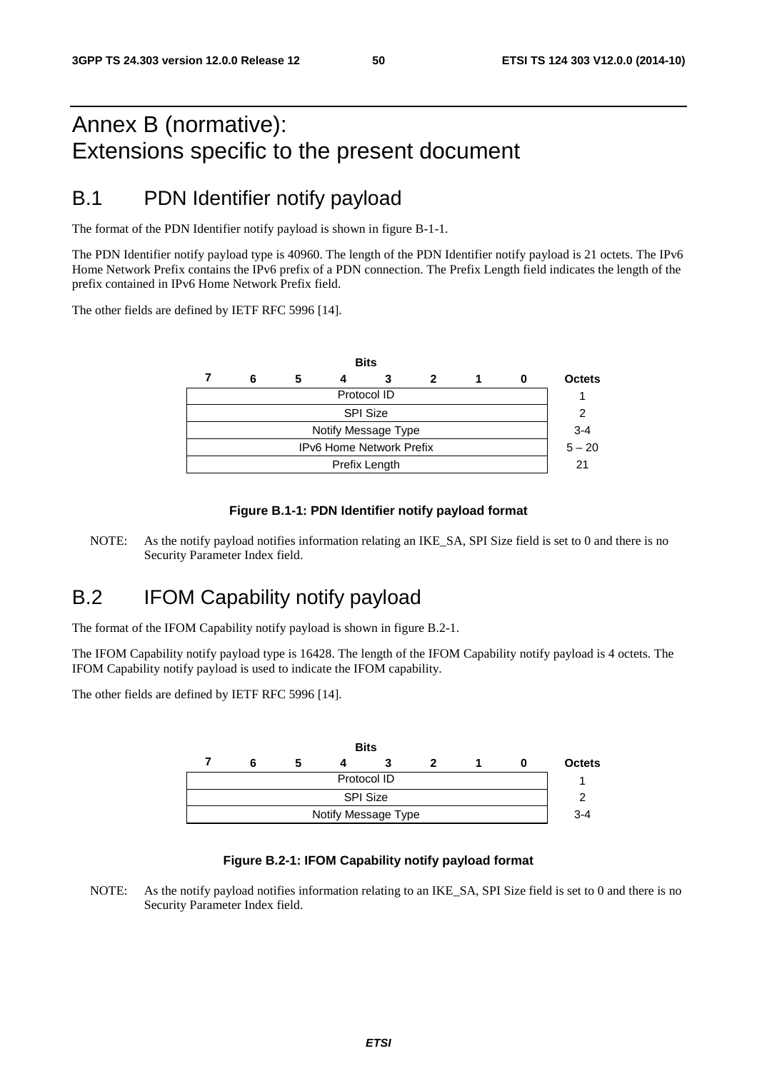# Annex B (normative): Extensions specific to the present document

## B.1 PDN Identifier notify payload

The format of the PDN Identifier notify payload is shown in figure B-1-1.

The PDN Identifier notify payload type is 40960. The length of the PDN Identifier notify payload is 21 octets. The IPv6 Home Network Prefix contains the IPv6 prefix of a PDN connection. The Prefix Length field indicates the length of the prefix contained in IPv6 Home Network Prefix field.

The other fields are defined by IETF RFC 5996 [14].

| Bits 7 6 5 4 3 2 1 0 | Octets |
|---|---|
| Protocol ID | 1 |
| SPI Size | 2 |
| Notify Message Type | 3-4 |
| IPv6 Home Network Prefix | 5 – 20 |
| Prefix Length | 21 |

**Figure B.1-1: PDN Identifier notify payload format**

NOTE: As the notify payload notifies information relating an IKE_SA, SPI Size field is set to 0 and there is no Security Parameter Index field.

## B.2 IFOM Capability notify payload

The format of the IFOM Capability notify payload is shown in figure B.2-1.

The IFOM Capability notify payload type is 16428. The length of the IFOM Capability notify payload is 4 octets. The IFOM Capability notify payload is used to indicate the IFOM capability.

The other fields are defined by IETF RFC 5996 [14].

| Bits 7 6 5 4 3 2 1 0 | Octets |
|---|---|
| Protocol ID | 1 |
| SPI Size | 2 |
| Notify Message Type | 3-4 |

**Figure B.2-1: IFOM Capability notify payload format**

NOTE: As the notify payload notifies information relating to an IKE_SA, SPI Size field is set to 0 and there is no Security Parameter Index field.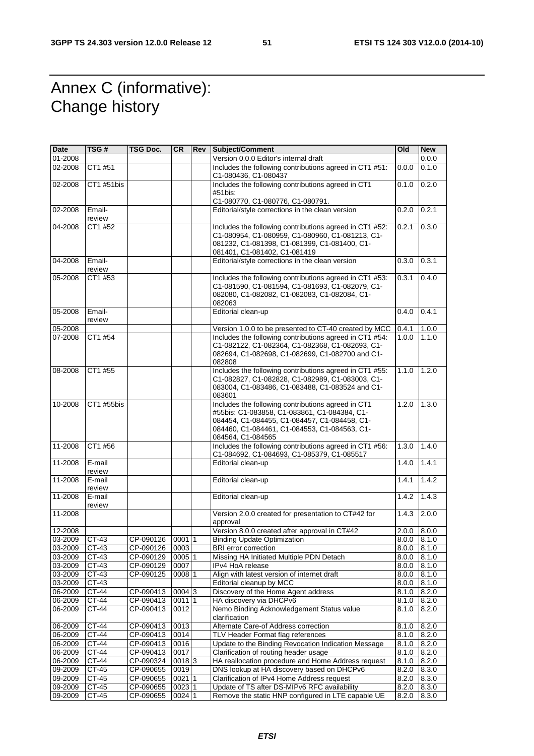# Annex C (informative): Change history

| Date | TSG # | TSG Doc. | CR | Rev | Subject/Comment | Old | New |
|---|---|---|---|---|---|---|---|
| 01-2008 | | | | | Version 0.0.0 Editor's internal draft | | 0.0.0 |
| 02-2008 | CT1 #51 | | | | Includes the following contributions agreed in CT1 #51: C1-080436, C1-080437 | 0.0.0 | 0.1.0 |
| 02-2008 | CT1 #51bis | | | | Includes the following contributions agreed in CT1 #51bis: C1-080770, C1-080776, C1-080791. | 0.1.0 | 0.2.0 |
| 02-2008 | Email-review | | | | Editorial/style corrections in the clean version | 0.2.0 | 0.2.1 |
| 04-2008 | CT1 #52 | | | | Includes the following contributions agreed in CT1 #52: C1-080954, C1-080959, C1-080960, C1-081213, C1-081232, C1-081398, C1-081399, C1-081400, C1-081401, C1-081402, C1-081419 | 0.2.1 | 0.3.0 |
| 04-2008 | Email-review | | | | Editorial/style corrections in the clean version | 0.3.0 | 0.3.1 |
| 05-2008 | CT1 #53 | | | | Includes the following contributions agreed in CT1 #53: C1-081590, C1-081594, C1-081693, C1-082079, C1-082080, C1-082082, C1-082083, C1-082084, C1-082063 | 0.3.1 | 0.4.0 |
| 05-2008 | Email-review | | | | Editorial clean-up | 0.4.0 | 0.4.1 |
| 05-2008 | | | | | Version 1.0.0 to be presented to CT-40 created by MCC | 0.4.1 | 1.0.0 |
| 07-2008 | CT1 #54 | | | | Includes the following contributions agreed in CT1 #54: C1-082122, C1-082364, C1-082368, C1-082693, C1-082694, C1-082698, C1-082699, C1-082700 and C1-082808 | 1.0.0 | 1.1.0 |
| 08-2008 | CT1 #55 | | | | Includes the following contributions agreed in CT1 #55: C1-082827, C1-082828, C1-082989, C1-083003, C1-083004, C1-083486, C1-083488, C1-083524 and C1-083601 | 1.1.0 | 1.2.0 |
| 10-2008 | CT1 #55bis | | | | Includes the following contributions agreed in CT1 #55bis: C1-083858, C1-083861, C1-084384, C1-084454, C1-084455, C1-084457, C1-084458, C1-084460, C1-084461, C1-084553, C1-084563, C1-084564, C1-084565 | 1.2.0 | 1.3.0 |
| 11-2008 | CT1 #56 | | | | Includes the following contributions agreed in CT1 #56: C1-084692, C1-084693, C1-085379, C1-085517 | 1.3.0 | 1.4.0 |
| 11-2008 | E-mail review | | | | Editorial clean-up | 1.4.0 | 1.4.1 |
| 11-2008 | E-mail review | | | | Editorial clean-up | 1.4.1 | 1.4.2 |
| 11-2008 | E-mail review | | | | Editorial clean-up | 1.4.2 | 1.4.3 |
| 11-2008 | | | | | Version 2.0.0 created for presentation to CT#42 for approval | 1.4.3 | 2.0.0 |
| 12-2008 | | | | | Version 8.0.0 created after approval in CT#42 | 2.0.0 | 8.0.0 |
| 03-2009 | CT-43 | CP-090126 | 0001 | 1 | Binding Update Optimization | 8.0.0 | 8.1.0 |
| 03-2009 | CT-43 | CP-090126 | 0003 | | BRI error correction | 8.0.0 | 8.1.0 |
| 03-2009 | CT-43 | CP-090129 | 0005 | 1 | Missing HA Initiated Multiple PDN Detach | 8.0.0 | 8.1.0 |
| 03-2009 | CT-43 | CP-090129 | 0007 | | IPv4 HoA release | 8.0.0 | 8.1.0 |
| 03-2009 | CT-43 | CP-090125 | 0008 | 1 | Align with latest version of internet draft | 8.0.0 | 8.1.0 |
| 03-2009 | CT-43 | | | | Editorial cleanup by MCC | 8.0.0 | 8.1.0 |
| 06-2009 | CT-44 | CP-090413 | 0004 | 3 | Discovery of the Home Agent address | 8.1.0 | 8.2.0 |
| 06-2009 | CT-44 | CP-090413 | 0011 | 1 | HA discovery via DHCPv6 | 8.1.0 | 8.2.0 |
| 06-2009 | CT-44 | CP-090413 | 0012 | | Nemo Binding Acknowledgement Status value clarification | 8.1.0 | 8.2.0 |
| 06-2009 | CT-44 | CP-090413 | 0013 | | Alternate Care-of Address correction | 8.1.0 | 8.2.0 |
| 06-2009 | CT-44 | CP-090413 | 0014 | | TLV Header Format flag references | 8.1.0 | 8.2.0 |
| 06-2009 | CT-44 | CP-090413 | 0016 | | Update to the Binding Revocation Indication Message | 8.1.0 | 8.2.0 |
| 06-2009 | CT-44 | CP-090413 | 0017 | | Clarification of routing header usage | 8.1.0 | 8.2.0 |
| 06-2009 | CT-44 | CP-090324 | 0018 | 3 | HA reallocation procedure and Home Address request | 8.1.0 | 8.2.0 |
| 09-2009 | CT-45 | CP-090655 | 0019 | | DNS lookup at HA discovery based on DHCPv6 | 8.2.0 | 8.3.0 |
| 09-2009 | CT-45 | CP-090655 | 0021 | 1 | Clarification of IPv4 Home Address request | 8.2.0 | 8.3.0 |
| 09-2009 | CT-45 | CP-090655 | 0023 | 1 | Update of TS after DS-MIPv6 RFC availability | 8.2.0 | 8.3.0 |
| 09-2009 | CT-45 | CP-090655 | 0024 | 1 | Remove the static HNP configured in LTE capable UE | 8.2.0 | 8.3.0 |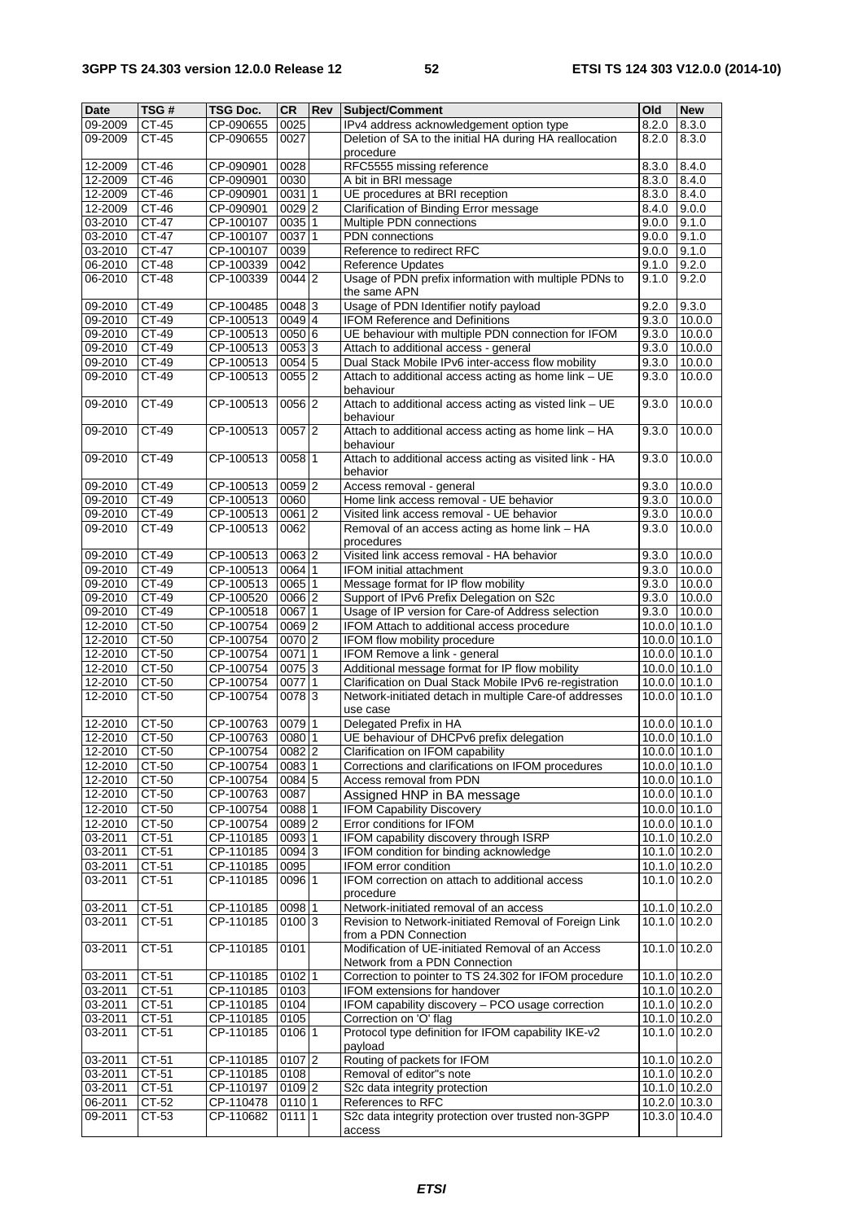| Date | TSG # | TSG Doc. | CR | Rev | Subject/Comment | Old | New |
|---|---|---|---|---|---|---|---|
| 09-2009 | CT-45 | CP-090655 | 0025 | | IPv4 address acknowledgement option type | 8.2.0 | 8.3.0 |
| 09-2009 | CT-45 | CP-090655 | 0027 | | Deletion of SA to the initial HA during HA reallocation procedure | 8.2.0 | 8.3.0 |
| 12-2009 | CT-46 | CP-090901 | 0028 | | RFC5555 missing reference | 8.3.0 | 8.4.0 |
| 12-2009 | CT-46 | CP-090901 | 0030 | | A bit in BRI message | 8.3.0 | 8.4.0 |
| 12-2009 | CT-46 | CP-090901 | 0031 | 1 | UE procedures at BRI reception | 8.3.0 | 8.4.0 |
| 12-2009 | CT-46 | CP-090901 | 0029 | 2 | Clarification of Binding Error message | 8.4.0 | 9.0.0 |
| 03-2010 | CT-47 | CP-100107 | 0035 | 1 | Multiple PDN connections | 9.0.0 | 9.1.0 |
| 03-2010 | CT-47 | CP-100107 | 0037 | 1 | PDN connections | 9.0.0 | 9.1.0 |
| 03-2010 | CT-47 | CP-100107 | 0039 | | Reference to redirect RFC | 9.0.0 | 9.1.0 |
| 06-2010 | CT-48 | CP-100339 | 0042 | | Reference Updates | 9.1.0 | 9.2.0 |
| 06-2010 | CT-48 | CP-100339 | 0044 | 2 | Usage of PDN prefix information with multiple PDNs to the same APN | 9.1.0 | 9.2.0 |
| 09-2010 | CT-49 | CP-100485 | 0048 | 3 | Usage of PDN Identifier notify payload | 9.2.0 | 9.3.0 |
| 09-2010 | CT-49 | CP-100513 | 0049 | 4 | IFOM Reference and Definitions | 9.3.0 | 10.0.0 |
| 09-2010 | CT-49 | CP-100513 | 0050 | 6 | UE behaviour with multiple PDN connection for IFOM | 9.3.0 | 10.0.0 |
| 09-2010 | CT-49 | CP-100513 | 0053 | 3 | Attach to additional access - general | 9.3.0 | 10.0.0 |
| 09-2010 | CT-49 | CP-100513 | 0054 | 5 | Dual Stack Mobile IPv6 inter-access flow mobility | 9.3.0 | 10.0.0 |
| 09-2010 | CT-49 | CP-100513 | 0055 | 2 | Attach to additional access acting as home link – UE behaviour | 9.3.0 | 10.0.0 |
| 09-2010 | CT-49 | CP-100513 | 0056 | 2 | Attach to additional access acting as visted link – UE behaviour | 9.3.0 | 10.0.0 |
| 09-2010 | CT-49 | CP-100513 | 0057 | 2 | Attach to additional access acting as home link – HA behaviour | 9.3.0 | 10.0.0 |
| 09-2010 | CT-49 | CP-100513 | 0058 | 1 | Attach to additional access acting as visited link - HA behavior | 9.3.0 | 10.0.0 |
| 09-2010 | CT-49 | CP-100513 | 0059 | 2 | Access removal - general | 9.3.0 | 10.0.0 |
| 09-2010 | CT-49 | CP-100513 | 0060 | | Home link access removal - UE behavior | 9.3.0 | 10.0.0 |
| 09-2010 | CT-49 | CP-100513 | 0061 | 2 | Visited link access removal - UE behavior | 9.3.0 | 10.0.0 |
| 09-2010 | CT-49 | CP-100513 | 0062 | | Removal of an access acting as home link – HA procedures | 9.3.0 | 10.0.0 |
| 09-2010 | CT-49 | CP-100513 | 0063 | 2 | Visited link access removal - HA behavior | 9.3.0 | 10.0.0 |
| 09-2010 | CT-49 | CP-100513 | 0064 | 1 | IFOM initial attachment | 9.3.0 | 10.0.0 |
| 09-2010 | CT-49 | CP-100513 | 0065 | 1 | Message format for IP flow mobility | 9.3.0 | 10.0.0 |
| 09-2010 | CT-49 | CP-100520 | 0066 | 2 | Support of IPv6 Prefix Delegation on S2c | 9.3.0 | 10.0.0 |
| 09-2010 | CT-49 | CP-100518 | 0067 | 1 | Usage of IP version for Care-of Address selection | 9.3.0 | 10.0.0 |
| 12-2010 | CT-50 | CP-100754 | 0069 | 2 | IFOM Attach to additional access procedure | 10.0.0 | 10.1.0 |
| 12-2010 | CT-50 | CP-100754 | 0070 | 2 | IFOM flow mobility procedure | 10.0.0 | 10.1.0 |
| 12-2010 | CT-50 | CP-100754 | 0071 | 1 | IFOM Remove a link - general | 10.0.0 | 10.1.0 |
| 12-2010 | CT-50 | CP-100754 | 0075 | 3 | Additional message format for IP flow mobility | 10.0.0 | 10.1.0 |
| 12-2010 | CT-50 | CP-100754 | 0077 | 1 | Clarification on Dual Stack Mobile IPv6 re-registration | 10.0.0 | 10.1.0 |
| 12-2010 | CT-50 | CP-100754 | 0078 | 3 | Network-initiated detach in multiple Care-of addresses use case | 10.0.0 | 10.1.0 |
| 12-2010 | CT-50 | CP-100763 | 0079 | 1 | Delegated Prefix in HA | 10.0.0 | 10.1.0 |
| 12-2010 | CT-50 | CP-100763 | 0080 | 1 | UE behaviour of DHCPv6 prefix delegation | 10.0.0 | 10.1.0 |
| 12-2010 | CT-50 | CP-100754 | 0082 | 2 | Clarification on IFOM capability | 10.0.0 | 10.1.0 |
| 12-2010 | CT-50 | CP-100754 | 0083 | 1 | Corrections and clarifications on IFOM procedures | 10.0.0 | 10.1.0 |
| 12-2010 | CT-50 | CP-100754 | 0084 | 5 | Access removal from PDN | 10.0.0 | 10.1.0 |
| 12-2010 | CT-50 | CP-100763 | 0087 | | Assigned HNP in BA message | 10.0.0 | 10.1.0 |
| 12-2010 | CT-50 | CP-100754 | 0088 | 1 | IFOM Capability Discovery | 10.0.0 | 10.1.0 |
| 12-2010 | CT-50 | CP-100754 | 0089 | 2 | Error conditions for IFOM | 10.0.0 | 10.1.0 |
| 03-2011 | CT-51 | CP-110185 | 0093 | 1 | IFOM capability discovery through ISRP | 10.1.0 | 10.2.0 |
| 03-2011 | CT-51 | CP-110185 | 0094 | 3 | IFOM condition for binding acknowledge | 10.1.0 | 10.2.0 |
| 03-2011 | CT-51 | CP-110185 | 0095 | | IFOM error condition | 10.1.0 | 10.2.0 |
| 03-2011 | CT-51 | CP-110185 | 0096 | 1 | IFOM correction on attach to additional access procedure | 10.1.0 | 10.2.0 |
| 03-2011 | CT-51 | CP-110185 | 0098 | 1 | Network-initiated removal of an access | 10.1.0 | 10.2.0 |
| 03-2011 | CT-51 | CP-110185 | 0100 | 3 | Revision to Network-initiated Removal of Foreign Link from a PDN Connection | 10.1.0 | 10.2.0 |
| 03-2011 | CT-51 | CP-110185 | 0101 | | Modification of UE-initiated Removal of an Access Network from a PDN Connection | 10.1.0 | 10.2.0 |
| 03-2011 | CT-51 | CP-110185 | 0102 | 1 | Correction to pointer to TS 24.302 for IFOM procedure | 10.1.0 | 10.2.0 |
| 03-2011 | CT-51 | CP-110185 | 0103 | | IFOM extensions for handover | 10.1.0 | 10.2.0 |
| 03-2011 | CT-51 | CP-110185 | 0104 | | IFOM capability discovery – PCO usage correction | 10.1.0 | 10.2.0 |
| 03-2011 | CT-51 | CP-110185 | 0105 | | Correction on 'O' flag | 10.1.0 | 10.2.0 |
| 03-2011 | CT-51 | CP-110185 | 0106 | 1 | Protocol type definition for IFOM capability IKE-v2 payload | 10.1.0 | 10.2.0 |
| 03-2011 | CT-51 | CP-110185 | 0107 | 2 | Routing of packets for IFOM | 10.1.0 | 10.2.0 |
| 03-2011 | CT-51 | CP-110185 | 0108 | | Removal of editor"s note | 10.1.0 | 10.2.0 |
| 03-2011 | CT-51 | CP-110197 | 0109 | 2 | S2c data integrity protection | 10.1.0 | 10.2.0 |
| 06-2011 | CT-52 | CP-110478 | 0110 | 1 | References to RFC | 10.2.0 | 10.3.0 |
| 09-2011 | CT-53 | CP-110682 | 0111 | 1 | S2c data integrity protection over trusted non-3GPP access | 10.3.0 | 10.4.0 |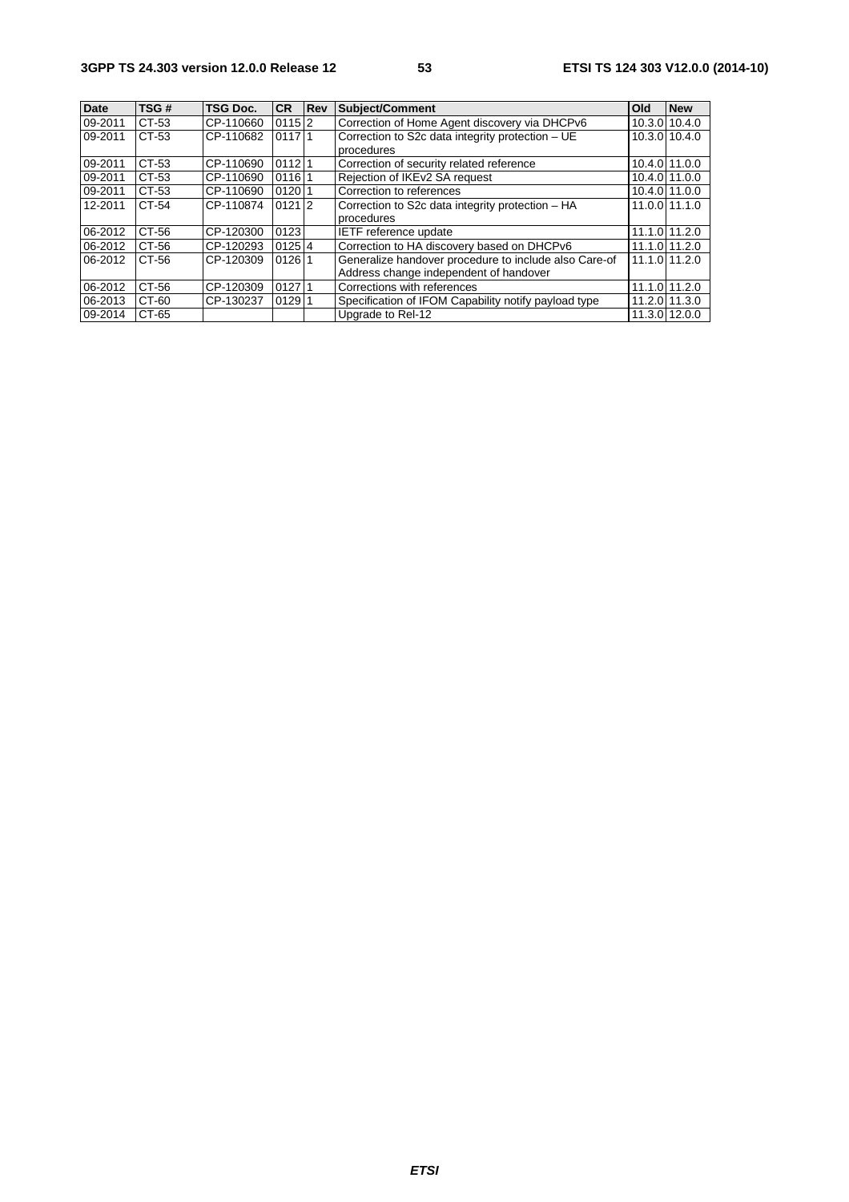| Date | TSG # | TSG Doc. | CR | Rev | Subject/Comment | Old | New |
|---|---|---|---|---|---|---|---|
| 09-2011 | CT-53 | CP-110660 | 0115 | 2 | Correction of Home Agent discovery via DHCPv6 | 10.3.0 | 10.4.0 |
| 09-2011 | CT-53 | CP-110682 | 0117 | 1 | Correction to S2c data integrity protection – UE procedures | 10.3.0 | 10.4.0 |
| 09-2011 | CT-53 | CP-110690 | 0112 | 1 | Correction of security related reference | 10.4.0 | 11.0.0 |
| 09-2011 | CT-53 | CP-110690 | 0116 | 1 | Rejection of IKEv2 SA request | 10.4.0 | 11.0.0 |
| 09-2011 | CT-53 | CP-110690 | 0120 | 1 | Correction to references | 10.4.0 | 11.0.0 |
| 12-2011 | CT-54 | CP-110874 | 0121 | 2 | Correction to S2c data integrity protection – HA procedures | 11.0.0 | 11.1.0 |
| 06-2012 | CT-56 | CP-120300 | 0123 | | IETF reference update | 11.1.0 | 11.2.0 |
| 06-2012 | CT-56 | CP-120293 | 0125 | 4 | Correction to HA discovery based on DHCPv6 | 11.1.0 | 11.2.0 |
| 06-2012 | CT-56 | CP-120309 | 0126 | 1 | Generalize handover procedure to include also Care-of Address change independent of handover | 11.1.0 | 11.2.0 |
| 06-2012 | CT-56 | CP-120309 | 0127 | 1 | Corrections with references | 11.1.0 | 11.2.0 |
| 06-2013 | CT-60 | CP-130237 | 0129 | 1 | Specification of IFOM Capability notify payload type | 11.2.0 | 11.3.0 |
| 09-2014 | CT-65 | | | | Upgrade to Rel-12 | 11.3.0 | 12.0.0 |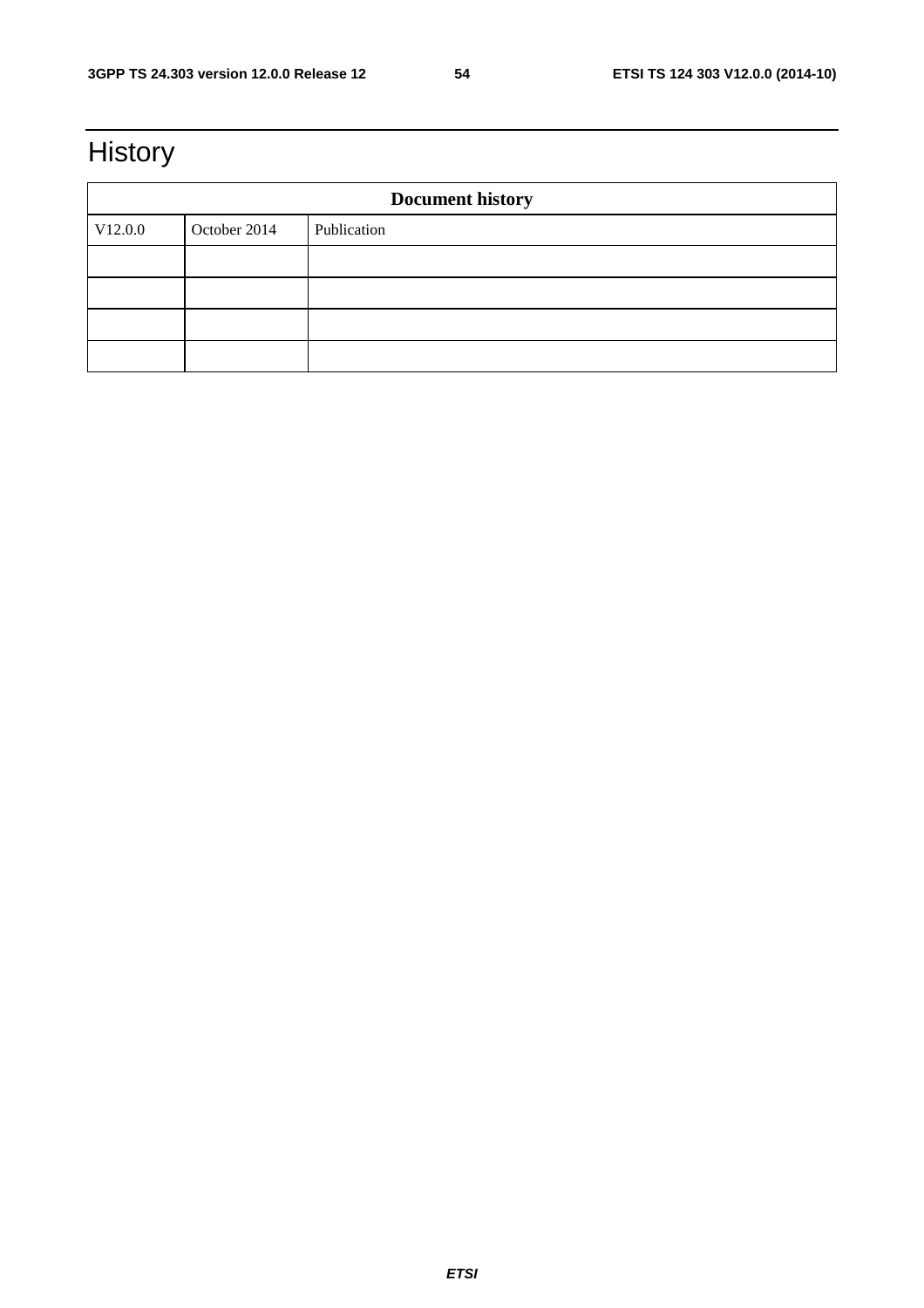# History

| Document history | | |
|---|---|---|
| V12.0.0 | October 2014 | Publication |
| | | |
| | | |
| | | |
| | | |